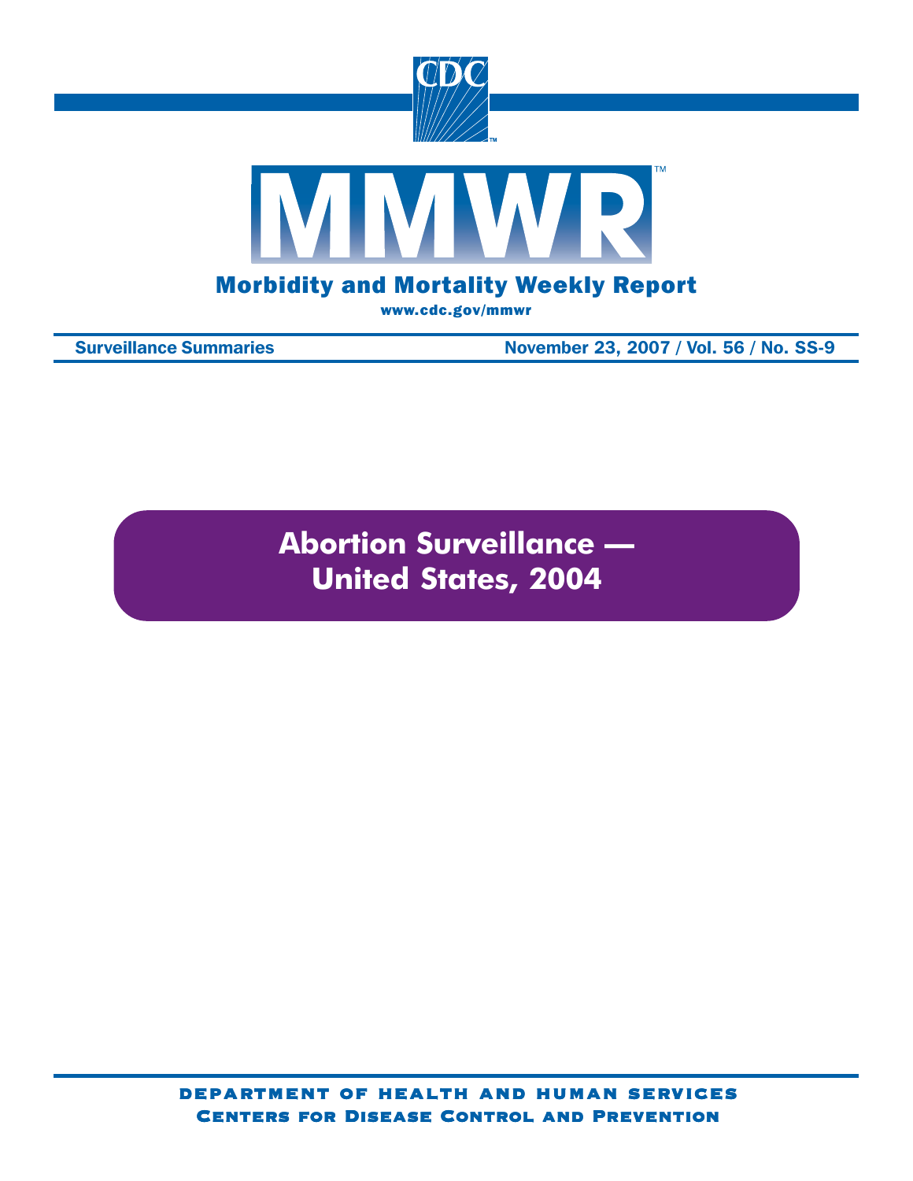# MMWR

## Morbidity and Mortality Weekly Report

www.cdc.gov/mmwr

Surveillance Summaries — November 23, 2007 / Vol. 56 / No. SS-9

# Abortion Surveillance — United States, 2004

**DEPARTMENT OF HEALTH AND HUMAN SERVICES**
**CENTERS FOR DISEASE CONTROL AND PREVENTION**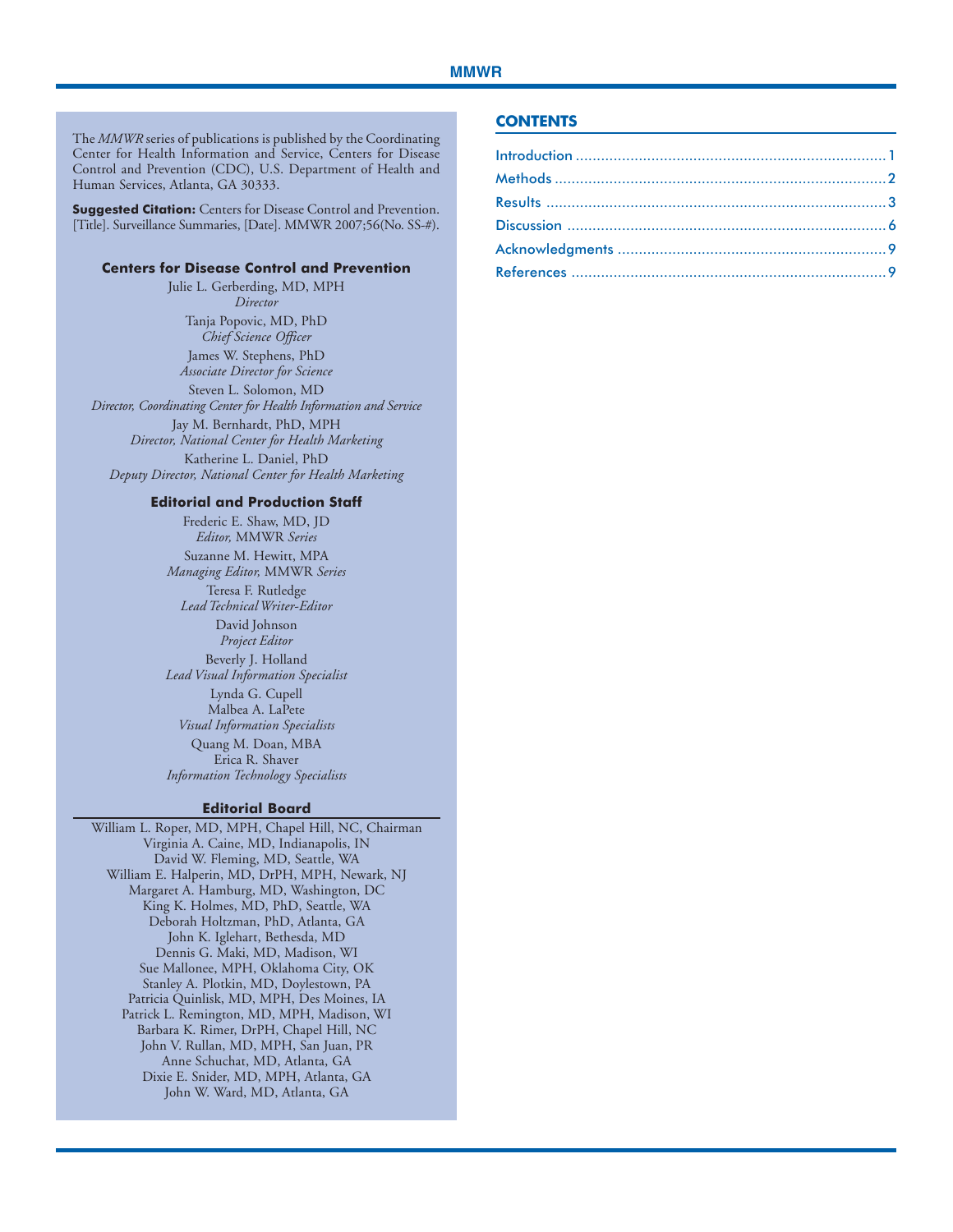The *MMWR* series of publications is published by the Coordinating Center for Health Information and Service, Centers for Disease Control and Prevention (CDC), U.S. Department of Health and Human Services, Atlanta, GA 30333.

**Suggested Citation:** Centers for Disease Control and Prevention. [Title]. Surveillance Summaries, [Date]. MMWR 2007;56(No. SS-#).

### Centers for Disease Control and Prevention

Julie L. Gerberding, MD, MPH
*Director*

Tanja Popovic, MD, PhD
*Chief Science Officer*

James W. Stephens, PhD
*Associate Director for Science*

Steven L. Solomon, MD
*Director, Coordinating Center for Health Information and Service*

Jay M. Bernhardt, PhD, MPH
*Director, National Center for Health Marketing*

Katherine L. Daniel, PhD
*Deputy Director, National Center for Health Marketing*

### Editorial and Production Staff

Frederic E. Shaw, MD, JD
*Editor,* MMWR *Series*

Suzanne M. Hewitt, MPA
*Managing Editor,* MMWR *Series*

Teresa F. Rutledge
*Lead Technical Writer-Editor*

David Johnson
*Project Editor*

Beverly J. Holland
*Lead Visual Information Specialist*

Lynda G. Cupell
Malbea A. LaPete
*Visual Information Specialists*

Quang M. Doan, MBA
Erica R. Shaver
*Information Technology Specialists*

### Editorial Board

William L. Roper, MD, MPH, Chapel Hill, NC, Chairman
Virginia A. Caine, MD, Indianapolis, IN
David W. Fleming, MD, Seattle, WA
William E. Halperin, MD, DrPH, MPH, Newark, NJ
Margaret A. Hamburg, MD, Washington, DC
King K. Holmes, MD, PhD, Seattle, WA
Deborah Holtzman, PhD, Atlanta, GA
John K. Iglehart, Bethesda, MD
Dennis G. Maki, MD, Madison, WI
Sue Mallonee, MPH, Oklahoma City, OK
Stanley A. Plotkin, MD, Doylestown, PA
Patricia Quinlisk, MD, MPH, Des Moines, IA
Patrick L. Remington, MD, MPH, Madison, WI
Barbara K. Rimer, DrPH, Chapel Hill, NC
John V. Rullan, MD, MPH, San Juan, PR
Anne Schuchat, MD, Atlanta, GA
Dixie E. Snider, MD, MPH, Atlanta, GA
John W. Ward, MD, Atlanta, GA

## CONTENTS

Introduction .......... 1
Methods .......... 2
Results .......... 3
Discussion .......... 6
Acknowledgments .......... 9
References .......... 9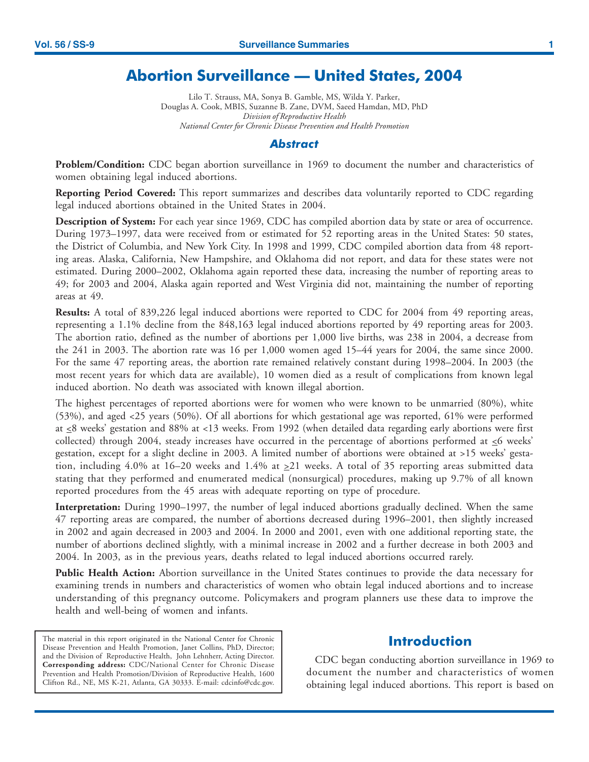# Abortion Surveillance — United States, 2004

Lilo T. Strauss, MA, Sonya B. Gamble, MS, Wilda Y. Parker,
Douglas A. Cook, MBIS, Suzanne B. Zane, DVM, Saeed Hamdan, MD, PhD
*Division of Reproductive Health*
*National Center for Chronic Disease Prevention and Health Promotion*

## Abstract

**Problem/Condition:** CDC began abortion surveillance in 1969 to document the number and characteristics of women obtaining legal induced abortions.

**Reporting Period Covered:** This report summarizes and describes data voluntarily reported to CDC regarding legal induced abortions obtained in the United States in 2004.

**Description of System:** For each year since 1969, CDC has compiled abortion data by state or area of occurrence. During 1973–1997, data were received from or estimated for 52 reporting areas in the United States: 50 states, the District of Columbia, and New York City. In 1998 and 1999, CDC compiled abortion data from 48 reporting areas. Alaska, California, New Hampshire, and Oklahoma did not report, and data for these states were not estimated. During 2000–2002, Oklahoma again reported these data, increasing the number of reporting areas to 49; for 2003 and 2004, Alaska again reported and West Virginia did not, maintaining the number of reporting areas at 49.

**Results:** A total of 839,226 legal induced abortions were reported to CDC for 2004 from 49 reporting areas, representing a 1.1% decline from the 848,163 legal induced abortions reported by 49 reporting areas for 2003. The abortion ratio, defined as the number of abortions per 1,000 live births, was 238 in 2004, a decrease from the 241 in 2003. The abortion rate was 16 per 1,000 women aged 15–44 years for 2004, the same since 2000. For the same 47 reporting areas, the abortion rate remained relatively constant during 1998–2004. In 2003 (the most recent years for which data are available), 10 women died as a result of complications from known legal induced abortion. No death was associated with known illegal abortion.

The highest percentages of reported abortions were for women who were known to be unmarried (80%), white (53%), and aged <25 years (50%). Of all abortions for which gestational age was reported, 61% were performed at ≤8 weeks' gestation and 88% at <13 weeks. From 1992 (when detailed data regarding early abortions were first collected) through 2004, steady increases have occurred in the percentage of abortions performed at ≤6 weeks' gestation, except for a slight decline in 2003. A limited number of abortions were obtained at >15 weeks' gestation, including 4.0% at 16–20 weeks and 1.4% at ≥21 weeks. A total of 35 reporting areas submitted data stating that they performed and enumerated medical (nonsurgical) procedures, making up 9.7% of all known reported procedures from the 45 areas with adequate reporting on type of procedure.

**Interpretation:** During 1990–1997, the number of legal induced abortions gradually declined. When the same 47 reporting areas are compared, the number of abortions decreased during 1996–2001, then slightly increased in 2002 and again decreased in 2003 and 2004. In 2000 and 2001, even with one additional reporting state, the number of abortions declined slightly, with a minimal increase in 2002 and a further decrease in both 2003 and 2004. In 2003, as in the previous years, deaths related to legal induced abortions occurred rarely.

**Public Health Action:** Abortion surveillance in the United States continues to provide the data necessary for examining trends in numbers and characteristics of women who obtain legal induced abortions and to increase understanding of this pregnancy outcome. Policymakers and program planners use these data to improve the health and well-being of women and infants.

The material in this report originated in the National Center for Chronic Disease Prevention and Health Promotion, Janet Collins, PhD, Director; and the Division of Reproductive Health, John Lehnherr, Acting Director.
**Corresponding address:** CDC/National Center for Chronic Disease Prevention and Health Promotion/Division of Reproductive Health, 1600 Clifton Rd., NE, MS K-21, Atlanta, GA 30333. E-mail: cdcinfo@cdc.gov.

## Introduction

CDC began conducting abortion surveillance in 1969 to document the number and characteristics of women obtaining legal induced abortions. This report is based on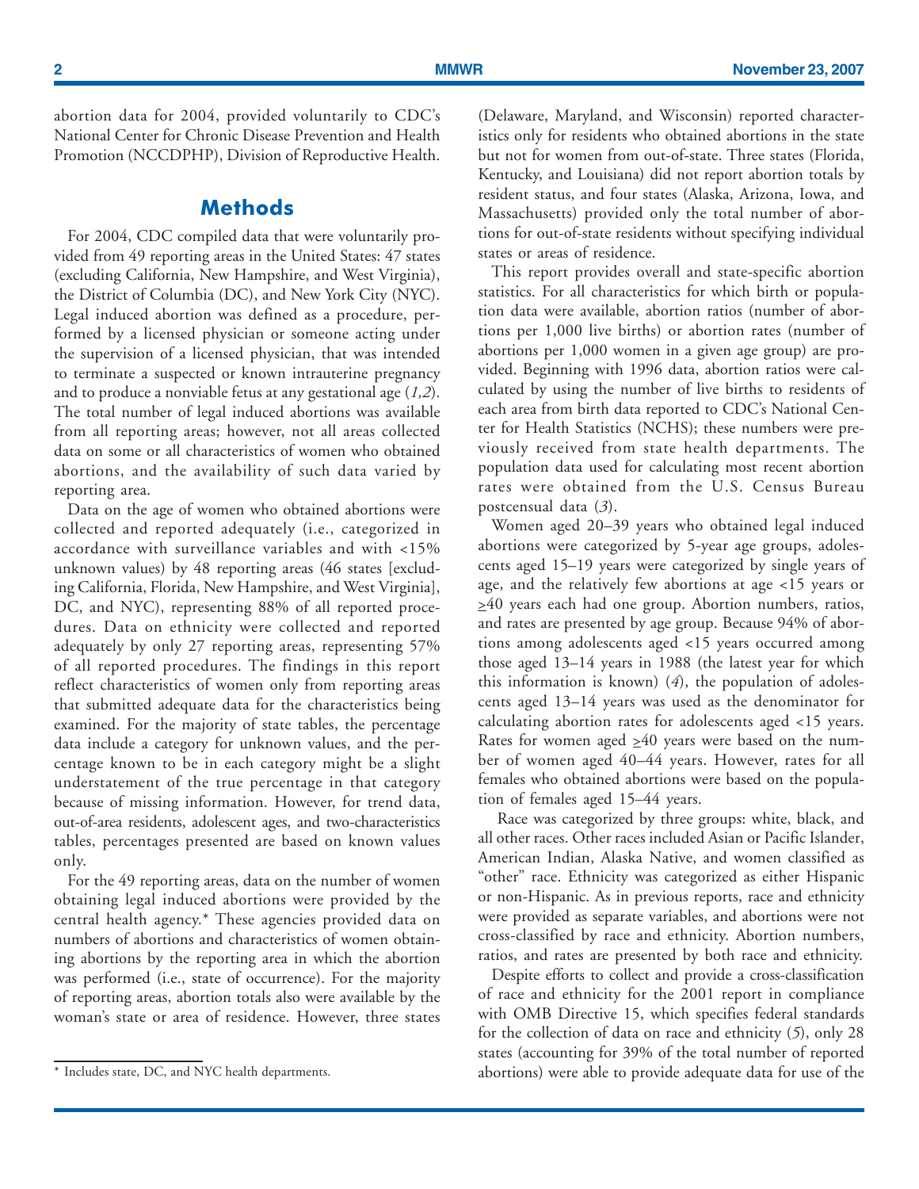abortion data for 2004, provided voluntarily to CDC's National Center for Chronic Disease Prevention and Health Promotion (NCCDPHP), Division of Reproductive Health.

## Methods

For 2004, CDC compiled data that were voluntarily provided from 49 reporting areas in the United States: 47 states (excluding California, New Hampshire, and West Virginia), the District of Columbia (DC), and New York City (NYC). Legal induced abortion was defined as a procedure, performed by a licensed physician or someone acting under the supervision of a licensed physician, that was intended to terminate a suspected or known intrauterine pregnancy and to produce a nonviable fetus at any gestational age (*1,2*). The total number of legal induced abortions was available from all reporting areas; however, not all areas collected data on some or all characteristics of women who obtained abortions, and the availability of such data varied by reporting area.

Data on the age of women who obtained abortions were collected and reported adequately (i.e., categorized in accordance with surveillance variables and with <15% unknown values) by 48 reporting areas (46 states [excluding California, Florida, New Hampshire, and West Virginia], DC, and NYC), representing 88% of all reported procedures. Data on ethnicity were collected and reported adequately by only 27 reporting areas, representing 57% of all reported procedures. The findings in this report reflect characteristics of women only from reporting areas that submitted adequate data for the characteristics being examined. For the majority of state tables, the percentage data include a category for unknown values, and the percentage known to be in each category might be a slight understatement of the true percentage in that category because of missing information. However, for trend data, out-of-area residents, adolescent ages, and two-characteristics tables, percentages presented are based on known values only.

For the 49 reporting areas, data on the number of women obtaining legal induced abortions were provided by the central health agency.* These agencies provided data on numbers of abortions and characteristics of women obtaining abortions by the reporting area in which the abortion was performed (i.e., state of occurrence). For the majority of reporting areas, abortion totals also were available by the woman's state or area of residence. However, three states (Delaware, Maryland, and Wisconsin) reported characteristics only for residents who obtained abortions in the state but not for women from out-of-state. Three states (Florida, Kentucky, and Louisiana) did not report abortion totals by resident status, and four states (Alaska, Arizona, Iowa, and Massachusetts) provided only the total number of abortions for out-of-state residents without specifying individual states or areas of residence.

This report provides overall and state-specific abortion statistics. For all characteristics for which birth or population data were available, abortion ratios (number of abortions per 1,000 live births) or abortion rates (number of abortions per 1,000 women in a given age group) are provided. Beginning with 1996 data, abortion ratios were calculated by using the number of live births to residents of each area from birth data reported to CDC's National Center for Health Statistics (NCHS); these numbers were previously received from state health departments. The population data used for calculating most recent abortion rates were obtained from the U.S. Census Bureau postcensual data (*3*).

Women aged 20–39 years who obtained legal induced abortions were categorized by 5-year age groups, adolescents aged 15–19 years were categorized by single years of age, and the relatively few abortions at age <15 years or ≥40 years each had one group. Abortion numbers, ratios, and rates are presented by age group. Because 94% of abortions among adolescents aged <15 years occurred among those aged 13–14 years in 1988 (the latest year for which this information is known) (*4*), the population of adolescents aged 13–14 years was used as the denominator for calculating abortion rates for adolescents aged <15 years. Rates for women aged ≥40 years were based on the number of women aged 40–44 years. However, rates for all females who obtained abortions were based on the population of females aged 15–44 years.

Race was categorized by three groups: white, black, and all other races. Other races included Asian or Pacific Islander, American Indian, Alaska Native, and women classified as "other" race. Ethnicity was categorized as either Hispanic or non-Hispanic. As in previous reports, race and ethnicity were provided as separate variables, and abortions were not cross-classified by race and ethnicity. Abortion numbers, ratios, and rates are presented by both race and ethnicity.

Despite efforts to collect and provide a cross-classification of race and ethnicity for the 2001 report in compliance with OMB Directive 15, which specifies federal standards for the collection of data on race and ethnicity (*5*), only 28 states (accounting for 39% of the total number of reported abortions) were able to provide adequate data for use of the

\* Includes state, DC, and NYC health departments.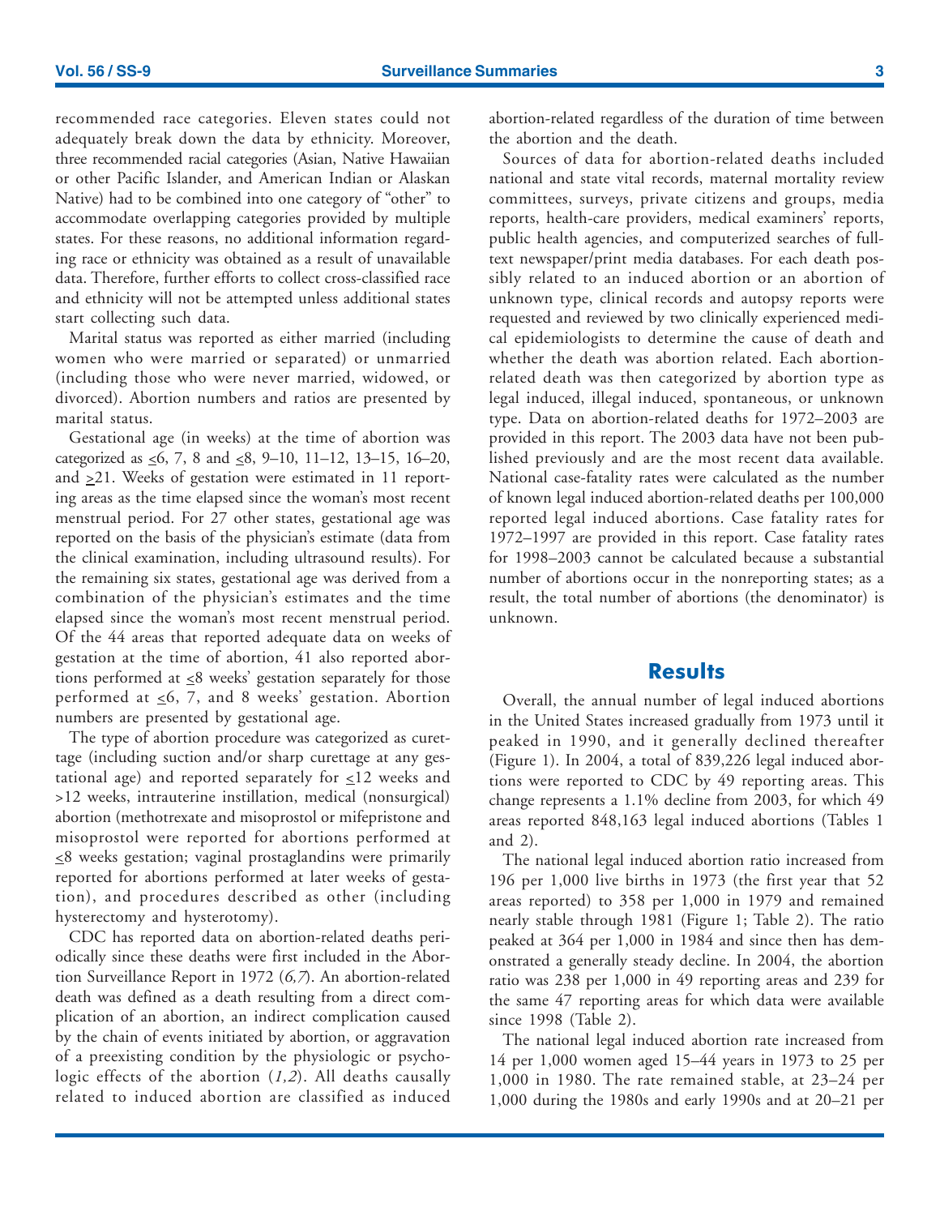recommended race categories. Eleven states could not adequately break down the data by ethnicity. Moreover, three recommended racial categories (Asian, Native Hawaiian or other Pacific Islander, and American Indian or Alaskan Native) had to be combined into one category of "other" to accommodate overlapping categories provided by multiple states. For these reasons, no additional information regarding race or ethnicity was obtained as a result of unavailable data. Therefore, further efforts to collect cross-classified race and ethnicity will not be attempted unless additional states start collecting such data.

Marital status was reported as either married (including women who were married or separated) or unmarried (including those who were never married, widowed, or divorced). Abortion numbers and ratios are presented by marital status.

Gestational age (in weeks) at the time of abortion was categorized as ≤6, 7, 8 and ≤8, 9–10, 11–12, 13–15, 16–20, and ≥21. Weeks of gestation were estimated in 11 reporting areas as the time elapsed since the woman's most recent menstrual period. For 27 other states, gestational age was reported on the basis of the physician's estimate (data from the clinical examination, including ultrasound results). For the remaining six states, gestational age was derived from a combination of the physician's estimates and the time elapsed since the woman's most recent menstrual period. Of the 44 areas that reported adequate data on weeks of gestation at the time of abortion, 41 also reported abortions performed at ≤8 weeks' gestation separately for those performed at ≤6, 7, and 8 weeks' gestation. Abortion numbers are presented by gestational age.

The type of abortion procedure was categorized as curettage (including suction and/or sharp curettage at any gestational age) and reported separately for ≤12 weeks and >12 weeks, intrauterine instillation, medical (nonsurgical) abortion (methotrexate and misoprostol or mifepristone and misoprostol were reported for abortions performed at ≤8 weeks gestation; vaginal prostaglandins were primarily reported for abortions performed at later weeks of gestation), and procedures described as other (including hysterectomy and hysterotomy).

CDC has reported data on abortion-related deaths periodically since these deaths were first included in the Abortion Surveillance Report in 1972 (*6,7*). An abortion-related death was defined as a death resulting from a direct complication of an abortion, an indirect complication caused by the chain of events initiated by abortion, or aggravation of a preexisting condition by the physiologic or psychologic effects of the abortion (*1,2*). All deaths causally related to induced abortion are classified as induced abortion-related regardless of the duration of time between the abortion and the death.

Sources of data for abortion-related deaths included national and state vital records, maternal mortality review committees, surveys, private citizens and groups, media reports, health-care providers, medical examiners' reports, public health agencies, and computerized searches of full-text newspaper/print media databases. For each death possibly related to an induced abortion or an abortion of unknown type, clinical records and autopsy reports were requested and reviewed by two clinically experienced medical epidemiologists to determine the cause of death and whether the death was abortion related. Each abortion-related death was then categorized by abortion type as legal induced, illegal induced, spontaneous, or unknown type. Data on abortion-related deaths for 1972–2003 are provided in this report. The 2003 data have not been published previously and are the most recent data available. National case-fatality rates were calculated as the number of known legal induced abortion-related deaths per 100,000 reported legal induced abortions. Case fatality rates for 1972–1997 are provided in this report. Case fatality rates for 1998–2003 cannot be calculated because a substantial number of abortions occur in the nonreporting states; as a result, the total number of abortions (the denominator) is unknown.

## Results

Overall, the annual number of legal induced abortions in the United States increased gradually from 1973 until it peaked in 1990, and it generally declined thereafter (Figure 1). In 2004, a total of 839,226 legal induced abortions were reported to CDC by 49 reporting areas. This change represents a 1.1% decline from 2003, for which 49 areas reported 848,163 legal induced abortions (Tables 1 and 2).

The national legal induced abortion ratio increased from 196 per 1,000 live births in 1973 (the first year that 52 areas reported) to 358 per 1,000 in 1979 and remained nearly stable through 1981 (Figure 1; Table 2). The ratio peaked at 364 per 1,000 in 1984 and since then has demonstrated a generally steady decline. In 2004, the abortion ratio was 238 per 1,000 in 49 reporting areas and 239 for the same 47 reporting areas for which data were available since 1998 (Table 2).

The national legal induced abortion rate increased from 14 per 1,000 women aged 15–44 years in 1973 to 25 per 1,000 in 1980. The rate remained stable, at 23–24 per 1,000 during the 1980s and early 1990s and at 20–21 per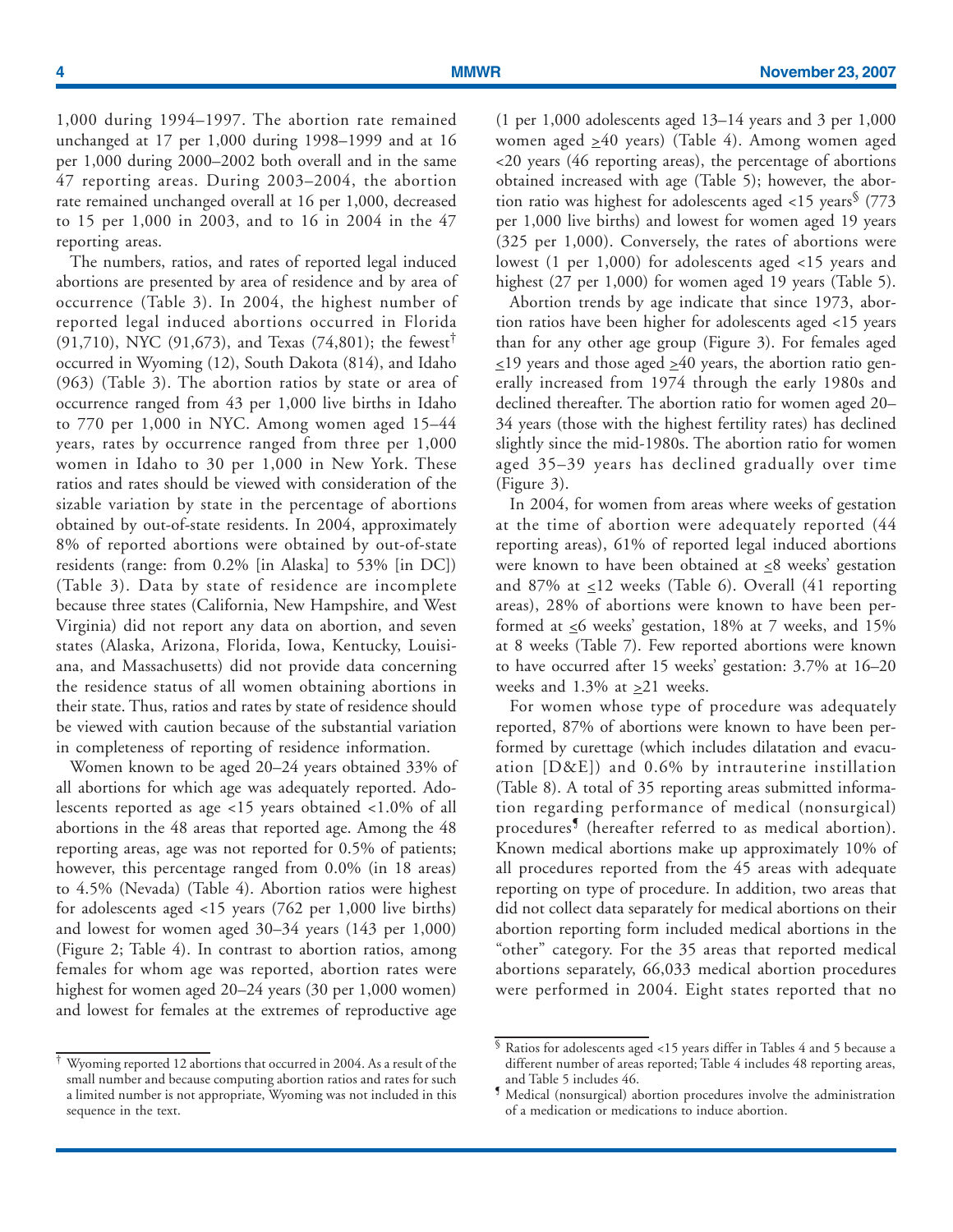1,000 during 1994–1997. The abortion rate remained unchanged at 17 per 1,000 during 1998–1999 and at 16 per 1,000 during 2000–2002 both overall and in the same 47 reporting areas. During 2003–2004, the abortion rate remained unchanged overall at 16 per 1,000, decreased to 15 per 1,000 in 2003, and to 16 in 2004 in the 47 reporting areas.

The numbers, ratios, and rates of reported legal induced abortions are presented by area of residence and by area of occurrence (Table 3). In 2004, the highest number of reported legal induced abortions occurred in Florida (91,710), NYC (91,673), and Texas (74,801); the fewest[†] occurred in Wyoming (12), South Dakota (814), and Idaho (963) (Table 3). The abortion ratios by state or area of occurrence ranged from 43 per 1,000 live births in Idaho to 770 per 1,000 in NYC. Among women aged 15–44 years, rates by occurrence ranged from three per 1,000 women in Idaho to 30 per 1,000 in New York. These ratios and rates should be viewed with consideration of the sizable variation by state in the percentage of abortions obtained by out-of-state residents. In 2004, approximately 8% of reported abortions were obtained by out-of-state residents (range: from 0.2% [in Alaska] to 53% [in DC]) (Table 3). Data by state of residence are incomplete because three states (California, New Hampshire, and West Virginia) did not report any data on abortion, and seven states (Alaska, Arizona, Florida, Iowa, Kentucky, Louisiana, and Massachusetts) did not provide data concerning the residence status of all women obtaining abortions in their state. Thus, ratios and rates by state of residence should be viewed with caution because of the substantial variation in completeness of reporting of residence information.

Women known to be aged 20–24 years obtained 33% of all abortions for which age was adequately reported. Adolescents reported as age <15 years obtained <1.0% of all abortions in the 48 areas that reported age. Among the 48 reporting areas, age was not reported for 0.5% of patients; however, this percentage ranged from 0.0% (in 18 areas) to 4.5% (Nevada) (Table 4). Abortion ratios were highest for adolescents aged <15 years (762 per 1,000 live births) and lowest for women aged 30–34 years (143 per 1,000) (Figure 2; Table 4). In contrast to abortion ratios, among females for whom age was reported, abortion rates were highest for women aged 20–24 years (30 per 1,000 women) and lowest for females at the extremes of reproductive age (1 per 1,000 adolescents aged 13–14 years and 3 per 1,000 women aged ≥40 years) (Table 4). Among women aged <20 years (46 reporting areas), the percentage of abortions obtained increased with age (Table 5); however, the abortion ratio was highest for adolescents aged <15 years[§] (773 per 1,000 live births) and lowest for women aged 19 years (325 per 1,000). Conversely, the rates of abortions were lowest (1 per 1,000) for adolescents aged <15 years and highest (27 per 1,000) for women aged 19 years (Table 5).

Abortion trends by age indicate that since 1973, abortion ratios have been higher for adolescents aged <15 years than for any other age group (Figure 3). For females aged ≤19 years and those aged ≥40 years, the abortion ratio generally increased from 1974 through the early 1980s and declined thereafter. The abortion ratio for women aged 20–34 years (those with the highest fertility rates) has declined slightly since the mid-1980s. The abortion ratio for women aged 35–39 years has declined gradually over time (Figure 3).

In 2004, for women from areas where weeks of gestation at the time of abortion were adequately reported (44 reporting areas), 61% of reported legal induced abortions were known to have been obtained at ≤8 weeks' gestation and 87% at ≤12 weeks (Table 6). Overall (41 reporting areas), 28% of abortions were known to have been performed at ≤6 weeks' gestation, 18% at 7 weeks, and 15% at 8 weeks (Table 7). Few reported abortions were known to have occurred after 15 weeks' gestation: 3.7% at 16–20 weeks and 1.3% at ≥21 weeks.

For women whose type of procedure was adequately reported, 87% of abortions were known to have been performed by curettage (which includes dilatation and evacuation [D&E]) and 0.6% by intrauterine instillation (Table 8). A total of 35 reporting areas submitted information regarding performance of medical (nonsurgical) procedures[¶] (hereafter referred to as medical abortion). Known medical abortions make up approximately 10% of all procedures reported from the 45 areas with adequate reporting on type of procedure. In addition, two areas that did not collect data separately for medical abortions on their abortion reporting form included medical abortions in the "other" category. For the 35 areas that reported medical abortions separately, 66,033 medical abortion procedures were performed in 2004. Eight states reported that no

---

[†] Wyoming reported 12 abortions that occurred in 2004. As a result of the small number and because computing abortion ratios and rates for such a limited number is not appropriate, Wyoming was not included in this sequence in the text.

[§] Ratios for adolescents aged <15 years differ in Tables 4 and 5 because a different number of areas reported; Table 4 includes 48 reporting areas, and Table 5 includes 46.

[¶] Medical (nonsurgical) abortion procedures involve the administration of a medication or medications to induce abortion.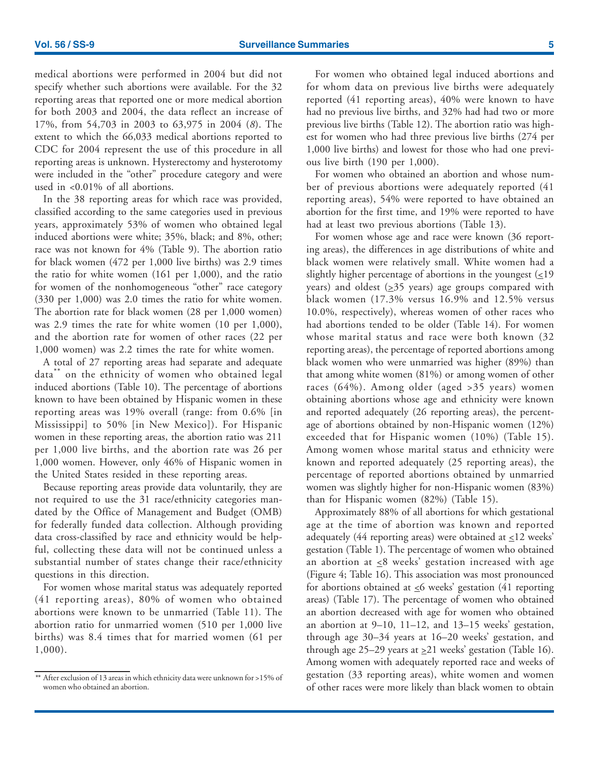medical abortions were performed in 2004 but did not specify whether such abortions were available. For the 32 reporting areas that reported one or more medical abortion for both 2003 and 2004, the data reflect an increase of 17%, from 54,703 in 2003 to 63,975 in 2004 (*8*). The extent to which the 66,033 medical abortions reported to CDC for 2004 represent the use of this procedure in all reporting areas is unknown. Hysterectomy and hysterotomy were included in the "other" procedure category and were used in <0.01% of all abortions.

In the 38 reporting areas for which race was provided, classified according to the same categories used in previous years, approximately 53% of women who obtained legal induced abortions were white; 35%, black; and 8%, other; race was not known for 4% (Table 9). The abortion ratio for black women (472 per 1,000 live births) was 2.9 times the ratio for white women (161 per 1,000), and the ratio for women of the nonhomogeneous "other" race category (330 per 1,000) was 2.0 times the ratio for white women. The abortion rate for black women (28 per 1,000 women) was 2.9 times the rate for white women (10 per 1,000), and the abortion rate for women of other races (22 per 1,000 women) was 2.2 times the rate for white women.

A total of 27 reporting areas had separate and adequate data** on the ethnicity of women who obtained legal induced abortions (Table 10). The percentage of abortions known to have been obtained by Hispanic women in these reporting areas was 19% overall (range: from 0.6% [in Mississippi] to 50% [in New Mexico]). For Hispanic women in these reporting areas, the abortion ratio was 211 per 1,000 live births, and the abortion rate was 26 per 1,000 women. However, only 46% of Hispanic women in the United States resided in these reporting areas.

Because reporting areas provide data voluntarily, they are not required to use the 31 race/ethnicity categories mandated by the Office of Management and Budget (OMB) for federally funded data collection. Although providing data cross-classified by race and ethnicity would be helpful, collecting these data will not be continued unless a substantial number of states change their race/ethnicity questions in this direction.

For women whose marital status was adequately reported (41 reporting areas), 80% of women who obtained abortions were known to be unmarried (Table 11). The abortion ratio for unmarried women (510 per 1,000 live births) was 8.4 times that for married women (61 per 1,000).

For women who obtained legal induced abortions and for whom data on previous live births were adequately reported (41 reporting areas), 40% were known to have had no previous live births, and 32% had had two or more previous live births (Table 12). The abortion ratio was highest for women who had three previous live births (274 per 1,000 live births) and lowest for those who had one previous live birth (190 per 1,000).

For women who obtained an abortion and whose number of previous abortions were adequately reported (41 reporting areas), 54% were reported to have obtained an abortion for the first time, and 19% were reported to have had at least two previous abortions (Table 13).

For women whose age and race were known (36 reporting areas), the differences in age distributions of white and black women were relatively small. White women had a slightly higher percentage of abortions in the youngest (≤19 years) and oldest (≥35 years) age groups compared with black women (17.3% versus 16.9% and 12.5% versus 10.0%, respectively), whereas women of other races who had abortions tended to be older (Table 14). For women whose marital status and race were both known (32 reporting areas), the percentage of reported abortions among black women who were unmarried was higher (89%) than that among white women (81%) or among women of other races (64%). Among older (aged >35 years) women obtaining abortions whose age and ethnicity were known and reported adequately (26 reporting areas), the percentage of abortions obtained by non-Hispanic women (12%) exceeded that for Hispanic women (10%) (Table 15). Among women whose marital status and ethnicity were known and reported adequately (25 reporting areas), the percentage of reported abortions obtained by unmarried women was slightly higher for non-Hispanic women (83%) than for Hispanic women (82%) (Table 15).

Approximately 88% of all abortions for which gestational age at the time of abortion was known and reported adequately (44 reporting areas) were obtained at ≤12 weeks' gestation (Table 1). The percentage of women who obtained an abortion at ≤8 weeks' gestation increased with age (Figure 4; Table 16). This association was most pronounced for abortions obtained at ≤6 weeks' gestation (41 reporting areas) (Table 17). The percentage of women who obtained an abortion decreased with age for women who obtained an abortion at 9–10, 11–12, and 13–15 weeks' gestation, through age 30–34 years at 16–20 weeks' gestation, and through age 25–29 years at ≥21 weeks' gestation (Table 16). Among women with adequately reported race and weeks of gestation (33 reporting areas), white women and women of other races were more likely than black women to obtain

** After exclusion of 13 areas in which ethnicity data were unknown for >15% of women who obtained an abortion.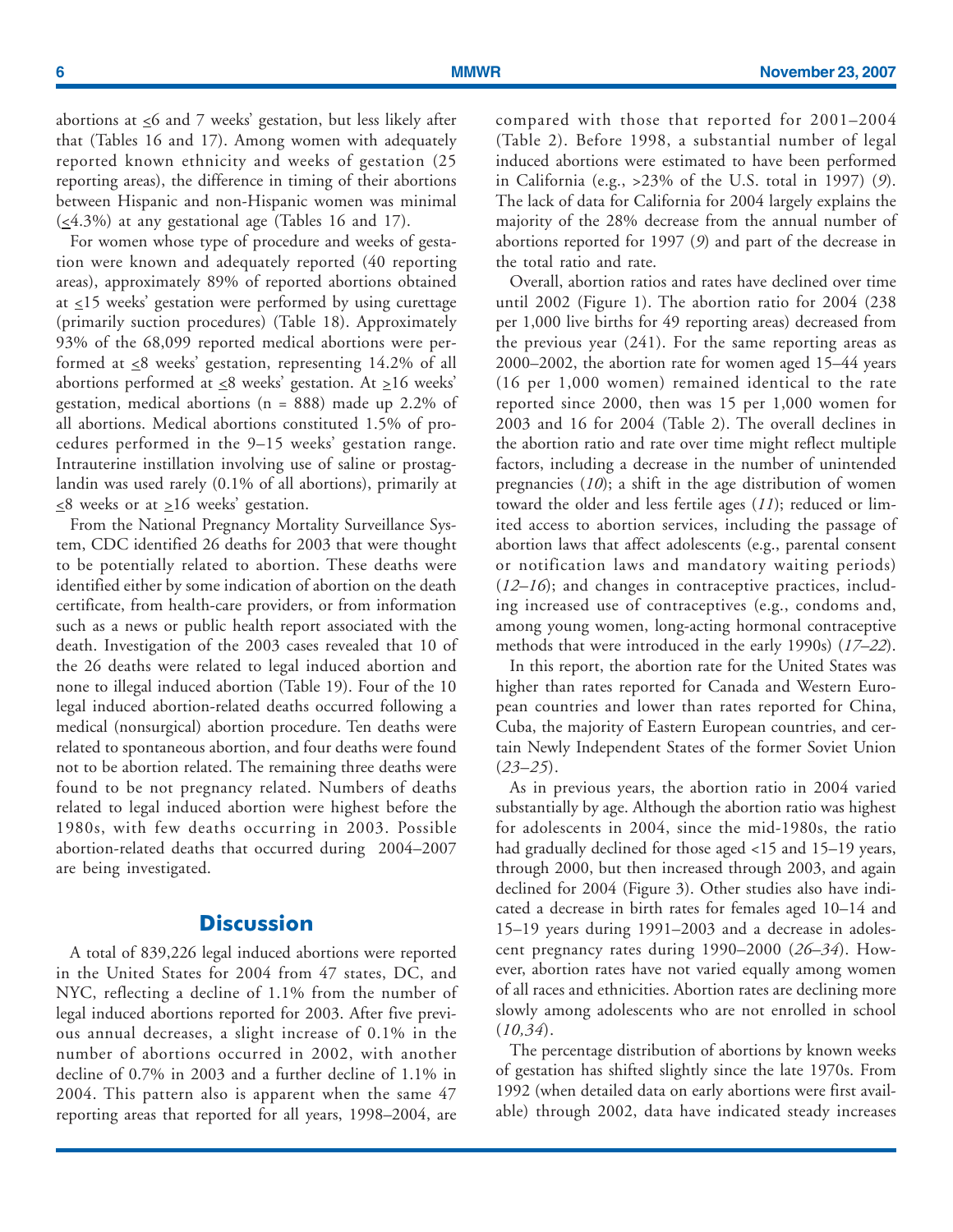abortions at ≤6 and 7 weeks' gestation, but less likely after that (Tables 16 and 17). Among women with adequately reported known ethnicity and weeks of gestation (25 reporting areas), the difference in timing of their abortions between Hispanic and non-Hispanic women was minimal (≤4.3%) at any gestational age (Tables 16 and 17).

For women whose type of procedure and weeks of gestation were known and adequately reported (40 reporting areas), approximately 89% of reported abortions obtained at ≤15 weeks' gestation were performed by using curettage (primarily suction procedures) (Table 18). Approximately 93% of the 68,099 reported medical abortions were performed at ≤8 weeks' gestation, representing 14.2% of all abortions performed at ≤8 weeks' gestation. At ≥16 weeks' gestation, medical abortions (n = 888) made up 2.2% of all abortions. Medical abortions constituted 1.5% of procedures performed in the 9–15 weeks' gestation range. Intrauterine instillation involving use of saline or prostaglandin was used rarely (0.1% of all abortions), primarily at ≤8 weeks or at ≥16 weeks' gestation.

From the National Pregnancy Mortality Surveillance System, CDC identified 26 deaths for 2003 that were thought to be potentially related to abortion. These deaths were identified either by some indication of abortion on the death certificate, from health-care providers, or from information such as a news or public health report associated with the death. Investigation of the 2003 cases revealed that 10 of the 26 deaths were related to legal induced abortion and none to illegal induced abortion (Table 19). Four of the 10 legal induced abortion-related deaths occurred following a medical (nonsurgical) abortion procedure. Ten deaths were related to spontaneous abortion, and four deaths were found not to be abortion related. The remaining three deaths were found to be not pregnancy related. Numbers of deaths related to legal induced abortion were highest before the 1980s, with few deaths occurring in 2003. Possible abortion-related deaths that occurred during 2004–2007 are being investigated.

## Discussion

A total of 839,226 legal induced abortions were reported in the United States for 2004 from 47 states, DC, and NYC, reflecting a decline of 1.1% from the number of legal induced abortions reported for 2003. After five previous annual decreases, a slight increase of 0.1% in the number of abortions occurred in 2002, with another decline of 0.7% in 2003 and a further decline of 1.1% in 2004. This pattern also is apparent when the same 47 reporting areas that reported for all years, 1998–2004, are compared with those that reported for 2001–2004 (Table 2). Before 1998, a substantial number of legal induced abortions were estimated to have been performed in California (e.g., >23% of the U.S. total in 1997) (*9*). The lack of data for California for 2004 largely explains the majority of the 28% decrease from the annual number of abortions reported for 1997 (*9*) and part of the decrease in the total ratio and rate.

Overall, abortion ratios and rates have declined over time until 2002 (Figure 1). The abortion ratio for 2004 (238 per 1,000 live births for 49 reporting areas) decreased from the previous year (241). For the same reporting areas as 2000–2002, the abortion rate for women aged 15–44 years (16 per 1,000 women) remained identical to the rate reported since 2000, then was 15 per 1,000 women for 2003 and 16 for 2004 (Table 2). The overall declines in the abortion ratio and rate over time might reflect multiple factors, including a decrease in the number of unintended pregnancies (*10*); a shift in the age distribution of women toward the older and less fertile ages (*11*); reduced or limited access to abortion services, including the passage of abortion laws that affect adolescents (e.g., parental consent or notification laws and mandatory waiting periods) (*12–16*); and changes in contraceptive practices, including increased use of contraceptives (e.g., condoms and, among young women, long-acting hormonal contraceptive methods that were introduced in the early 1990s) (*17–22*).

In this report, the abortion rate for the United States was higher than rates reported for Canada and Western European countries and lower than rates reported for China, Cuba, the majority of Eastern European countries, and certain Newly Independent States of the former Soviet Union (*23–25*).

As in previous years, the abortion ratio in 2004 varied substantially by age. Although the abortion ratio was highest for adolescents in 2004, since the mid-1980s, the ratio had gradually declined for those aged <15 and 15–19 years, through 2000, but then increased through 2003, and again declined for 2004 (Figure 3). Other studies also have indicated a decrease in birth rates for females aged 10–14 and 15–19 years during 1991–2003 and a decrease in adolescent pregnancy rates during 1990–2000 (*26–34*). However, abortion rates have not varied equally among women of all races and ethnicities. Abortion rates are declining more slowly among adolescents who are not enrolled in school (*10,34*).

The percentage distribution of abortions by known weeks of gestation has shifted slightly since the late 1970s. From 1992 (when detailed data on early abortions were first available) through 2002, data have indicated steady increases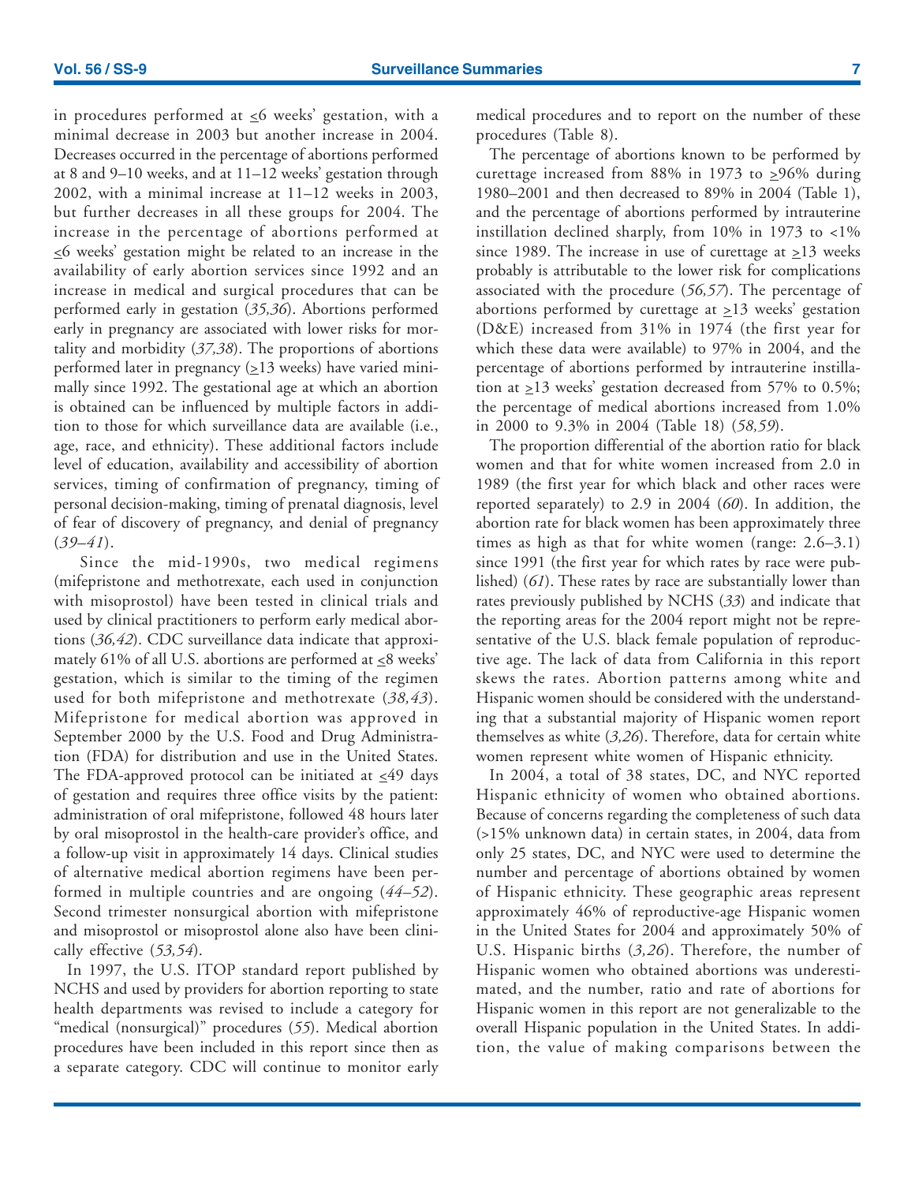in procedures performed at ≤6 weeks' gestation, with a minimal decrease in 2003 but another increase in 2004. Decreases occurred in the percentage of abortions performed at 8 and 9–10 weeks, and at 11–12 weeks' gestation through 2002, with a minimal increase at 11–12 weeks in 2003, but further decreases in all these groups for 2004. The increase in the percentage of abortions performed at ≤6 weeks' gestation might be related to an increase in the availability of early abortion services since 1992 and an increase in medical and surgical procedures that can be performed early in gestation (*35,36*). Abortions performed early in pregnancy are associated with lower risks for mortality and morbidity (*37,38*). The proportions of abortions performed later in pregnancy (≥13 weeks) have varied minimally since 1992. The gestational age at which an abortion is obtained can be influenced by multiple factors in addition to those for which surveillance data are available (i.e., age, race, and ethnicity). These additional factors include level of education, availability and accessibility of abortion services, timing of confirmation of pregnancy, timing of personal decision-making, timing of prenatal diagnosis, level of fear of discovery of pregnancy, and denial of pregnancy (*39–41*).

Since the mid-1990s, two medical regimens (mifepristone and methotrexate, each used in conjunction with misoprostol) have been tested in clinical trials and used by clinical practitioners to perform early medical abortions (*36,42*). CDC surveillance data indicate that approximately 61% of all U.S. abortions are performed at ≤8 weeks' gestation, which is similar to the timing of the regimen used for both mifepristone and methotrexate (*38,43*). Mifepristone for medical abortion was approved in September 2000 by the U.S. Food and Drug Administration (FDA) for distribution and use in the United States. The FDA-approved protocol can be initiated at ≤49 days of gestation and requires three office visits by the patient: administration of oral mifepristone, followed 48 hours later by oral misoprostol in the health-care provider's office, and a follow-up visit in approximately 14 days. Clinical studies of alternative medical abortion regimens have been performed in multiple countries and are ongoing (*44–52*). Second trimester nonsurgical abortion with mifepristone and misoprostol or misoprostol alone also have been clinically effective (*53,54*).

In 1997, the U.S. ITOP standard report published by NCHS and used by providers for abortion reporting to state health departments was revised to include a category for "medical (nonsurgical)" procedures (*55*). Medical abortion procedures have been included in this report since then as a separate category. CDC will continue to monitor early medical procedures and to report on the number of these procedures (Table 8).

The percentage of abortions known to be performed by curettage increased from 88% in 1973 to ≥96% during 1980–2001 and then decreased to 89% in 2004 (Table 1), and the percentage of abortions performed by intrauterine instillation declined sharply, from 10% in 1973 to <1% since 1989. The increase in use of curettage at ≥13 weeks probably is attributable to the lower risk for complications associated with the procedure (*56,57*). The percentage of abortions performed by curettage at ≥13 weeks' gestation (D&E) increased from 31% in 1974 (the first year for which these data were available) to 97% in 2004, and the percentage of abortions performed by intrauterine instillation at ≥13 weeks' gestation decreased from 57% to 0.5%; the percentage of medical abortions increased from 1.0% in 2000 to 9.3% in 2004 (Table 18) (*58,59*).

The proportion differential of the abortion ratio for black women and that for white women increased from 2.0 in 1989 (the first year for which black and other races were reported separately) to 2.9 in 2004 (*60*). In addition, the abortion rate for black women has been approximately three times as high as that for white women (range: 2.6–3.1) since 1991 (the first year for which rates by race were published) (*61*). These rates by race are substantially lower than rates previously published by NCHS (*33*) and indicate that the reporting areas for the 2004 report might not be representative of the U.S. black female population of reproductive age. The lack of data from California in this report skews the rates. Abortion patterns among white and Hispanic women should be considered with the understanding that a substantial majority of Hispanic women report themselves as white (*3,26*). Therefore, data for certain white women represent white women of Hispanic ethnicity.

In 2004, a total of 38 states, DC, and NYC reported Hispanic ethnicity of women who obtained abortions. Because of concerns regarding the completeness of such data (>15% unknown data) in certain states, in 2004, data from only 25 states, DC, and NYC were used to determine the number and percentage of abortions obtained by women of Hispanic ethnicity. These geographic areas represent approximately 46% of reproductive-age Hispanic women in the United States for 2004 and approximately 50% of U.S. Hispanic births (*3,26*). Therefore, the number of Hispanic women who obtained abortions was underestimated, and the number, ratio and rate of abortions for Hispanic women in this report are not generalizable to the overall Hispanic population in the United States. In addition, the value of making comparisons between the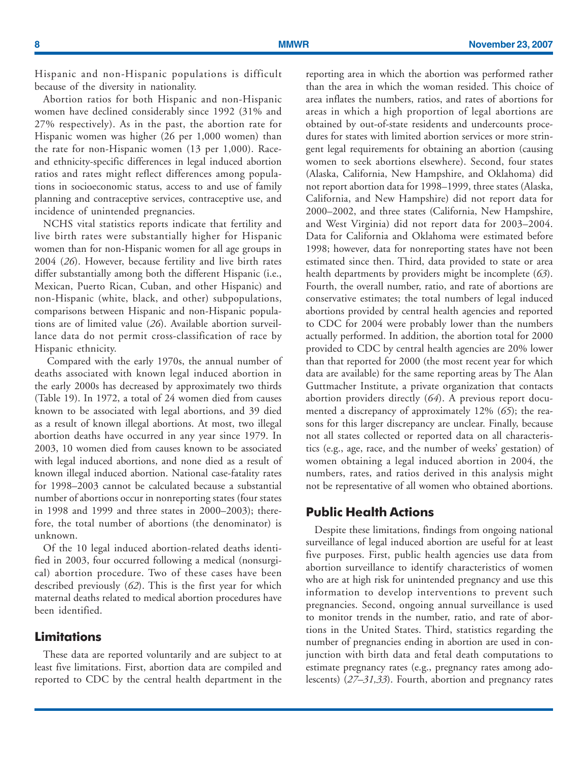Hispanic and non-Hispanic populations is difficult because of the diversity in nationality.

Abortion ratios for both Hispanic and non-Hispanic women have declined considerably since 1992 (31% and 27% respectively). As in the past, the abortion rate for Hispanic women was higher (26 per 1,000 women) than the rate for non-Hispanic women (13 per 1,000). Race- and ethnicity-specific differences in legal induced abortion ratios and rates might reflect differences among populations in socioeconomic status, access to and use of family planning and contraceptive services, contraceptive use, and incidence of unintended pregnancies.

NCHS vital statistics reports indicate that fertility and live birth rates were substantially higher for Hispanic women than for non-Hispanic women for all age groups in 2004 (*26*). However, because fertility and live birth rates differ substantially among both the different Hispanic (i.e., Mexican, Puerto Rican, Cuban, and other Hispanic) and non-Hispanic (white, black, and other) subpopulations, comparisons between Hispanic and non-Hispanic populations are of limited value (*26*). Available abortion surveillance data do not permit cross-classification of race by Hispanic ethnicity.

Compared with the early 1970s, the annual number of deaths associated with known legal induced abortion in the early 2000s has decreased by approximately two thirds (Table 19). In 1972, a total of 24 women died from causes known to be associated with legal abortions, and 39 died as a result of known illegal abortions. At most, two illegal abortion deaths have occurred in any year since 1979. In 2003, 10 women died from causes known to be associated with legal induced abortions, and none died as a result of known illegal induced abortion. National case-fatality rates for 1998–2003 cannot be calculated because a substantial number of abortions occur in nonreporting states (four states in 1998 and 1999 and three states in 2000–2003); therefore, the total number of abortions (the denominator) is unknown.

Of the 10 legal induced abortion-related deaths identified in 2003, four occurred following a medical (nonsurgical) abortion procedure. Two of these cases have been described previously (*62*). This is the first year for which maternal deaths related to medical abortion procedures have been identified.

## Limitations

These data are reported voluntarily and are subject to at least five limitations. First, abortion data are compiled and reported to CDC by the central health department in the reporting area in which the abortion was performed rather than the area in which the woman resided. This choice of area inflates the numbers, ratios, and rates of abortions for areas in which a high proportion of legal abortions are obtained by out-of-state residents and undercounts procedures for states with limited abortion services or more stringent legal requirements for obtaining an abortion (causing women to seek abortions elsewhere). Second, four states (Alaska, California, New Hampshire, and Oklahoma) did not report abortion data for 1998–1999, three states (Alaska, California, and New Hampshire) did not report data for 2000–2002, and three states (California, New Hampshire, and West Virginia) did not report data for 2003–2004. Data for California and Oklahoma were estimated before 1998; however, data for nonreporting states have not been estimated since then. Third, data provided to state or area health departments by providers might be incomplete (*63*). Fourth, the overall number, ratio, and rate of abortions are conservative estimates; the total numbers of legal induced abortions provided by central health agencies and reported to CDC for 2004 were probably lower than the numbers actually performed. In addition, the abortion total for 2000 provided to CDC by central health agencies are 20% lower than that reported for 2000 (the most recent year for which data are available) for the same reporting areas by The Alan Guttmacher Institute, a private organization that contacts abortion providers directly (*64*). A previous report documented a discrepancy of approximately 12% (*65*); the reasons for this larger discrepancy are unclear. Finally, because not all states collected or reported data on all characteristics (e.g., age, race, and the number of weeks' gestation) of women obtaining a legal induced abortion in 2004, the numbers, rates, and ratios derived in this analysis might not be representative of all women who obtained abortions.

## Public Health Actions

Despite these limitations, findings from ongoing national surveillance of legal induced abortion are useful for at least five purposes. First, public health agencies use data from abortion surveillance to identify characteristics of women who are at high risk for unintended pregnancy and use this information to develop interventions to prevent such pregnancies. Second, ongoing annual surveillance is used to monitor trends in the number, ratio, and rate of abortions in the United States. Third, statistics regarding the number of pregnancies ending in abortion are used in conjunction with birth data and fetal death computations to estimate pregnancy rates (e.g., pregnancy rates among adolescents) (*27–31,33*). Fourth, abortion and pregnancy rates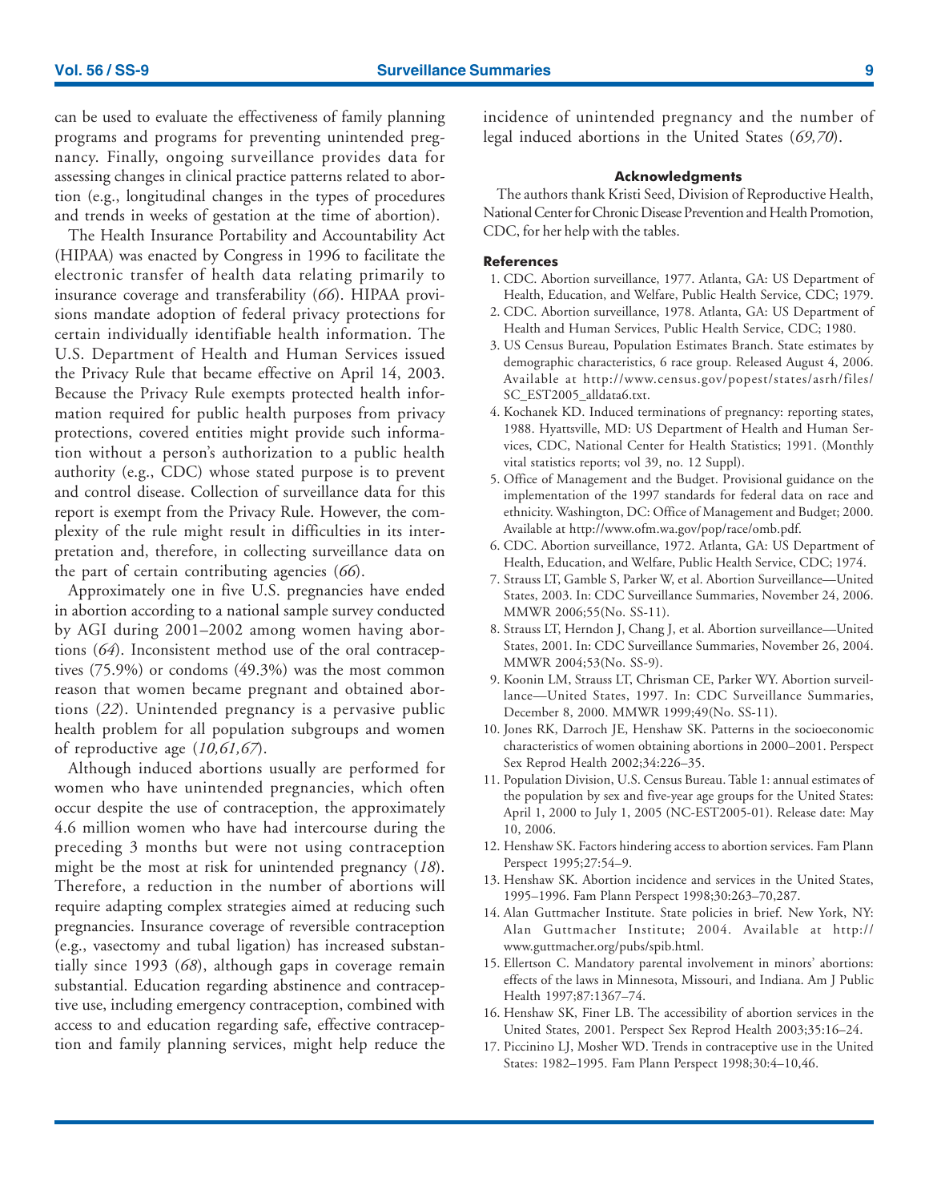can be used to evaluate the effectiveness of family planning programs and programs for preventing unintended pregnancy. Finally, ongoing surveillance provides data for assessing changes in clinical practice patterns related to abortion (e.g., longitudinal changes in the types of procedures and trends in weeks of gestation at the time of abortion).

The Health Insurance Portability and Accountability Act (HIPAA) was enacted by Congress in 1996 to facilitate the electronic transfer of health data relating primarily to insurance coverage and transferability (*66*). HIPAA provisions mandate adoption of federal privacy protections for certain individually identifiable health information. The U.S. Department of Health and Human Services issued the Privacy Rule that became effective on April 14, 2003. Because the Privacy Rule exempts protected health information required for public health purposes from privacy protections, covered entities might provide such information without a person's authorization to a public health authority (e.g., CDC) whose stated purpose is to prevent and control disease. Collection of surveillance data for this report is exempt from the Privacy Rule. However, the complexity of the rule might result in difficulties in its interpretation and, therefore, in collecting surveillance data on the part of certain contributing agencies (*66*).

Approximately one in five U.S. pregnancies have ended in abortion according to a national sample survey conducted by AGI during 2001–2002 among women having abortions (*64*). Inconsistent method use of the oral contraceptives (75.9%) or condoms (49.3%) was the most common reason that women became pregnant and obtained abortions (*22*). Unintended pregnancy is a pervasive public health problem for all population subgroups and women of reproductive age (*10,61,67*).

Although induced abortions usually are performed for women who have unintended pregnancies, which often occur despite the use of contraception, the approximately 4.6 million women who have had intercourse during the preceding 3 months but were not using contraception might be the most at risk for unintended pregnancy (*18*). Therefore, a reduction in the number of abortions will require adapting complex strategies aimed at reducing such pregnancies. Insurance coverage of reversible contraception (e.g., vasectomy and tubal ligation) has increased substantially since 1993 (*68*), although gaps in coverage remain substantial. Education regarding abstinence and contraceptive use, including emergency contraception, combined with access to and education regarding safe, effective contraception and family planning services, might help reduce the incidence of unintended pregnancy and the number of legal induced abortions in the United States (*69,70*).

### Acknowledgments

The authors thank Kristi Seed, Division of Reproductive Health, National Center for Chronic Disease Prevention and Health Promotion, CDC, for her help with the tables.

### References

1. CDC. Abortion surveillance, 1977. Atlanta, GA: US Department of Health, Education, and Welfare, Public Health Service, CDC; 1979.
2. CDC. Abortion surveillance, 1978. Atlanta, GA: US Department of Health and Human Services, Public Health Service, CDC; 1980.
3. US Census Bureau, Population Estimates Branch. State estimates by demographic characteristics, 6 race group. Released August 4, 2006. Available at http://www.census.gov/popest/states/asrh/files/SC_EST2005_alldata6.txt.
4. Kochanek KD. Induced terminations of pregnancy: reporting states, 1988. Hyattsville, MD: US Department of Health and Human Services, CDC, National Center for Health Statistics; 1991. (Monthly vital statistics reports; vol 39, no. 12 Suppl).
5. Office of Management and the Budget. Provisional guidance on the implementation of the 1997 standards for federal data on race and ethnicity. Washington, DC: Office of Management and Budget; 2000. Available at http://www.ofm.wa.gov/pop/race/omb.pdf.
6. CDC. Abortion surveillance, 1972. Atlanta, GA: US Department of Health, Education, and Welfare, Public Health Service, CDC; 1974.
7. Strauss LT, Gamble S, Parker W, et al. Abortion Surveillance—United States, 2003. In: CDC Surveillance Summaries, November 24, 2006. MMWR 2006;55(No. SS-11).
8. Strauss LT, Herndon J, Chang J, et al. Abortion surveillance—United States, 2001. In: CDC Surveillance Summaries, November 26, 2004. MMWR 2004;53(No. SS-9).
9. Koonin LM, Strauss LT, Chrisman CE, Parker WY. Abortion surveillance—United States, 1997. In: CDC Surveillance Summaries, December 8, 2000. MMWR 1999;49(No. SS-11).
10. Jones RK, Darroch JE, Henshaw SK. Patterns in the socioeconomic characteristics of women obtaining abortions in 2000–2001. Perspect Sex Reprod Health 2002;34:226–35.
11. Population Division, U.S. Census Bureau. Table 1: annual estimates of the population by sex and five-year age groups for the United States: April 1, 2000 to July 1, 2005 (NC-EST2005-01). Release date: May 10, 2006.
12. Henshaw SK. Factors hindering access to abortion services. Fam Plann Perspect 1995;27:54–9.
13. Henshaw SK. Abortion incidence and services in the United States, 1995–1996. Fam Plann Perspect 1998;30:263–70,287.
14. Alan Guttmacher Institute. State policies in brief. New York, NY: Alan Guttmacher Institute; 2004. Available at http://www.guttmacher.org/pubs/spib.html.
15. Ellertson C. Mandatory parental involvement in minors' abortions: effects of the laws in Minnesota, Missouri, and Indiana. Am J Public Health 1997;87:1367–74.
16. Henshaw SK, Finer LB. The accessibility of abortion services in the United States, 2001. Perspect Sex Reprod Health 2003;35:16–24.
17. Piccinino LJ, Mosher WD. Trends in contraceptive use in the United States: 1982–1995. Fam Plann Perspect 1998;30:4–10,46.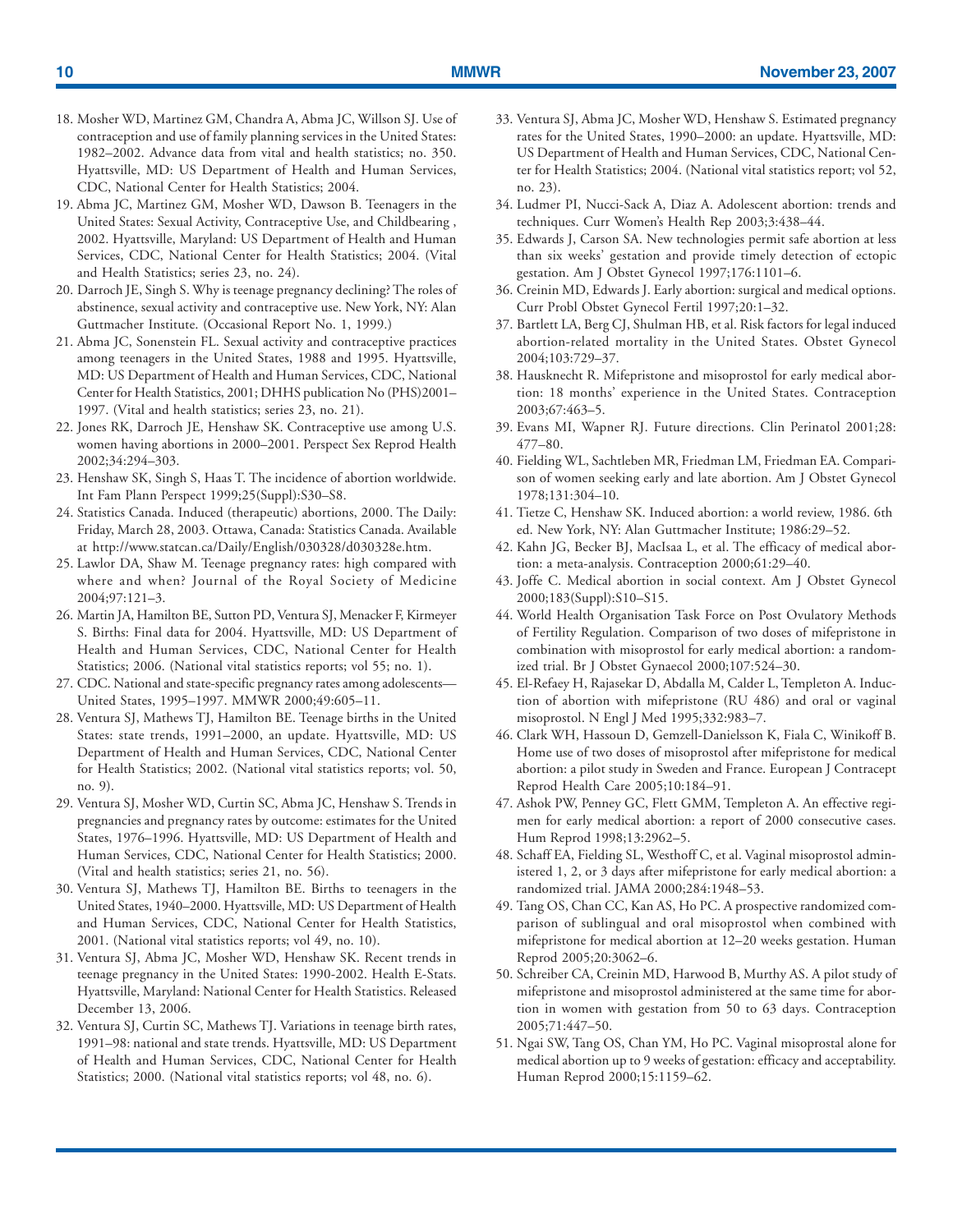18. Mosher WD, Martinez GM, Chandra A, Abma JC, Willson SJ. Use of contraception and use of family planning services in the United States: 1982–2002. Advance data from vital and health statistics; no. 350. Hyattsville, MD: US Department of Health and Human Services, CDC, National Center for Health Statistics; 2004.
19. Abma JC, Martinez GM, Mosher WD, Dawson B. Teenagers in the United States: Sexual Activity, Contraceptive Use, and Childbearing , 2002. Hyattsville, Maryland: US Department of Health and Human Services, CDC, National Center for Health Statistics; 2004. (Vital and Health Statistics; series 23, no. 24).
20. Darroch JE, Singh S. Why is teenage pregnancy declining? The roles of abstinence, sexual activity and contraceptive use. New York, NY: Alan Guttmacher Institute. (Occasional Report No. 1, 1999.)
21. Abma JC, Sonenstein FL. Sexual activity and contraceptive practices among teenagers in the United States, 1988 and 1995. Hyattsville, MD: US Department of Health and Human Services, CDC, National Center for Health Statistics, 2001; DHHS publication No (PHS)2001–1997. (Vital and health statistics; series 23, no. 21).
22. Jones RK, Darroch JE, Henshaw SK. Contraceptive use among U.S. women having abortions in 2000–2001. Perspect Sex Reprod Health 2002;34:294–303.
23. Henshaw SK, Singh S, Haas T. The incidence of abortion worldwide. Int Fam Plann Perspect 1999;25(Suppl):S30–S8.
24. Statistics Canada. Induced (therapeutic) abortions, 2000. The Daily: Friday, March 28, 2003. Ottawa, Canada: Statistics Canada. Available at http://www.statcan.ca/Daily/English/030328/d030328e.htm.
25. Lawlor DA, Shaw M. Teenage pregnancy rates: high compared with where and when? Journal of the Royal Society of Medicine 2004;97:121–3.
26. Martin JA, Hamilton BE, Sutton PD, Ventura SJ, Menacker F, Kirmeyer S. Births: Final data for 2004. Hyattsville, MD: US Department of Health and Human Services, CDC, National Center for Health Statistics; 2006. (National vital statistics reports; vol 55; no. 1).
27. CDC. National and state-specific pregnancy rates among adolescents—United States, 1995–1997. MMWR 2000;49:605–11.
28. Ventura SJ, Mathews TJ, Hamilton BE. Teenage births in the United States: state trends, 1991–2000, an update. Hyattsville, MD: US Department of Health and Human Services, CDC, National Center for Health Statistics; 2002. (National vital statistics reports; vol. 50, no. 9).
29. Ventura SJ, Mosher WD, Curtin SC, Abma JC, Henshaw S. Trends in pregnancies and pregnancy rates by outcome: estimates for the United States, 1976–1996. Hyattsville, MD: US Department of Health and Human Services, CDC, National Center for Health Statistics; 2000. (Vital and health statistics; series 21, no. 56).
30. Ventura SJ, Mathews TJ, Hamilton BE. Births to teenagers in the United States, 1940–2000. Hyattsville, MD: US Department of Health and Human Services, CDC, National Center for Health Statistics, 2001. (National vital statistics reports; vol 49, no. 10).
31. Ventura SJ, Abma JC, Mosher WD, Henshaw SK. Recent trends in teenage pregnancy in the United States: 1990-2002. Health E-Stats. Hyattsville, Maryland: National Center for Health Statistics. Released December 13, 2006.
32. Ventura SJ, Curtin SC, Mathews TJ. Variations in teenage birth rates, 1991–98: national and state trends. Hyattsville, MD: US Department of Health and Human Services, CDC, National Center for Health Statistics; 2000. (National vital statistics reports; vol 48, no. 6).
33. Ventura SJ, Abma JC, Mosher WD, Henshaw S. Estimated pregnancy rates for the United States, 1990–2000: an update. Hyattsville, MD: US Department of Health and Human Services, CDC, National Center for Health Statistics; 2004. (National vital statistics report; vol 52, no. 23).
34. Ludmer PI, Nucci-Sack A, Diaz A. Adolescent abortion: trends and techniques. Curr Women's Health Rep 2003;3:438–44.
35. Edwards J, Carson SA. New technologies permit safe abortion at less than six weeks' gestation and provide timely detection of ectopic gestation. Am J Obstet Gynecol 1997;176:1101–6.
36. Creinin MD, Edwards J. Early abortion: surgical and medical options. Curr Probl Obstet Gynecol Fertil 1997;20:1–32.
37. Bartlett LA, Berg CJ, Shulman HB, et al. Risk factors for legal induced abortion-related mortality in the United States. Obstet Gynecol 2004;103:729–37.
38. Hausknecht R. Mifepristone and misoprostol for early medical abortion: 18 months' experience in the United States. Contraception 2003;67:463–5.
39. Evans MI, Wapner RJ. Future directions. Clin Perinatol 2001;28: 477–80.
40. Fielding WL, Sachtleben MR, Friedman LM, Friedman EA. Comparison of women seeking early and late abortion. Am J Obstet Gynecol 1978;131:304–10.
41. Tietze C, Henshaw SK. Induced abortion: a world review, 1986. 6th ed. New York, NY: Alan Guttmacher Institute; 1986:29–52.
42. Kahn JG, Becker BJ, MacIsaa L, et al. The efficacy of medical abortion: a meta-analysis. Contraception 2000;61:29–40.
43. Joffe C. Medical abortion in social context. Am J Obstet Gynecol 2000;183(Suppl):S10–S15.
44. World Health Organisation Task Force on Post Ovulatory Methods of Fertility Regulation. Comparison of two doses of mifepristone in combination with misoprostol for early medical abortion: a randomized trial. Br J Obstet Gynaecol 2000;107:524–30.
45. El-Refaey H, Rajasekar D, Abdalla M, Calder L, Templeton A. Induction of abortion with mifepristone (RU 486) and oral or vaginal misoprostol. N Engl J Med 1995;332:983–7.
46. Clark WH, Hassoun D, Gemzell-Danielsson K, Fiala C, Winikoff B. Home use of two doses of misoprostol after mifepristone for medical abortion: a pilot study in Sweden and France. European J Contracept Reprod Health Care 2005;10:184–91.
47. Ashok PW, Penney GC, Flett GMM, Templeton A. An effective regimen for early medical abortion: a report of 2000 consecutive cases. Hum Reprod 1998;13:2962–5.
48. Schaff EA, Fielding SL, Westhoff C, et al. Vaginal misoprostol administered 1, 2, or 3 days after mifepristone for early medical abortion: a randomized trial. JAMA 2000;284:1948–53.
49. Tang OS, Chan CC, Kan AS, Ho PC. A prospective randomized comparison of sublingual and oral misoprostol when combined with mifepristone for medical abortion at 12–20 weeks gestation. Human Reprod 2005;20:3062–6.
50. Schreiber CA, Creinin MD, Harwood B, Murthy AS. A pilot study of mifepristone and misoprostol administered at the same time for abortion in women with gestation from 50 to 63 days. Contraception 2005;71:447–50.
51. Ngai SW, Tang OS, Chan YM, Ho PC. Vaginal misoprostal alone for medical abortion up to 9 weeks of gestation: efficacy and acceptability. Human Reprod 2000;15:1159–62.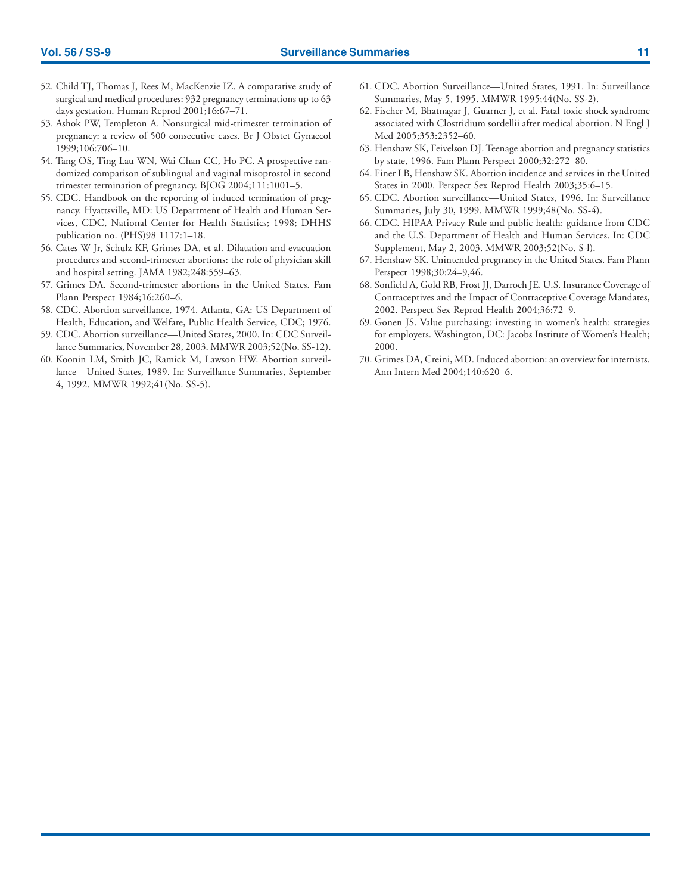52. Child TJ, Thomas J, Rees M, MacKenzie IZ. A comparative study of surgical and medical procedures: 932 pregnancy terminations up to 63 days gestation. Human Reprod 2001;16:67–71.
53. Ashok PW, Templeton A. Nonsurgical mid-trimester termination of pregnancy: a review of 500 consecutive cases. Br J Obstet Gynaecol 1999;106:706–10.
54. Tang OS, Ting Lau WN, Wai Chan CC, Ho PC. A prospective randomized comparison of sublingual and vaginal misoprostol in second trimester termination of pregnancy. BJOG 2004;111:1001–5.
55. CDC. Handbook on the reporting of induced termination of pregnancy. Hyattsville, MD: US Department of Health and Human Services, CDC, National Center for Health Statistics; 1998; DHHS publication no. (PHS)98 1117:1–18.
56. Cates W Jr, Schulz KF, Grimes DA, et al. Dilatation and evacuation procedures and second-trimester abortions: the role of physician skill and hospital setting. JAMA 1982;248:559–63.
57. Grimes DA. Second-trimester abortions in the United States. Fam Plann Perspect 1984;16:260–6.
58. CDC. Abortion surveillance, 1974. Atlanta, GA: US Department of Health, Education, and Welfare, Public Health Service, CDC; 1976.
59. CDC. Abortion surveillance—United States, 2000. In: CDC Surveillance Summaries, November 28, 2003. MMWR 2003;52(No. SS-12).
60. Koonin LM, Smith JC, Ramick M, Lawson HW. Abortion surveillance—United States, 1989. In: Surveillance Summaries, September 4, 1992. MMWR 1992;41(No. SS-5).
61. CDC. Abortion Surveillance—United States, 1991. In: Surveillance Summaries, May 5, 1995. MMWR 1995;44(No. SS-2).
62. Fischer M, Bhatnagar J, Guarner J, et al. Fatal toxic shock syndrome associated with Clostridium sordellii after medical abortion. N Engl J Med 2005;353:2352–60.
63. Henshaw SK, Feivelson DJ. Teenage abortion and pregnancy statistics by state, 1996. Fam Plann Perspect 2000;32:272–80.
64. Finer LB, Henshaw SK. Abortion incidence and services in the United States in 2000. Perspect Sex Reprod Health 2003;35:6–15.
65. CDC. Abortion surveillance—United States, 1996. In: Surveillance Summaries, July 30, 1999. MMWR 1999;48(No. SS-4).
66. CDC. HIPAA Privacy Rule and public health: guidance from CDC and the U.S. Department of Health and Human Services. In: CDC Supplement, May 2, 2003. MMWR 2003;52(No. S-l).
67. Henshaw SK. Unintended pregnancy in the United States. Fam Plann Perspect 1998;30:24–9,46.
68. Sonfield A, Gold RB, Frost JJ, Darroch JE. U.S. Insurance Coverage of Contraceptives and the Impact of Contraceptive Coverage Mandates, 2002. Perspect Sex Reprod Health 2004;36:72–9.
69. Gonen JS. Value purchasing: investing in women's health: strategies for employers. Washington, DC: Jacobs Institute of Women's Health; 2000.
70. Grimes DA, Creini, MD. Induced abortion: an overview for internists. Ann Intern Med 2004;140:620–6.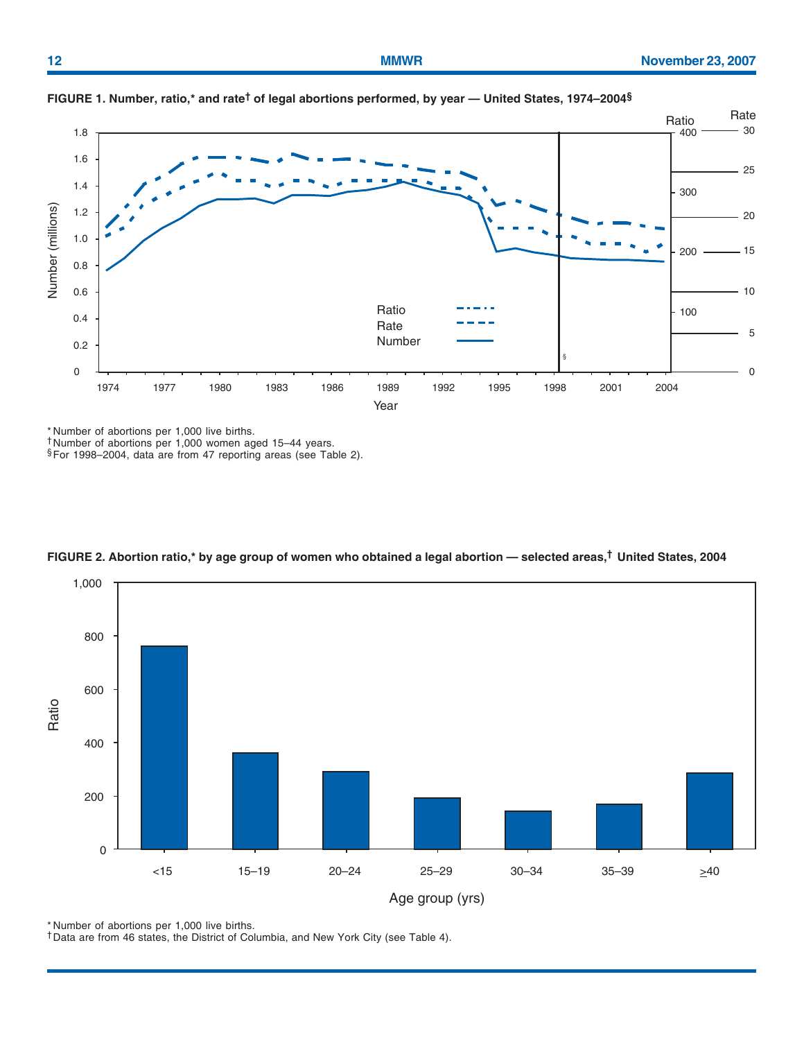**FIGURE 1. Number, ratio,* and rate† of legal abortions performed, by year — United States, 1974–2004§**

\* Number of abortions per 1,000 live births.
† Number of abortions per 1,000 women aged 15–44 years.
§ For 1998–2004, data are from 47 reporting areas (see Table 2).

**FIGURE 2. Abortion ratio,* by age group of women who obtained a legal abortion — selected areas,† United States, 2004**

\* Number of abortions per 1,000 live births.
† Data are from 46 states, the District of Columbia, and New York City (see Table 4).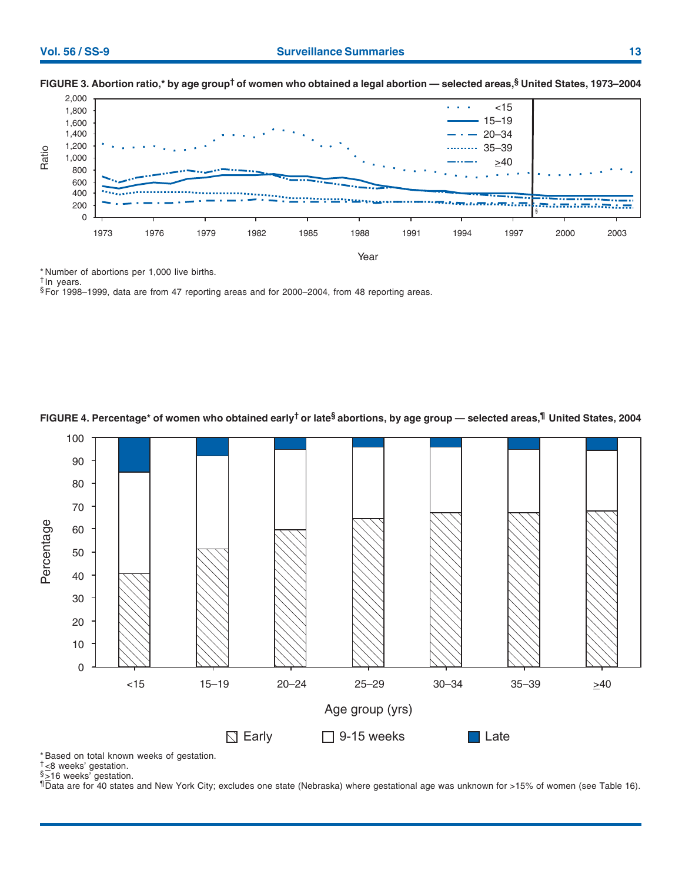**FIGURE 3. Abortion ratio,* by age group† of women who obtained a legal abortion — selected areas,§ United States, 1973–2004**

\* Number of abortions per 1,000 live births.
† In years.
§ For 1998–1999, data are from 47 reporting areas and for 2000–2004, from 48 reporting areas.

**FIGURE 4. Percentage* of women who obtained early† or late§ abortions, by age group — selected areas,¶ United States, 2004**

\* Based on total known weeks of gestation.
† ≤8 weeks' gestation.
§ ≥16 weeks' gestation.
¶ Data are for 40 states and New York City; excludes one state (Nebraska) where gestational age was unknown for >15% of women (see Table 16).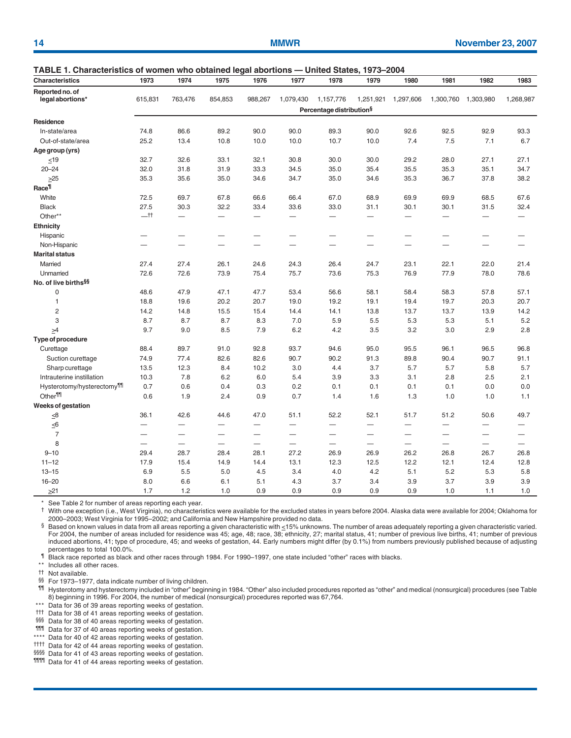**TABLE 1. Characteristics of women who obtained legal abortions — United States, 1973–2004**

| Characteristics | 1973 | 1974 | 1975 | 1976 | 1977 | 1978 | 1979 | 1980 | 1981 | 1982 | 1983 |
|---|---|---|---|---|---|---|---|---|---|---|---|
| Reported no. of legal abortions* | 615,831 | 763,476 | 854,853 | 988,267 | 1,079,430 | 1,157,776 | 1,251,921 | 1,297,606 | 1,300,760 | 1,303,980 | 1,268,987 |
| | Percentage distribution§ | | | | | | | | | | |
| **Residence** | | | | | | | | | | | |
| In-state/area | 74.8 | 86.6 | 89.2 | 90.0 | 90.0 | 89.3 | 90.0 | 92.6 | 92.5 | 92.9 | 93.3 |
| Out-of-state/area | 25.2 | 13.4 | 10.8 | 10.0 | 10.0 | 10.7 | 10.0 | 7.4 | 7.5 | 7.1 | 6.7 |
| **Age group (yrs)** | | | | | | | | | | | |
| ≤19 | 32.7 | 32.6 | 33.1 | 32.1 | 30.8 | 30.0 | 30.0 | 29.2 | 28.0 | 27.1 | 27.1 |
| 20–24 | 32.0 | 31.8 | 31.9 | 33.3 | 34.5 | 35.0 | 35.4 | 35.5 | 35.3 | 35.1 | 34.7 |
| ≥25 | 35.3 | 35.6 | 35.0 | 34.6 | 34.7 | 35.0 | 34.6 | 35.3 | 36.7 | 37.8 | 38.2 |
| **Race¶** | | | | | | | | | | | |
| White | 72.5 | 69.7 | 67.8 | 66.6 | 66.4 | 67.0 | 68.9 | 69.9 | 69.9 | 68.5 | 67.6 |
| Black | 27.5 | 30.3 | 32.2 | 33.4 | 33.6 | 33.0 | 31.1 | 30.1 | 30.1 | 31.5 | 32.4 |
| Other** | —†† | — | — | — | — | — | — | — | — | — | — |
| **Ethnicity** | | | | | | | | | | | |
| Hispanic | — | — | — | — | — | — | — | — | — | — | — |
| Non-Hispanic | — | — | — | — | — | — | — | — | — | — | — |
| **Marital status** | | | | | | | | | | | |
| Married | 27.4 | 27.4 | 26.1 | 24.6 | 24.3 | 26.4 | 24.7 | 23.1 | 22.1 | 22.0 | 21.4 |
| Unmarried | 72.6 | 72.6 | 73.9 | 75.4 | 75.7 | 73.6 | 75.3 | 76.9 | 77.9 | 78.0 | 78.6 |
| **No. of live births§§** | | | | | | | | | | | |
| 0 | 48.6 | 47.9 | 47.1 | 47.7 | 53.4 | 56.6 | 58.1 | 58.4 | 58.3 | 57.8 | 57.1 |
| 1 | 18.8 | 19.6 | 20.2 | 20.7 | 19.0 | 19.2 | 19.1 | 19.4 | 19.7 | 20.3 | 20.7 |
| 2 | 14.2 | 14.8 | 15.5 | 15.4 | 14.4 | 14.1 | 13.8 | 13.7 | 13.7 | 13.9 | 14.2 |
| 3 | 8.7 | 8.7 | 8.7 | 8.3 | 7.0 | 5.9 | 5.5 | 5.3 | 5.3 | 5.1 | 5.2 |
| ≥4 | 9.7 | 9.0 | 8.5 | 7.9 | 6.2 | 4.2 | 3.5 | 3.2 | 3.0 | 2.9 | 2.8 |
| **Type of procedure** | | | | | | | | | | | |
| Curettage | 88.4 | 89.7 | 91.0 | 92.8 | 93.7 | 94.6 | 95.0 | 95.5 | 96.1 | 96.5 | 96.8 |
| Suction curettage | 74.9 | 77.4 | 82.6 | 82.6 | 90.7 | 90.2 | 91.3 | 89.8 | 90.4 | 90.7 | 91.1 |
| Sharp curettage | 13.5 | 12.3 | 8.4 | 10.2 | 3.0 | 4.4 | 3.7 | 5.7 | 5.7 | 5.8 | 5.7 |
| Intrauterine instillation | 10.3 | 7.8 | 6.2 | 6.0 | 5.4 | 3.9 | 3.3 | 3.1 | 2.8 | 2.5 | 2.1 |
| Hysterotomy/hysterectomy¶¶ | 0.7 | 0.6 | 0.4 | 0.3 | 0.2 | 0.1 | 0.1 | 0.1 | 0.1 | 0.0 | 0.0 |
| Other¶¶ | 0.6 | 1.9 | 2.4 | 0.9 | 0.7 | 1.4 | 1.6 | 1.3 | 1.0 | 1.0 | 1.1 |
| **Weeks of gestation** | | | | | | | | | | | |
| ≤8 | 36.1 | 42.6 | 44.6 | 47.0 | 51.1 | 52.2 | 52.1 | 51.7 | 51.2 | 50.6 | 49.7 |
| ≤6 | — | — | — | — | — | — | — | — | — | — | — |
| 7 | — | — | — | — | — | — | — | — | — | — | — |
| 8 | — | — | — | — | — | — | — | — | — | — | — |
| 9–10 | 29.4 | 28.7 | 28.4 | 28.1 | 27.2 | 26.9 | 26.9 | 26.2 | 26.8 | 26.7 | 26.8 |
| 11–12 | 17.9 | 15.4 | 14.9 | 14.4 | 13.1 | 12.3 | 12.5 | 12.2 | 12.1 | 12.4 | 12.8 |
| 13–15 | 6.9 | 5.5 | 5.0 | 4.5 | 3.4 | 4.0 | 4.2 | 5.1 | 5.2 | 5.3 | 5.8 |
| 16–20 | 8.0 | 6.6 | 6.1 | 5.1 | 4.3 | 3.7 | 3.4 | 3.9 | 3.7 | 3.9 | 3.9 |
| ≥21 | 1.7 | 1.2 | 1.0 | 0.9 | 0.9 | 0.9 | 0.9 | 0.9 | 1.0 | 1.1 | 1.0 |

\* See Table 2 for number of areas reporting each year.

† With one exception (i.e., West Virginia), no characteristics were available for the excluded states in years before 2004. Alaska data were available for 2004; Oklahoma for 2000–2003; West Virginia for 1995–2002; and California and New Hampshire provided no data.

§ Based on known values in data from all areas reporting a given characteristic with ≤15% unknowns. The number of areas adequately reporting a given characteristic varied. For 2004, the number of areas included for residence was 45; age, 48; race, 38; ethnicity, 27; marital status, 41; number of previous live births, 41; number of previous induced abortions, 41; type of procedure, 45; and weeks of gestation, 44. Early numbers might differ (by 0.1%) from numbers previously published because of adjusting percentages to total 100.0%.

¶ Black race reported as black and other races through 1984. For 1990–1997, one state included "other" races with blacks.

\*\* Includes all other races.

†† Not available.

§§ For 1973–1977, data indicate number of living children.

¶¶ Hysterotomy and hysterectomy included in "other" beginning in 1984. "Other" also included procedures reported as "other" and medical (nonsurgical) procedures (see Table 8) beginning in 1996. For 2004, the number of medical (nonsurgical) procedures reported was 67,764.

\*\*\* Data for 36 of 39 areas reporting weeks of gestation.

††† Data for 38 of 41 areas reporting weeks of gestation.

§§§ Data for 38 of 40 areas reporting weeks of gestation.

¶¶¶ Data for 37 of 40 areas reporting weeks of gestation.

\*\*\*\* Data for 40 of 42 areas reporting weeks of gestation.

†††† Data for 42 of 44 areas reporting weeks of gestation.

§§§§ Data for 41 of 43 areas reporting weeks of gestation.

¶¶¶¶ Data for 41 of 44 areas reporting weeks of gestation.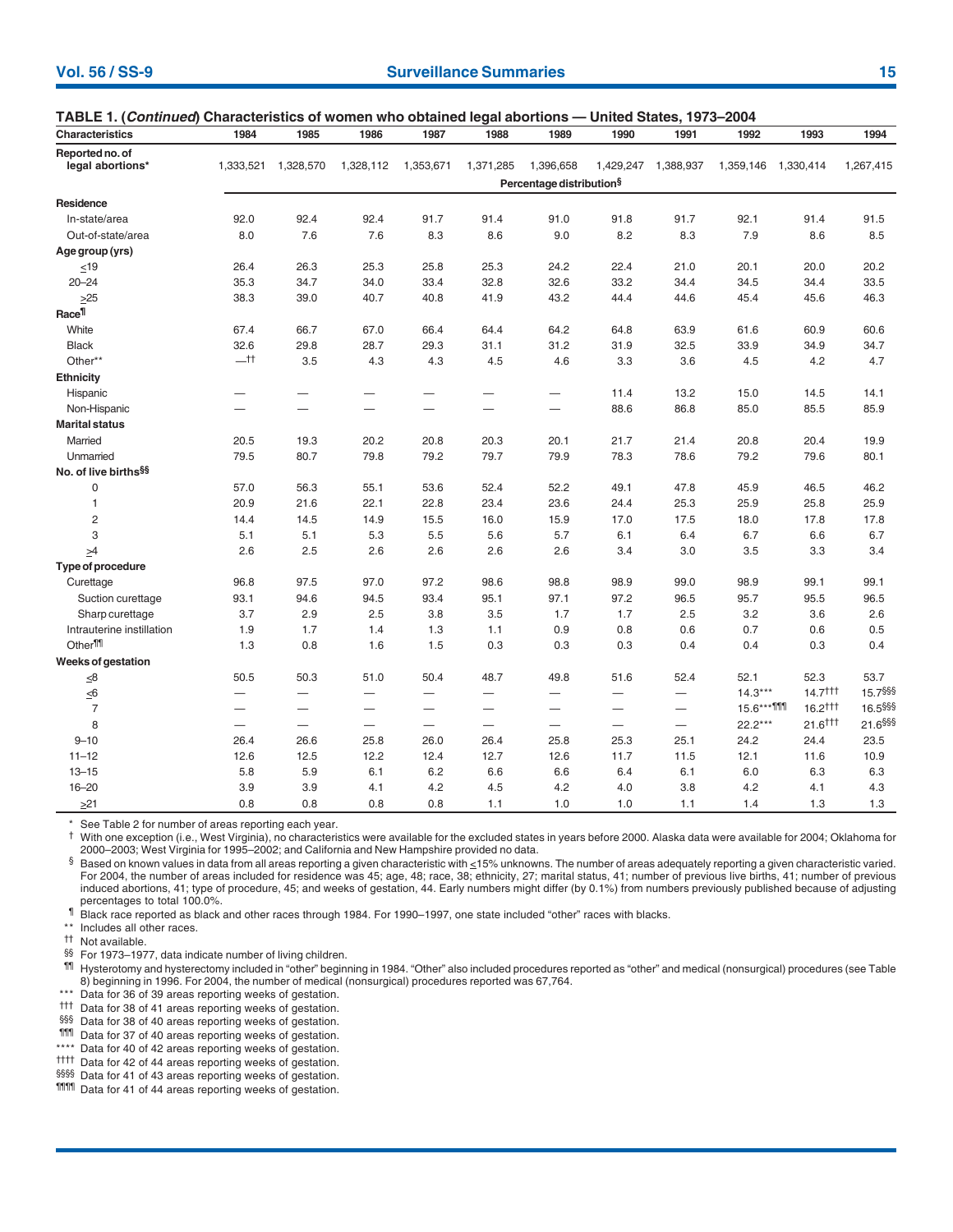**TABLE 1. (*Continued*) Characteristics of women who obtained legal abortions — United States, 1973–2004**

| Characteristics | 1984 | 1985 | 1986 | 1987 | 1988 | 1989 | 1990 | 1991 | 1992 | 1993 | 1994 |
|---|---|---|---|---|---|---|---|---|---|---|---|
| **Reported no. of legal abortions*** | 1,333,521 | 1,328,570 | 1,328,112 | 1,353,671 | 1,371,285 | 1,396,658 | 1,429,247 | 1,388,937 | 1,359,146 | 1,330,414 | 1,267,415 |
| | Percentage distribution§ | | | | | | | | | | |
| **Residence** | | | | | | | | | | | |
| In-state/area | 92.0 | 92.4 | 92.4 | 91.7 | 91.4 | 91.0 | 91.8 | 91.7 | 92.1 | 91.4 | 91.5 |
| Out-of-state/area | 8.0 | 7.6 | 7.6 | 8.3 | 8.6 | 9.0 | 8.2 | 8.3 | 7.9 | 8.6 | 8.5 |
| **Age group (yrs)** | | | | | | | | | | | |
| ≤19 | 26.4 | 26.3 | 25.3 | 25.8 | 25.3 | 24.2 | 22.4 | 21.0 | 20.1 | 20.0 | 20.2 |
| 20–24 | 35.3 | 34.7 | 34.0 | 33.4 | 32.8 | 32.6 | 33.2 | 34.4 | 34.5 | 34.4 | 33.5 |
| ≥25 | 38.3 | 39.0 | 40.7 | 40.8 | 41.9 | 43.2 | 44.4 | 44.6 | 45.4 | 45.6 | 46.3 |
| **Race¶** | | | | | | | | | | | |
| White | 67.4 | 66.7 | 67.0 | 66.4 | 64.4 | 64.2 | 64.8 | 63.9 | 61.6 | 60.9 | 60.6 |
| Black | 32.6 | 29.8 | 28.7 | 29.3 | 31.1 | 31.2 | 31.9 | 32.5 | 33.9 | 34.9 | 34.7 |
| Other** | —†† | 3.5 | 4.3 | 4.3 | 4.5 | 4.6 | 3.3 | 3.6 | 4.5 | 4.2 | 4.7 |
| **Ethnicity** | | | | | | | | | | | |
| Hispanic | — | — | — | — | — | — | 11.4 | 13.2 | 15.0 | 14.5 | 14.1 |
| Non-Hispanic | — | — | — | — | — | — | 88.6 | 86.8 | 85.0 | 85.5 | 85.9 |
| **Marital status** | | | | | | | | | | | |
| Married | 20.5 | 19.3 | 20.2 | 20.8 | 20.3 | 20.1 | 21.7 | 21.4 | 20.8 | 20.4 | 19.9 |
| Unmarried | 79.5 | 80.7 | 79.8 | 79.2 | 79.7 | 79.9 | 78.3 | 78.6 | 79.2 | 79.6 | 80.1 |
| **No. of live births§§** | | | | | | | | | | | |
| 0 | 57.0 | 56.3 | 55.1 | 53.6 | 52.4 | 52.2 | 49.1 | 47.8 | 45.9 | 46.5 | 46.2 |
| 1 | 20.9 | 21.6 | 22.1 | 22.8 | 23.4 | 23.6 | 24.4 | 25.3 | 25.9 | 25.8 | 25.9 |
| 2 | 14.4 | 14.5 | 14.9 | 15.5 | 16.0 | 15.9 | 17.0 | 17.5 | 18.0 | 17.8 | 17.8 |
| 3 | 5.1 | 5.1 | 5.3 | 5.5 | 5.6 | 5.7 | 6.1 | 6.4 | 6.7 | 6.6 | 6.7 |
| ≥4 | 2.6 | 2.5 | 2.6 | 2.6 | 2.6 | 2.6 | 3.4 | 3.0 | 3.5 | 3.3 | 3.4 |
| **Type of procedure** | | | | | | | | | | | |
| Curettage | 96.8 | 97.5 | 97.0 | 97.2 | 98.6 | 98.8 | 98.9 | 99.0 | 98.9 | 99.1 | 99.1 |
| Suction curettage | 93.1 | 94.6 | 94.5 | 93.4 | 95.1 | 97.1 | 97.2 | 96.5 | 95.7 | 95.5 | 96.5 |
| Sharp curettage | 3.7 | 2.9 | 2.5 | 3.8 | 3.5 | 1.7 | 1.7 | 2.5 | 3.2 | 3.6 | 2.6 |
| Intrauterine instillation | 1.9 | 1.7 | 1.4 | 1.3 | 1.1 | 0.9 | 0.8 | 0.6 | 0.7 | 0.6 | 0.5 |
| Other¶¶ | 1.3 | 0.8 | 1.6 | 1.5 | 0.3 | 0.3 | 0.3 | 0.4 | 0.4 | 0.3 | 0.4 |
| **Weeks of gestation** | | | | | | | | | | | |
| ≤8 | 50.5 | 50.3 | 51.0 | 50.4 | 48.7 | 49.8 | 51.6 | 52.4 | 52.1 | 52.3 | 53.7 |
| ≤6 | — | — | — | — | — | — | — | — | 14.3*** | 14.7††† | 15.7§§§ |
| 7 | — | — | — | — | — | — | — | — | 15.6***¶¶¶ | 16.2††† | 16.5§§§ |
| 8 | — | — | — | — | — | — | — | — | 22.2*** | 21.6††† | 21.6§§§ |
| 9–10 | 26.4 | 26.6 | 25.8 | 26.0 | 26.4 | 25.8 | 25.3 | 25.1 | 24.2 | 24.4 | 23.5 |
| 11–12 | 12.6 | 12.5 | 12.2 | 12.4 | 12.7 | 12.6 | 11.7 | 11.5 | 12.1 | 11.6 | 10.9 |
| 13–15 | 5.8 | 5.9 | 6.1 | 6.2 | 6.6 | 6.6 | 6.4 | 6.1 | 6.0 | 6.3 | 6.3 |
| 16–20 | 3.9 | 3.9 | 4.1 | 4.2 | 4.5 | 4.2 | 4.0 | 3.8 | 4.2 | 4.1 | 4.3 |
| ≥21 | 0.8 | 0.8 | 0.8 | 0.8 | 1.1 | 1.0 | 1.0 | 1.1 | 1.4 | 1.3 | 1.3 |

\* See Table 2 for number of areas reporting each year.

† With one exception (i.e., West Virginia), no characteristics were available for the excluded states in years before 2000. Alaska data were available for 2004; Oklahoma for 2000–2003; West Virginia for 1995–2002; and California and New Hampshire provided no data.

§ Based on known values in data from all areas reporting a given characteristic with ≤15% unknowns. The number of areas adequately reporting a given characteristic varied. For 2004, the number of areas included for residence was 45; age, 48; race, 38; ethnicity, 27; marital status, 41; number of previous live births, 41; number of previous induced abortions, 41; type of procedure, 45; and weeks of gestation, 44. Early numbers might differ (by 0.1%) from numbers previously published because of adjusting percentages to total 100.0%.

¶ Black race reported as black and other races through 1984. For 1990–1997, one state included "other" races with blacks.

** Includes all other races.

†† Not available.

§§ For 1973–1977, data indicate number of living children.

¶¶ Hysterotomy and hysterectomy included in "other" beginning in 1984. "Other" also included procedures reported as "other" and medical (nonsurgical) procedures (see Table 8) beginning in 1996. For 2004, the number of medical (nonsurgical) procedures reported was 67,764.

*** Data for 36 of 39 areas reporting weeks of gestation.

††† Data for 38 of 41 areas reporting weeks of gestation.

§§§ Data for 38 of 40 areas reporting weeks of gestation.

¶¶¶ Data for 37 of 40 areas reporting weeks of gestation.

**** Data for 40 of 42 areas reporting weeks of gestation.

†††† Data for 42 of 44 areas reporting weeks of gestation.

§§§§ Data for 41 of 43 areas reporting weeks of gestation.

¶¶¶¶ Data for 41 of 44 areas reporting weeks of gestation.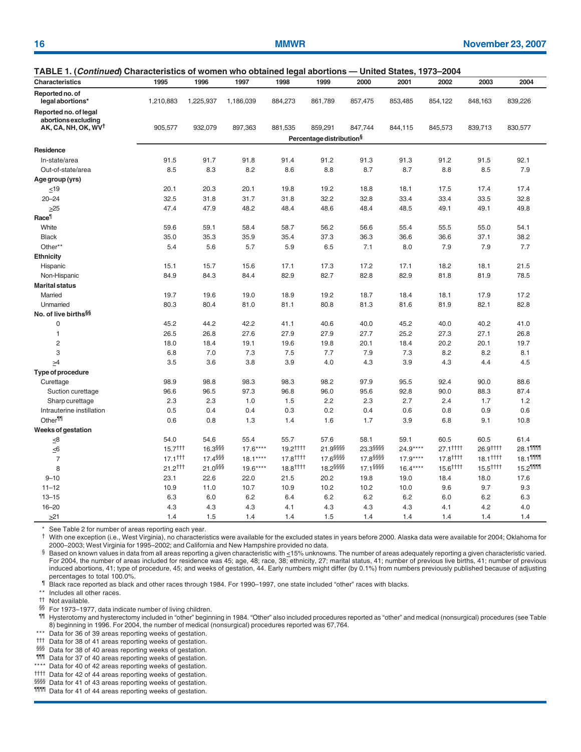**TABLE 1. (*Continued*) Characteristics of women who obtained legal abortions — United States, 1973–2004**

| Characteristics | 1995 | 1996 | 1997 | 1998 | 1999 | 2000 | 2001 | 2002 | 2003 | 2004 |
|---|---|---|---|---|---|---|---|---|---|---|
| **Reported no. of legal abortions*** | 1,210,883 | 1,225,937 | 1,186,039 | 884,273 | 861,789 | 857,475 | 853,485 | 854,122 | 848,163 | 839,226 |
| **Reported no. of legal abortions excluding AK, CA, NH, OK, WV†** | 905,577 | 932,079 | 897,363 | 881,535 | 859,291 | 847,744 | 844,115 | 845,573 | 839,713 | 830,577 |
| | Percentage distribution§ | | | | | | | | | |
| **Residence** | | | | | | | | | | |
| In-state/area | 91.5 | 91.7 | 91.8 | 91.4 | 91.2 | 91.3 | 91.3 | 91.2 | 91.5 | 92.1 |
| Out-of-state/area | 8.5 | 8.3 | 8.2 | 8.6 | 8.8 | 8.7 | 8.7 | 8.8 | 8.5 | 7.9 |
| **Age group (yrs)** | | | | | | | | | | |
| ≤19 | 20.1 | 20.3 | 20.1 | 19.8 | 19.2 | 18.8 | 18.1 | 17.5 | 17.4 | 17.4 |
| 20–24 | 32.5 | 31.8 | 31.7 | 31.8 | 32.2 | 32.8 | 33.4 | 33.4 | 33.5 | 32.8 |
| ≥25 | 47.4 | 47.9 | 48.2 | 48.4 | 48.6 | 48.4 | 48.5 | 49.1 | 49.1 | 49.8 |
| **Race¶** | | | | | | | | | | |
| White | 59.6 | 59.1 | 58.4 | 58.7 | 56.2 | 56.6 | 55.4 | 55.5 | 55.0 | 54.1 |
| Black | 35.0 | 35.3 | 35.9 | 35.4 | 37.3 | 36.3 | 36.6 | 36.6 | 37.1 | 38.2 |
| Other** | 5.4 | 5.6 | 5.7 | 5.9 | 6.5 | 7.1 | 8.0 | 7.9 | 7.9 | 7.7 |
| **Ethnicity** | | | | | | | | | | |
| Hispanic | 15.1 | 15.7 | 15.6 | 17.1 | 17.3 | 17.2 | 17.1 | 18.2 | 18.1 | 21.5 |
| Non-Hispanic | 84.9 | 84.3 | 84.4 | 82.9 | 82.7 | 82.8 | 82.9 | 81.8 | 81.9 | 78.5 |
| **Marital status** | | | | | | | | | | |
| Married | 19.7 | 19.6 | 19.0 | 18.9 | 19.2 | 18.7 | 18.4 | 18.1 | 17.9 | 17.2 |
| Unmarried | 80.3 | 80.4 | 81.0 | 81.1 | 80.8 | 81.3 | 81.6 | 81.9 | 82.1 | 82.8 |
| **No. of live births§§** | | | | | | | | | | |
| 0 | 45.2 | 44.2 | 42.2 | 41.1 | 40.6 | 40.0 | 45.2 | 40.0 | 40.2 | 41.0 |
| 1 | 26.5 | 26.8 | 27.6 | 27.9 | 27.9 | 27.7 | 25.2 | 27.3 | 27.1 | 26.8 |
| 2 | 18.0 | 18.4 | 19.1 | 19.6 | 19.8 | 20.1 | 18.4 | 20.2 | 20.1 | 19.7 |
| 3 | 6.8 | 7.0 | 7.3 | 7.5 | 7.7 | 7.9 | 7.3 | 8.2 | 8.2 | 8.1 |
| ≥4 | 3.5 | 3.6 | 3.8 | 3.9 | 4.0 | 4.3 | 3.9 | 4.3 | 4.4 | 4.5 |
| **Type of procedure** | | | | | | | | | | |
| Curettage | 98.9 | 98.8 | 98.3 | 98.3 | 98.2 | 97.9 | 95.5 | 92.4 | 90.0 | 88.6 |
| Suction curettage | 96.6 | 96.5 | 97.3 | 96.8 | 96.0 | 95.6 | 92.8 | 90.0 | 88.3 | 87.4 |
| Sharp curettage | 2.3 | 2.3 | 1.0 | 1.5 | 2.2 | 2.3 | 2.7 | 2.4 | 1.7 | 1.2 |
| Intrauterine instillation | 0.5 | 0.4 | 0.4 | 0.3 | 0.2 | 0.4 | 0.6 | 0.8 | 0.9 | 0.6 |
| Other¶¶ | 0.6 | 0.8 | 1.3 | 1.4 | 1.6 | 1.7 | 3.9 | 6.8 | 9.1 | 10.8 |
| **Weeks of gestation** | | | | | | | | | | |
| ≤8 | 54.0 | 54.6 | 55.4 | 55.7 | 57.6 | 58.1 | 59.1 | 60.5 | 60.5 | 61.4 |
| ≤6 | 15.7††† | 16.3§§§ | 17.6**** | 19.2†††† | 21.9§§§§ | 23.3§§§§ | 24.9**** | 27.1†††† | 26.9†††† | 28.1¶¶¶¶ |
| 7 | 17.1††† | 17.4§§§ | 18.1**** | 17.8†††† | 17.6§§§§ | 17.8§§§§ | 17.9**** | 17.8†††† | 18.1†††† | 18.1¶¶¶¶ |
| 8 | 21.2††† | 21.0§§§ | 19.6**** | 18.8†††† | 18.2§§§§ | 17.1§§§§ | 16.4**** | 15.6†††† | 15.5†††† | 15.2¶¶¶¶ |
| 9–10 | 23.1 | 22.6 | 22.0 | 21.5 | 20.2 | 19.8 | 19.0 | 18.4 | 18.0 | 17.6 |
| 11–12 | 10.9 | 11.0 | 10.7 | 10.9 | 10.2 | 10.2 | 10.0 | 9.6 | 9.7 | 9.3 |
| 13–15 | 6.3 | 6.0 | 6.2 | 6.4 | 6.2 | 6.2 | 6.2 | 6.0 | 6.2 | 6.3 |
| 16–20 | 4.3 | 4.3 | 4.3 | 4.1 | 4.3 | 4.3 | 4.3 | 4.1 | 4.2 | 4.0 |
| ≥21 | 1.4 | 1.5 | 1.4 | 1.4 | 1.5 | 1.4 | 1.4 | 1.4 | 1.4 | 1.4 |

\* See Table 2 for number of areas reporting each year.

† With one exception (i.e., West Virginia), no characteristics were available for the excluded states in years before 2000. Alaska data were available for 2004; Oklahoma for 2000–2003; West Virginia for 1995–2002; and California and New Hampshire provided no data.

§ Based on known values in data from all areas reporting a given characteristic with ≤15% unknowns. The number of areas adequately reporting a given characteristic varied. For 2004, the number of areas included for residence was 45; age, 48; race, 38; ethnicity, 27; marital status, 41; number of previous live births, 41; number of previous induced abortions, 41; type of procedure, 45; and weeks of gestation, 44. Early numbers might differ (by 0.1%) from numbers previously published because of adjusting percentages to total 100.0%.

¶ Black race reported as black and other races through 1984. For 1990–1997, one state included "other" races with blacks.

** Includes all other races.

†† Not available.

§§ For 1973–1977, data indicate number of living children.

¶¶ Hysterotomy and hysterectomy included in "other" beginning in 1984. "Other" also included procedures reported as "other" and medical (nonsurgical) procedures (see Table 8) beginning in 1996. For 2004, the number of medical (nonsurgical) procedures reported was 67,764.

*** Data for 36 of 39 areas reporting weeks of gestation.

††† Data for 38 of 41 areas reporting weeks of gestation.

§§§ Data for 38 of 40 areas reporting weeks of gestation.

¶¶¶ Data for 37 of 40 areas reporting weeks of gestation.

**** Data for 40 of 42 areas reporting weeks of gestation.

†††† Data for 42 of 44 areas reporting weeks of gestation.

§§§§ Data for 41 of 43 areas reporting weeks of gestation.

¶¶¶¶ Data for 41 of 44 areas reporting weeks of gestation.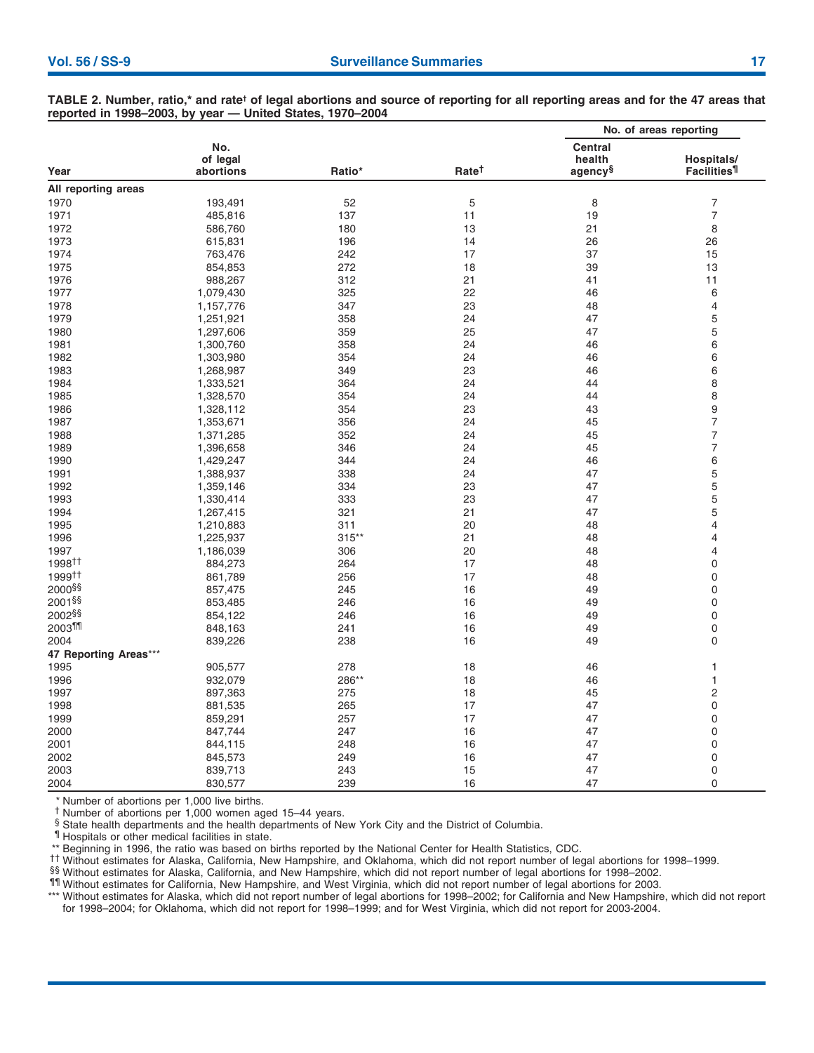**TABLE 2. Number, ratio,* and rate† of legal abortions and source of reporting for all reporting areas and for the 47 areas that reported in 1998–2003, by year — United States, 1970–2004**

| Year | No. of legal abortions | Ratio* | Rate† | No. of areas reporting | |
|---|---|---|---|---|---|
| | | | | Central health agency§ | Hospitals/ Facilities¶ |
| **All reporting areas** | | | | | |
| 1970 | 193,491 | 52 | 5 | 8 | 7 |
| 1971 | 485,816 | 137 | 11 | 19 | 7 |
| 1972 | 586,760 | 180 | 13 | 21 | 8 |
| 1973 | 615,831 | 196 | 14 | 26 | 26 |
| 1974 | 763,476 | 242 | 17 | 37 | 15 |
| 1975 | 854,853 | 272 | 18 | 39 | 13 |
| 1976 | 988,267 | 312 | 21 | 41 | 11 |
| 1977 | 1,079,430 | 325 | 22 | 46 | 6 |
| 1978 | 1,157,776 | 347 | 23 | 48 | 4 |
| 1979 | 1,251,921 | 358 | 24 | 47 | 5 |
| 1980 | 1,297,606 | 359 | 25 | 47 | 5 |
| 1981 | 1,300,760 | 358 | 24 | 46 | 6 |
| 1982 | 1,303,980 | 354 | 24 | 46 | 6 |
| 1983 | 1,268,987 | 349 | 23 | 46 | 6 |
| 1984 | 1,333,521 | 364 | 24 | 44 | 8 |
| 1985 | 1,328,570 | 354 | 24 | 44 | 8 |
| 1986 | 1,328,112 | 354 | 23 | 43 | 9 |
| 1987 | 1,353,671 | 356 | 24 | 45 | 7 |
| 1988 | 1,371,285 | 352 | 24 | 45 | 7 |
| 1989 | 1,396,658 | 346 | 24 | 45 | 7 |
| 1990 | 1,429,247 | 344 | 24 | 46 | 6 |
| 1991 | 1,388,937 | 338 | 24 | 47 | 5 |
| 1992 | 1,359,146 | 334 | 23 | 47 | 5 |
| 1993 | 1,330,414 | 333 | 23 | 47 | 5 |
| 1994 | 1,267,415 | 321 | 21 | 47 | 5 |
| 1995 | 1,210,883 | 311 | 20 | 48 | 4 |
| 1996 | 1,225,937 | 315** | 21 | 48 | 4 |
| 1997 | 1,186,039 | 306 | 20 | 48 | 4 |
| 1998†† | 884,273 | 264 | 17 | 48 | 0 |
| 1999†† | 861,789 | 256 | 17 | 48 | 0 |
| 2000§§ | 857,475 | 245 | 16 | 49 | 0 |
| 2001§§ | 853,485 | 246 | 16 | 49 | 0 |
| 2002§§ | 854,122 | 246 | 16 | 49 | 0 |
| 2003¶¶ | 848,163 | 241 | 16 | 49 | 0 |
| 2004 | 839,226 | 238 | 16 | 49 | 0 |
| **47 Reporting Areas***** | | | | | |
| 1995 | 905,577 | 278 | 18 | 46 | 1 |
| 1996 | 932,079 | 286** | 18 | 46 | 1 |
| 1997 | 897,363 | 275 | 18 | 45 | 2 |
| 1998 | 881,535 | 265 | 17 | 47 | 0 |
| 1999 | 859,291 | 257 | 17 | 47 | 0 |
| 2000 | 847,744 | 247 | 16 | 47 | 0 |
| 2001 | 844,115 | 248 | 16 | 47 | 0 |
| 2002 | 845,573 | 249 | 16 | 47 | 0 |
| 2003 | 839,713 | 243 | 15 | 47 | 0 |
| 2004 | 830,577 | 239 | 16 | 47 | 0 |

\* Number of abortions per 1,000 live births.
† Number of abortions per 1,000 women aged 15–44 years.
§ State health departments and the health departments of New York City and the District of Columbia.
¶ Hospitals or other medical facilities in state.
** Beginning in 1996, the ratio was based on births reported by the National Center for Health Statistics, CDC.
†† Without estimates for Alaska, California, New Hampshire, and Oklahoma, which did not report number of legal abortions for 1998–1999.
§§ Without estimates for Alaska, California, and New Hampshire, which did not report number of legal abortions for 1998–2002.
¶¶ Without estimates for California, New Hampshire, and West Virginia, which did not report number of legal abortions for 2003.
*** Without estimates for Alaska, which did not report number of legal abortions for 1998–2002; for California and New Hampshire, which did not report for 1998–2004; for Oklahoma, which did not report for 1998–1999; and for West Virginia, which did not report for 2003-2004.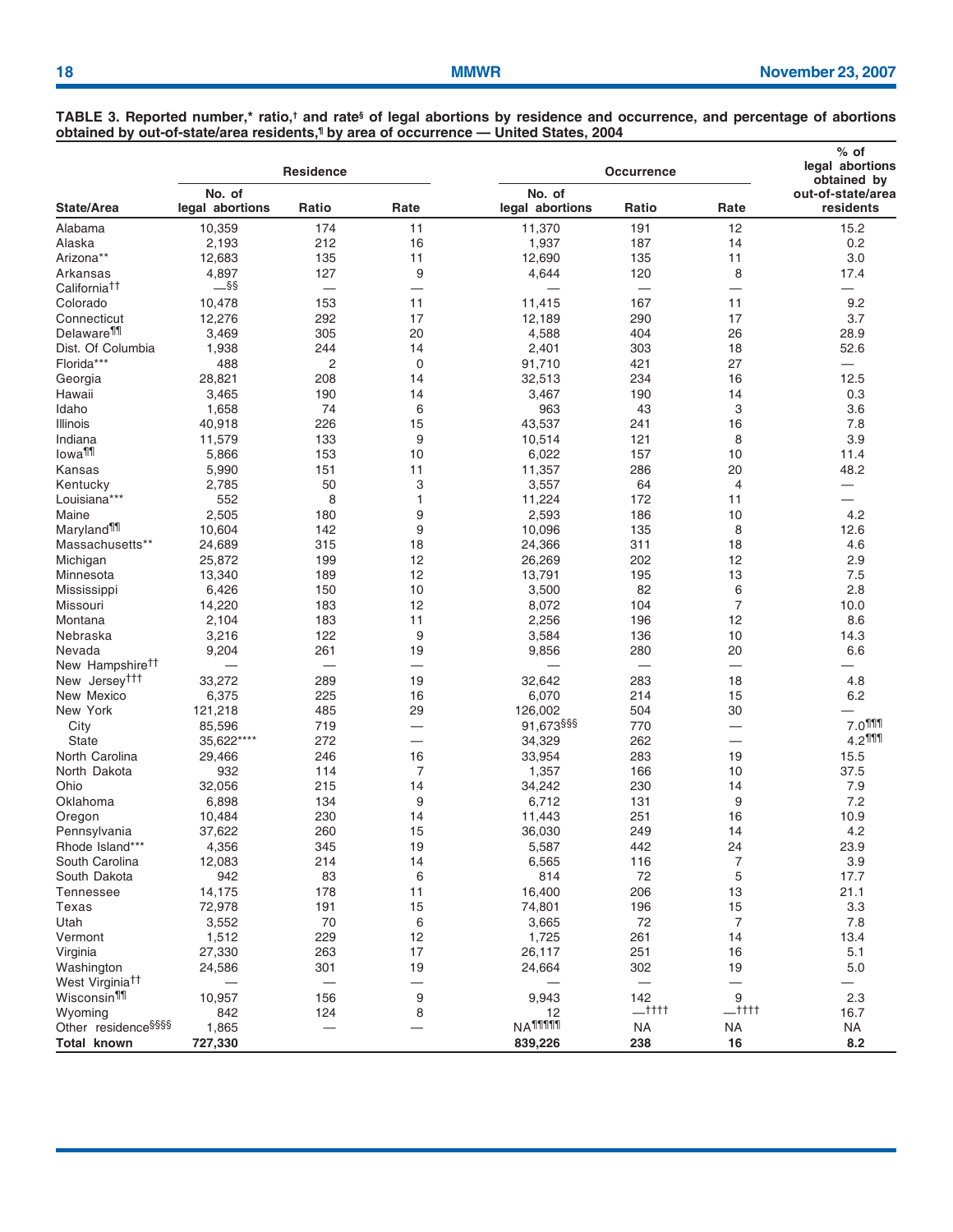**TABLE 3. Reported number,* ratio,† and rate§ of legal abortions by residence and occurrence, and percentage of abortions obtained by out-of-state/area residents,¶ by area of occurrence — United States, 2004**

| | Residence | | | Occurrence | | | % of legal abortions obtained by out-of-state/area residents |
|---|---|---|---|---|---|---|---|
| State/Area | No. of legal abortions | Ratio | Rate | No. of legal abortions | Ratio | Rate | |
| Alabama | 10,359 | 174 | 11 | 11,370 | 191 | 12 | 15.2 |
| Alaska | 2,193 | 212 | 16 | 1,937 | 187 | 14 | 0.2 |
| Arizona** | 12,683 | 135 | 11 | 12,690 | 135 | 11 | 3.0 |
| Arkansas | 4,897 | 127 | 9 | 4,644 | 120 | 8 | 17.4 |
| California†† | —§§ | — | — | — | — | — | — |
| Colorado | 10,478 | 153 | 11 | 11,415 | 167 | 11 | 9.2 |
| Connecticut | 12,276 | 292 | 17 | 12,189 | 290 | 17 | 3.7 |
| Delaware¶¶ | 3,469 | 305 | 20 | 4,588 | 404 | 26 | 28.9 |
| Dist. Of Columbia | 1,938 | 244 | 14 | 2,401 | 303 | 18 | 52.6 |
| Florida*** | 488 | 2 | 0 | 91,710 | 421 | 27 | — |
| Georgia | 28,821 | 208 | 14 | 32,513 | 234 | 16 | 12.5 |
| Hawaii | 3,465 | 190 | 14 | 3,467 | 190 | 14 | 0.3 |
| Idaho | 1,658 | 74 | 6 | 963 | 43 | 3 | 3.6 |
| Illinois | 40,918 | 226 | 15 | 43,537 | 241 | 16 | 7.8 |
| Indiana | 11,579 | 133 | 9 | 10,514 | 121 | 8 | 3.9 |
| Iowa¶¶ | 5,866 | 153 | 10 | 6,022 | 157 | 10 | 11.4 |
| Kansas | 5,990 | 151 | 11 | 11,357 | 286 | 20 | 48.2 |
| Kentucky | 2,785 | 50 | 3 | 3,557 | 64 | 4 | — |
| Louisiana*** | 552 | 8 | 1 | 11,224 | 172 | 11 | — |
| Maine | 2,505 | 180 | 9 | 2,593 | 186 | 10 | 4.2 |
| Maryland¶¶ | 10,604 | 142 | 9 | 10,096 | 135 | 8 | 12.6 |
| Massachusetts** | 24,689 | 315 | 18 | 24,366 | 311 | 18 | 4.6 |
| Michigan | 25,872 | 199 | 12 | 26,269 | 202 | 12 | 2.9 |
| Minnesota | 13,340 | 189 | 12 | 13,791 | 195 | 13 | 7.5 |
| Mississippi | 6,426 | 150 | 10 | 3,500 | 82 | 6 | 2.8 |
| Missouri | 14,220 | 183 | 12 | 8,072 | 104 | 7 | 10.0 |
| Montana | 2,104 | 183 | 11 | 2,256 | 196 | 12 | 8.6 |
| Nebraska | 3,216 | 122 | 9 | 3,584 | 136 | 10 | 14.3 |
| Nevada | 9,204 | 261 | 19 | 9,856 | 280 | 20 | 6.6 |
| New Hampshire†† | — | — | — | — | — | — | — |
| New Jersey††† | 33,272 | 289 | 19 | 32,642 | 283 | 18 | 4.8 |
| New Mexico | 6,375 | 225 | 16 | 6,070 | 214 | 15 | 6.2 |
| New York | 121,218 | 485 | 29 | 126,002 | 504 | 30 | — |
| City | 85,596 | 719 | — | 91,673§§§ | 770 | — | 7.0¶¶¶ |
| State | 35,622**** | 272 | — | 34,329 | 262 | — | 4.2¶¶¶ |
| North Carolina | 29,466 | 246 | 16 | 33,954 | 283 | 19 | 15.5 |
| North Dakota | 932 | 114 | 7 | 1,357 | 166 | 10 | 37.5 |
| Ohio | 32,056 | 215 | 14 | 34,242 | 230 | 14 | 7.9 |
| Oklahoma | 6,898 | 134 | 9 | 6,712 | 131 | 9 | 7.2 |
| Oregon | 10,484 | 230 | 14 | 11,443 | 251 | 16 | 10.9 |
| Pennsylvania | 37,622 | 260 | 15 | 36,030 | 249 | 14 | 4.2 |
| Rhode Island*** | 4,356 | 345 | 19 | 5,587 | 442 | 24 | 23.9 |
| South Carolina | 12,083 | 214 | 14 | 6,565 | 116 | 7 | 3.9 |
| South Dakota | 942 | 83 | 6 | 814 | 72 | 5 | 17.7 |
| Tennessee | 14,175 | 178 | 11 | 16,400 | 206 | 13 | 21.1 |
| Texas | 72,978 | 191 | 15 | 74,801 | 196 | 15 | 3.3 |
| Utah | 3,552 | 70 | 6 | 3,665 | 72 | 7 | 7.8 |
| Vermont | 1,512 | 229 | 12 | 1,725 | 261 | 14 | 13.4 |
| Virginia | 27,330 | 263 | 17 | 26,117 | 251 | 16 | 5.1 |
| Washington | 24,586 | 301 | 19 | 24,664 | 302 | 19 | 5.0 |
| West Virginia†† | — | — | — | — | — | — | — |
| Wisconsin¶¶ | 10,957 | 156 | 9 | 9,943 | 142 | 9 | 2.3 |
| Wyoming | 842 | 124 | 8 | 12 | —†††† | —†††† | 16.7 |
| Other residence§§§§ | 1,865 | — | — | NA¶¶¶¶¶ | NA | NA | NA |
| **Total known** | **727,330** | | | **839,226** | **238** | **16** | **8.2** |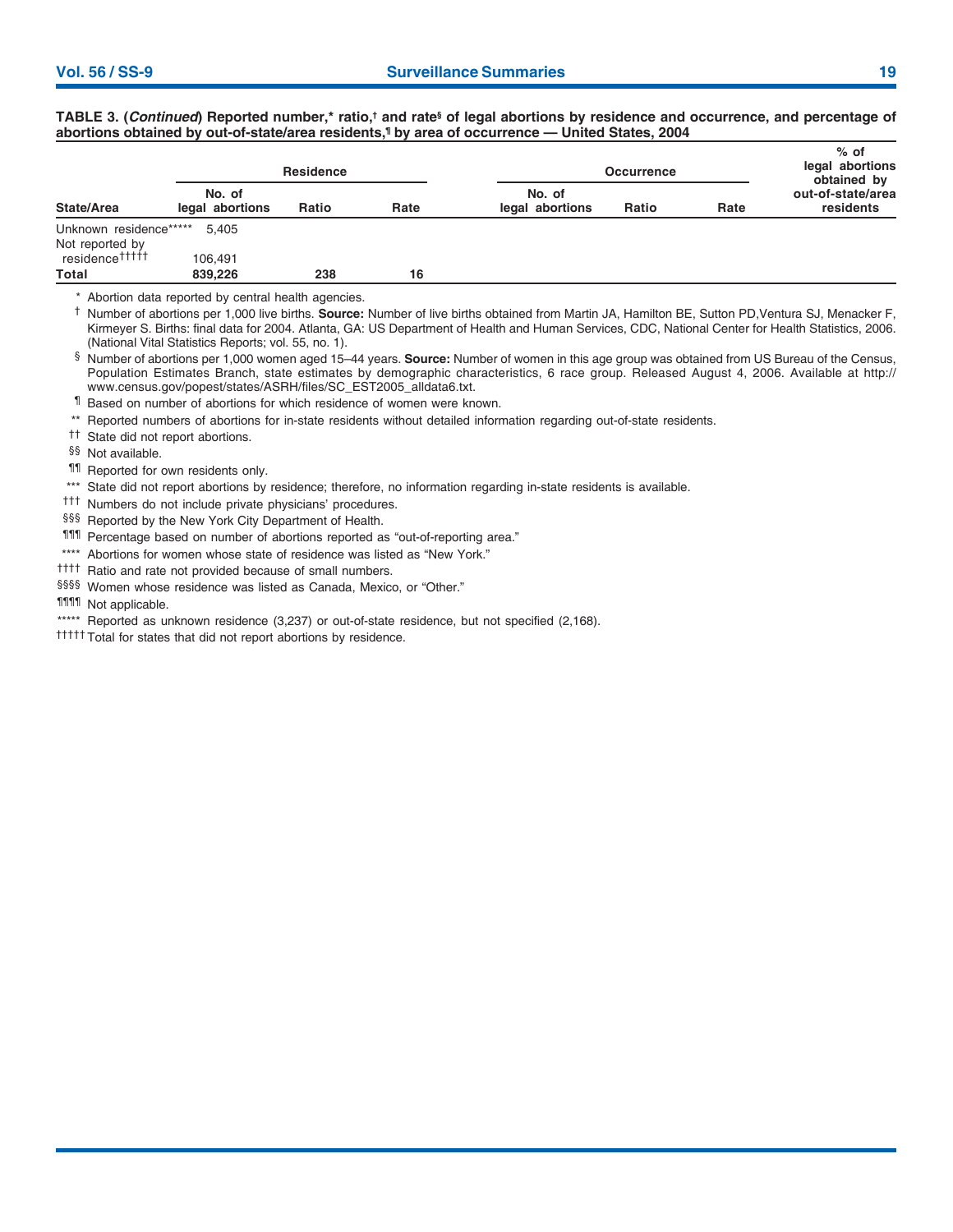**TABLE 3. (*Continued*) Reported number,* ratio,† and rate§ of legal abortions by residence and occurrence, and percentage of abortions obtained by out-of-state/area residents,¶ by area of occurrence — United States, 2004**

| | Residence | | | Occurrence | | | % of legal abortions obtained by out-of-state/area residents |
|---|---|---|---|---|---|---|---|
| State/Area | No. of legal abortions | Ratio | Rate | No. of legal abortions | Ratio | Rate | |
| Unknown residence***** | 5,405 | | | | | | |
| Not reported by residence††††† | 106,491 | | | | | | |
| **Total** | **839,226** | **238** | **16** | | | | |

\* Abortion data reported by central health agencies.

† Number of abortions per 1,000 live births. **Source:** Number of live births obtained from Martin JA, Hamilton BE, Sutton PD, Ventura SJ, Menacker F, Kirmeyer S. Births: final data for 2004. Atlanta, GA: US Department of Health and Human Services, CDC, National Center for Health Statistics, 2006. (National Vital Statistics Reports; vol. 55, no. 1).

§ Number of abortions per 1,000 women aged 15–44 years. **Source:** Number of women in this age group was obtained from US Bureau of the Census, Population Estimates Branch, state estimates by demographic characteristics, 6 race group. Released August 4, 2006. Available at http://www.census.gov/popest/states/ASRH/files/SC_EST2005_alldata6.txt.

¶ Based on number of abortions for which residence of women were known.

** Reported numbers of abortions for in-state residents without detailed information regarding out-of-state residents.

†† State did not report abortions.

§§ Not available.

¶¶ Reported for own residents only.

*** State did not report abortions by residence; therefore, no information regarding in-state residents is available.

††† Numbers do not include private physicians' procedures.

§§§ Reported by the New York City Department of Health.

¶¶¶ Percentage based on number of abortions reported as "out-of-reporting area."

**** Abortions for women whose state of residence was listed as "New York."

†††† Ratio and rate not provided because of small numbers.

§§§§ Women whose residence was listed as Canada, Mexico, or "Other."

¶¶¶¶ Not applicable.

***** Reported as unknown residence (3,237) or out-of-state residence, but not specified (2,168).

††††† Total for states that did not report abortions by residence.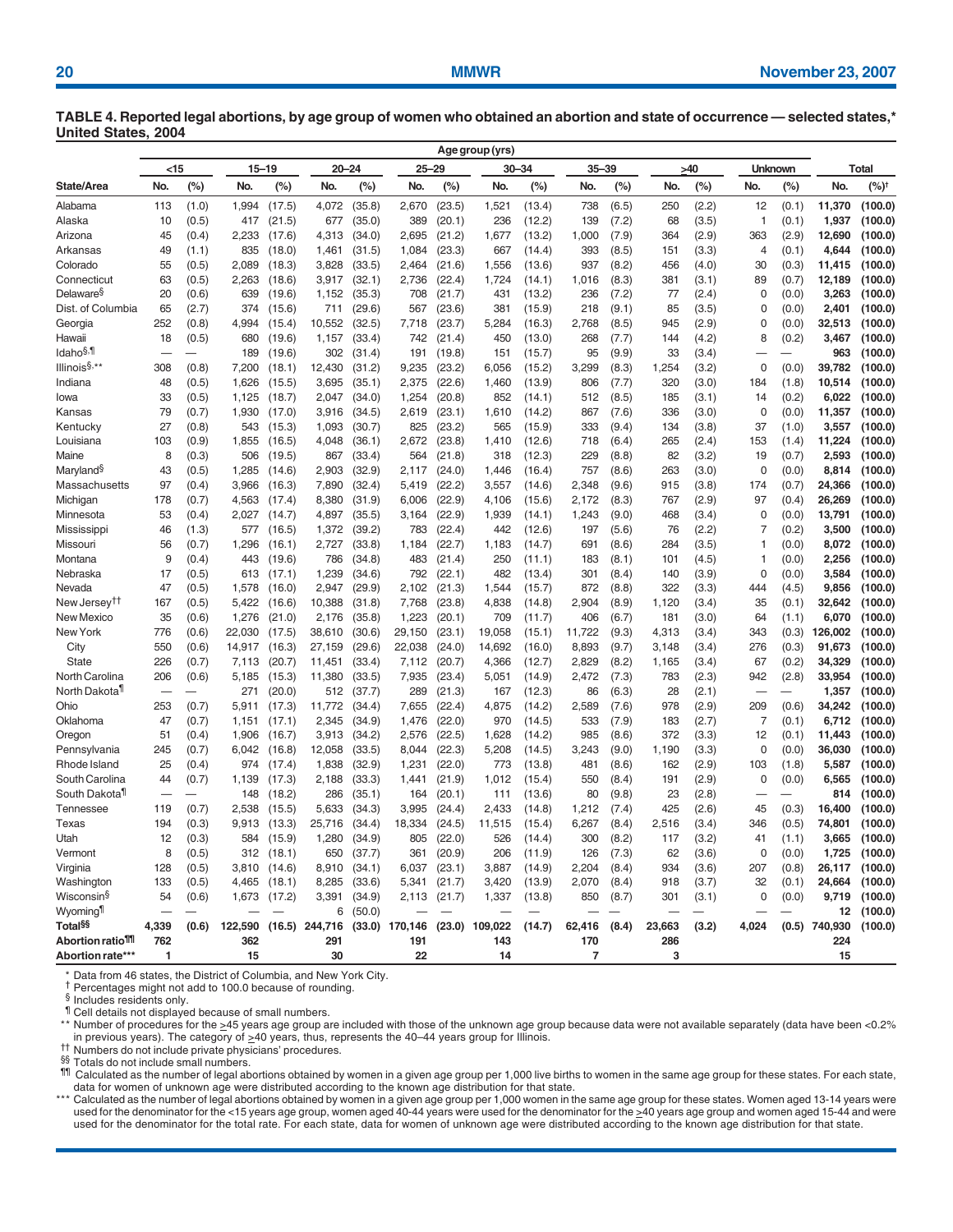**TABLE 4. Reported legal abortions, by age group of women who obtained an abortion and state of occurrence — selected states,* United States, 2004**

| State/Area | <15 No. | <15 (%) | 15–19 No. | 15–19 (%) | 20–24 No. | 20–24 (%) | 25–29 No. | 25–29 (%) | 30–34 No. | 30–34 (%) | 35–39 No. | 35–39 (%) | ≥40 No. | ≥40 (%) | Unknown No. | Unknown (%) | Total No. | Total (%)† |
|---|---|---|---|---|---|---|---|---|---|---|---|---|---|---|---|---|---|---|
| Alabama | 113 | (1.0) | 1,994 | (17.5) | 4,072 | (35.8) | 2,670 | (23.5) | 1,521 | (13.4) | 738 | (6.5) | 250 | (2.2) | 12 | (0.1) | **11,370** | **(100.0)** |
| Alaska | 10 | (0.5) | 417 | (21.5) | 677 | (35.0) | 389 | (20.1) | 236 | (12.2) | 139 | (7.2) | 68 | (3.5) | 1 | (0.1) | **1,937** | **(100.0)** |
| Arizona | 45 | (0.4) | 2,233 | (17.6) | 4,313 | (34.0) | 2,695 | (21.2) | 1,677 | (13.2) | 1,000 | (7.9) | 364 | (2.9) | 363 | (2.9) | **12,690** | **(100.0)** |
| Arkansas | 49 | (1.1) | 835 | (18.0) | 1,461 | (31.5) | 1,084 | (23.3) | 667 | (14.4) | 393 | (8.5) | 151 | (3.3) | 4 | (0.1) | **4,644** | **(100.0)** |
| Colorado | 55 | (0.5) | 2,089 | (18.3) | 3,828 | (33.5) | 2,464 | (21.6) | 1,556 | (13.6) | 937 | (8.2) | 456 | (4.0) | 30 | (0.3) | **11,415** | **(100.0)** |
| Connecticut | 63 | (0.5) | 2,263 | (18.6) | 3,917 | (32.1) | 2,736 | (22.4) | 1,724 | (14.1) | 1,016 | (8.3) | 381 | (3.1) | 89 | (0.7) | **12,189** | **(100.0)** |
| Delaware§ | 20 | (0.6) | 639 | (19.6) | 1,152 | (35.3) | 708 | (21.7) | 431 | (13.2) | 236 | (7.2) | 77 | (2.4) | 0 | (0.0) | **3,263** | **(100.0)** |
| Dist. of Columbia | 65 | (2.7) | 374 | (15.6) | 711 | (29.6) | 567 | (23.6) | 381 | (15.9) | 218 | (9.1) | 85 | (3.5) | 0 | (0.0) | **2,401** | **(100.0)** |
| Georgia | 252 | (0.8) | 4,994 | (15.4) | 10,552 | (32.5) | 7,718 | (23.7) | 5,284 | (16.3) | 2,768 | (8.5) | 945 | (2.9) | 0 | (0.0) | **32,513** | **(100.0)** |
| Hawaii | 18 | (0.5) | 680 | (19.6) | 1,157 | (33.4) | 742 | (21.4) | 450 | (13.0) | 268 | (7.7) | 144 | (4.2) | 8 | (0.2) | **3,467** | **(100.0)** |
| Idaho§,¶ | — | — | 189 | (19.6) | 302 | (31.4) | 191 | (19.8) | 151 | (15.7) | 95 | (9.9) | 33 | (3.4) | — | — | **963** | **(100.0)** |
| Illinois§,** | 308 | (0.8) | 7,200 | (18.1) | 12,430 | (31.2) | 9,235 | (23.2) | 6,056 | (15.2) | 3,299 | (8.3) | 1,254 | (3.2) | 0 | (0.0) | **39,782** | **(100.0)** |
| Indiana | 48 | (0.5) | 1,626 | (15.5) | 3,695 | (35.1) | 2,375 | (22.6) | 1,460 | (13.9) | 806 | (7.7) | 320 | (3.0) | 184 | (1.8) | **10,514** | **(100.0)** |
| Iowa | 33 | (0.5) | 1,125 | (18.7) | 2,047 | (34.0) | 1,254 | (20.8) | 852 | (14.1) | 512 | (8.5) | 185 | (3.1) | 14 | (0.2) | **6,022** | **(100.0)** |
| Kansas | 79 | (0.7) | 1,930 | (17.0) | 3,916 | (34.5) | 2,619 | (23.1) | 1,610 | (14.2) | 867 | (7.6) | 336 | (3.0) | 0 | (0.0) | **11,357** | **(100.0)** |
| Kentucky | 27 | (0.8) | 543 | (15.3) | 1,093 | (30.7) | 825 | (23.2) | 565 | (15.9) | 333 | (9.4) | 134 | (3.8) | 37 | (1.0) | **3,557** | **(100.0)** |
| Louisiana | 103 | (0.9) | 1,855 | (16.5) | 4,048 | (36.1) | 2,672 | (23.8) | 1,410 | (12.6) | 718 | (6.4) | 265 | (2.4) | 153 | (1.4) | **11,224** | **(100.0)** |
| Maine | 8 | (0.3) | 506 | (19.5) | 867 | (33.4) | 564 | (21.8) | 318 | (12.3) | 229 | (8.8) | 82 | (3.2) | 19 | (0.7) | **2,593** | **(100.0)** |
| Maryland§ | 43 | (0.5) | 1,285 | (14.6) | 2,903 | (32.9) | 2,117 | (24.0) | 1,446 | (16.4) | 757 | (8.6) | 263 | (3.0) | 0 | (0.0) | **8,814** | **(100.0)** |
| Massachusetts | 97 | (0.4) | 3,966 | (16.3) | 7,890 | (32.4) | 5,419 | (22.2) | 3,557 | (14.6) | 2,348 | (9.6) | 915 | (3.8) | 174 | (0.7) | **24,366** | **(100.0)** |
| Michigan | 178 | (0.7) | 4,563 | (17.4) | 8,380 | (31.9) | 6,006 | (22.9) | 4,106 | (15.6) | 2,172 | (8.3) | 767 | (2.9) | 97 | (0.4) | **26,269** | **(100.0)** |
| Minnesota | 53 | (0.4) | 2,027 | (14.7) | 4,897 | (35.5) | 3,164 | (22.9) | 1,939 | (14.1) | 1,243 | (9.0) | 468 | (3.4) | 0 | (0.0) | **13,791** | **(100.0)** |
| Mississippi | 46 | (1.3) | 577 | (16.5) | 1,372 | (39.2) | 783 | (22.4) | 442 | (12.6) | 197 | (5.6) | 76 | (2.2) | 7 | (0.2) | **3,500** | **(100.0)** |
| Missouri | 56 | (0.7) | 1,296 | (16.1) | 2,727 | (33.8) | 1,184 | (22.7) | 1,183 | (14.7) | 691 | (8.6) | 284 | (3.5) | 1 | (0.0) | **8,072** | **(100.0)** |
| Montana | 9 | (0.4) | 443 | (19.6) | 786 | (34.8) | 483 | (21.4) | 250 | (11.1) | 183 | (8.1) | 101 | (4.5) | 1 | (0.0) | **2,256** | **(100.0)** |
| Nebraska | 17 | (0.5) | 613 | (17.1) | 1,239 | (34.6) | 792 | (22.1) | 482 | (13.4) | 301 | (8.4) | 140 | (3.9) | 0 | (0.0) | **3,584** | **(100.0)** |
| Nevada | 47 | (0.5) | 1,578 | (16.0) | 2,947 | (29.9) | 2,102 | (21.3) | 1,544 | (15.7) | 872 | (8.8) | 322 | (3.3) | 444 | (4.5) | **9,856** | **(100.0)** |
| New Jersey†† | 167 | (0.5) | 5,422 | (16.6) | 10,388 | (31.8) | 7,768 | (23.8) | 4,838 | (14.8) | 2,904 | (8.9) | 1,120 | (3.4) | 35 | (0.1) | **32,642** | **(100.0)** |
| New Mexico | 35 | (0.6) | 1,276 | (21.0) | 2,176 | (35.8) | 1,223 | (20.1) | 709 | (11.7) | 406 | (6.7) | 181 | (3.0) | 64 | (1.1) | **6,070** | **(100.0)** |
| New York | 776 | (0.6) | 22,030 | (17.5) | 38,610 | (30.6) | 29,150 | (23.1) | 19,058 | (15.1) | 11,722 | (9.3) | 4,313 | (3.4) | 343 | (0.3) | **126,002** | **(100.0)** |
| City | 550 | (0.6) | 14,917 | (16.3) | 27,159 | (29.6) | 22,038 | (24.0) | 14,692 | (16.0) | 8,893 | (9.7) | 3,148 | (3.4) | 276 | (0.3) | **91,673** | **(100.0)** |
| State | 226 | (0.7) | 7,113 | (20.7) | 11,451 | (33.4) | 7,112 | (20.7) | 4,366 | (12.7) | 2,829 | (8.2) | 1,165 | (3.4) | 67 | (0.2) | **34,329** | **(100.0)** |
| North Carolina | 206 | (0.6) | 5,185 | (15.3) | 11,380 | (33.5) | 7,935 | (23.4) | 5,051 | (14.9) | 2,472 | (7.3) | 783 | (2.3) | 942 | (2.8) | **33,954** | **(100.0)** |
| North Dakota¶ | — | — | 271 | (20.0) | 512 | (37.7) | 289 | (21.3) | 167 | (12.3) | 86 | (6.3) | 28 | (2.1) | — | — | **1,357** | **(100.0)** |
| Ohio | 253 | (0.7) | 5,911 | (17.3) | 11,772 | (34.4) | 7,655 | (22.4) | 4,875 | (14.2) | 2,589 | (7.6) | 978 | (2.9) | 209 | (0.6) | **34,242** | **(100.0)** |
| Oklahoma | 47 | (0.7) | 1,151 | (17.1) | 2,345 | (34.9) | 1,476 | (22.0) | 970 | (14.5) | 533 | (7.9) | 183 | (2.7) | 7 | (0.1) | **6,712** | **(100.0)** |
| Oregon | 51 | (0.4) | 1,906 | (16.7) | 3,913 | (34.2) | 2,576 | (22.5) | 1,628 | (14.2) | 985 | (8.6) | 372 | (3.3) | 12 | (0.1) | **11,443** | **(100.0)** |
| Pennsylvania | 245 | (0.7) | 6,042 | (16.8) | 12,058 | (33.5) | 8,044 | (22.3) | 5,208 | (14.5) | 3,243 | (9.0) | 1,190 | (3.3) | 0 | (0.0) | **36,030** | **(100.0)** |
| Rhode Island | 25 | (0.4) | 974 | (17.4) | 1,838 | (32.9) | 1,231 | (22.0) | 773 | (13.8) | 481 | (8.6) | 162 | (2.9) | 103 | (1.8) | **5,587** | **(100.0)** |
| South Carolina | 44 | (0.7) | 1,139 | (17.3) | 2,188 | (33.3) | 1,441 | (21.9) | 1,012 | (15.4) | 550 | (8.4) | 191 | (2.9) | 0 | (0.0) | **6,565** | **(100.0)** |
| South Dakota¶ | — | — | 148 | (18.2) | 286 | (35.1) | 164 | (20.1) | 111 | (13.6) | 80 | (9.8) | 23 | (2.8) | — | — | **814** | **(100.0)** |
| Tennessee | 119 | (0.7) | 2,538 | (15.5) | 5,633 | (34.3) | 3,995 | (24.4) | 2,433 | (14.8) | 1,212 | (7.4) | 425 | (2.6) | 45 | (0.3) | **16,400** | **(100.0)** |
| Texas | 194 | (0.3) | 9,913 | (13.3) | 25,716 | (34.4) | 18,334 | (24.5) | 11,515 | (15.4) | 6,267 | (8.4) | 2,516 | (3.4) | 346 | (0.5) | **74,801** | **(100.0)** |
| Utah | 12 | (0.3) | 584 | (15.9) | 1,280 | (34.9) | 805 | (22.0) | 526 | (14.4) | 300 | (8.2) | 117 | (3.2) | 41 | (1.1) | **3,665** | **(100.0)** |
| Vermont | 8 | (0.5) | 312 | (18.1) | 650 | (37.7) | 361 | (20.9) | 206 | (11.9) | 126 | (7.3) | 62 | (3.6) | 0 | (0.0) | **1,725** | **(100.0)** |
| Virginia | 128 | (0.5) | 3,810 | (14.6) | 8,910 | (34.1) | 6,037 | (23.1) | 3,887 | (14.9) | 2,204 | (8.4) | 934 | (3.6) | 207 | (0.8) | **26,117** | **(100.0)** |
| Washington | 133 | (0.5) | 4,465 | (18.1) | 8,285 | (33.6) | 5,341 | (21.7) | 3,420 | (13.9) | 2,070 | (8.4) | 918 | (3.7) | 32 | (0.1) | **24,664** | **(100.0)** |
| Wisconsin§ | 54 | (0.6) | 1,673 | (17.2) | 3,391 | (34.9) | 2,113 | (21.7) | 1,337 | (13.8) | 850 | (8.7) | 301 | (3.1) | 0 | (0.0) | **9,719** | **(100.0)** |
| Wyoming¶ | — | — | — | — | 6 | (50.0) | — | — | — | — | — | — | — | — | — | — | **12** | **(100.0)** |
| **Total§§** | **4,339** | **(0.6)** | **122,590** | **(16.5)** | **244,716** | **(33.0)** | **170,146** | **(23.0)** | **109,022** | **(14.7)** | **62,416** | **(8.4)** | **23,663** | **(3.2)** | **4,024** | **(0.5)** | **740,930** | **(100.0)** |
| **Abortion ratio¶¶** | **762** | | **362** | | **291** | | **191** | | **143** | | **170** | | **286** | | | | **224** | |
| **Abortion rate***** | **1** | | **15** | | **30** | | **22** | | **14** | | **7** | | **3** | | | | **15** | |

\* Data from 46 states, the District of Columbia, and New York City.
† Percentages might not add to 100.0 because of rounding.
§ Includes residents only.
¶ Cell details not displayed because of small numbers.
** Number of procedures for the ≥45 years age group are included with those of the unknown age group because data were not available separately (data have been <0.2% in previous years). The category of ≥40 years, thus, represents the 40–44 years group for Illinois.
†† Numbers do not include private physicians' procedures.
§§ Totals do not include small numbers.
¶¶ Calculated as the number of legal abortions obtained by women in a given age group per 1,000 live births to women in the same age group for these states. For each state, data for women of unknown age were distributed according to the known age distribution for that state.
*** Calculated as the number of legal abortions obtained by women in a given age group per 1,000 women in the same age group for these states. Women aged 13-14 years were used for the denominator for the <15 years age group, women aged 40-44 years were used for the denominator for the ≥40 years age group and women aged 15-44 and were used for the denominator for the total rate. For each state, data for women of unknown age were distributed according to the known age distribution for that state.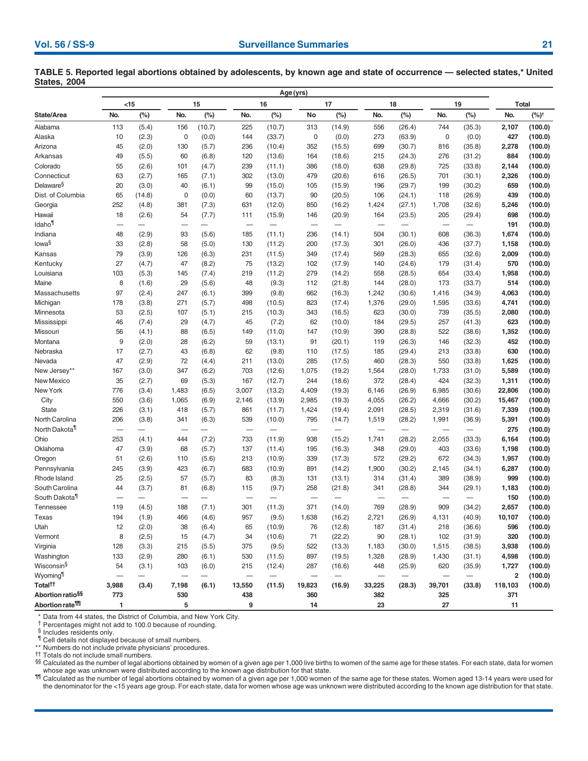**TABLE 5. Reported legal abortions obtained by adolescents, by known age and state of occurrence — selected states,* United States, 2004**

| | Age (yrs) | | | | | | | | | | | | | |
|---|---|---|---|---|---|---|---|---|---|---|---|---|---|---|
| | <15 | | 15 | | 16 | | 17 | | 18 | | 19 | | Total | |
| State/Area | No. | (%) | No. | (%) | No. | (%) | No | (%) | No. | (%) | No. | (%) | No. | (%)† |
| Alabama | 113 | (5.4) | 156 | (10.7) | 225 | (10.7) | 313 | (14.9) | 556 | (26.4) | 744 | (35.3) | **2,107** | **(100.0)** |
| Alaska | 10 | (2.3) | 0 | (0.0) | 144 | (33.7) | 0 | (0.0) | 273 | (63.9) | 0 | (0.0) | **427** | **(100.0)** |
| Arizona | 45 | (2.0) | 130 | (5.7) | 236 | (10.4) | 352 | (15.5) | 699 | (30.7) | 816 | (35.8) | **2,278** | **(100.0)** |
| Arkansas | 49 | (5.5) | 60 | (6.8) | 120 | (13.6) | 164 | (18.6) | 215 | (24.3) | 276 | (31.2) | **884** | **(100.0)** |
| Colorado | 55 | (2.6) | 101 | (4.7) | 239 | (11.1) | 386 | (18.0) | 638 | (29.8) | 725 | (33.8) | **2,144** | **(100.0)** |
| Connecticut | 63 | (2.7) | 165 | (7.1) | 302 | (13.0) | 479 | (20.6) | 616 | (26.5) | 701 | (30.1) | **2,326** | **(100.0)** |
| Delaware§ | 20 | (3.0) | 40 | (6.1) | 99 | (15.0) | 105 | (15.9) | 196 | (29.7) | 199 | (30.2) | **659** | **(100.0)** |
| Dist. of Columbia | 65 | (14.8) | 0 | (0.0) | 60 | (13.7) | 90 | (20.5) | 106 | (24.1) | 118 | (26.9) | **439** | **(100.0)** |
| Georgia | 252 | (4.8) | 381 | (7.3) | 631 | (12.0) | 850 | (16.2) | 1,424 | (27.1) | 1,708 | (32.6) | **5,246** | **(100.0)** |
| Hawaii | 18 | (2.6) | 54 | (7.7) | 111 | (15.9) | 146 | (20.9) | 164 | (23.5) | 205 | (29.4) | **698** | **(100.0)** |
| Idaho¶ | — | — | — | — | — | — | — | — | — | — | — | — | **191** | **(100.0)** |
| Indiana | 48 | (2.9) | 93 | (5.6) | 185 | (11.1) | 236 | (14.1) | 504 | (30.1) | 608 | (36.3) | **1,674** | **(100.0)** |
| Iowa§ | 33 | (2.8) | 58 | (5.0) | 130 | (11.2) | 200 | (17.3) | 301 | (26.0) | 436 | (37.7) | **1,158** | **(100.0)** |
| Kansas | 79 | (3.9) | 126 | (6.3) | 231 | (11.5) | 349 | (17.4) | 569 | (28.3) | 655 | (32.6) | **2,009** | **(100.0)** |
| Kentucky | 27 | (4.7) | 47 | (8.2) | 75 | (13.2) | 102 | (17.9) | 140 | (24.6) | 179 | (31.4) | **570** | **(100.0)** |
| Louisiana | 103 | (5.3) | 145 | (7.4) | 219 | (11.2) | 279 | (14.2) | 558 | (28.5) | 654 | (33.4) | **1,958** | **(100.0)** |
| Maine | 8 | (1.6) | 29 | (5.6) | 48 | (9.3) | 112 | (21.8) | 144 | (28.0) | 173 | (33.7) | **514** | **(100.0)** |
| Massachusetts | 97 | (2.4) | 247 | (6.1) | 399 | (9.8) | 662 | (16.3) | 1,242 | (30.6) | 1,416 | (34.9) | **4,063** | **(100.0)** |
| Michigan | 178 | (3.8) | 271 | (5.7) | 498 | (10.5) | 823 | (17.4) | 1,376 | (29.0) | 1,595 | (33.6) | **4,741** | **(100.0)** |
| Minnesota | 53 | (2.5) | 107 | (5.1) | 215 | (10.3) | 343 | (16.5) | 623 | (30.0) | 739 | (35.5) | **2,080** | **(100.0)** |
| Mississippi | 46 | (7.4) | 29 | (4.7) | 45 | (7.2) | 62 | (10.0) | 184 | (29.5) | 257 | (41.3) | **623** | **(100.0)** |
| Missouri | 56 | (4.1) | 88 | (6.5) | 149 | (11.0) | 147 | (10.9) | 390 | (28.8) | 522 | (38.6) | **1,352** | **(100.0)** |
| Montana | 9 | (2.0) | 28 | (6.2) | 59 | (13.1) | 91 | (20.1) | 119 | (26.3) | 146 | (32.3) | **452** | **(100.0)** |
| Nebraska | 17 | (2.7) | 43 | (6.8) | 62 | (9.8) | 110 | (17.5) | 185 | (29.4) | 213 | (33.8) | **630** | **(100.0)** |
| Nevada | 47 | (2.9) | 72 | (4.4) | 211 | (13.0) | 285 | (17.5) | 460 | (28.3) | 550 | (33.8) | **1,625** | **(100.0)** |
| New Jersey** | 167 | (3.0) | 347 | (6.2) | 703 | (12.6) | 1,075 | (19.2) | 1,564 | (28.0) | 1,733 | (31.0) | **5,589** | **(100.0)** |
| New Mexico | 35 | (2.7) | 69 | (5.3) | 167 | (12.7) | 244 | (18.6) | 372 | (28.4) | 424 | (32.3) | **1,311** | **(100.0)** |
| New York | 776 | (3.4) | 1,483 | (6.5) | 3,007 | (13.2) | 4,409 | (19.3) | 6,146 | (26.9) | 6,985 | (30.6) | **22,806** | **(100.0)** |
| City | 550 | (3.6) | 1,065 | (6.9) | 2,146 | (13.9) | 2,985 | (19.3) | 4,055 | (26.2) | 4,666 | (30.2) | **15,467** | **(100.0)** |
| State | 226 | (3.1) | 418 | (5.7) | 861 | (11.7) | 1,424 | (19.4) | 2,091 | (28.5) | 2,319 | (31.6) | **7,339** | **(100.0)** |
| North Carolina | 206 | (3.8) | 341 | (6.3) | 539 | (10.0) | 795 | (14.7) | 1,519 | (28.2) | 1,991 | (36.9) | **5,391** | **(100.0)** |
| North Dakota¶ | — | — | — | — | — | — | — | — | — | — | — | — | **275** | **(100.0)** |
| Ohio | 253 | (4.1) | 444 | (7.2) | 733 | (11.9) | 938 | (15.2) | 1,741 | (28.2) | 2,055 | (33.3) | **6,164** | **(100.0)** |
| Oklahoma | 47 | (3.9) | 68 | (5.7) | 137 | (11.4) | 195 | (16.3) | 348 | (29.0) | 403 | (33.6) | **1,198** | **(100.0)** |
| Oregon | 51 | (2.6) | 110 | (5.6) | 213 | (10.9) | 339 | (17.3) | 572 | (29.2) | 672 | (34.3) | **1,957** | **(100.0)** |
| Pennsylvania | 245 | (3.9) | 423 | (6.7) | 683 | (10.9) | 891 | (14.2) | 1,900 | (30.2) | 2,145 | (34.1) | **6,287** | **(100.0)** |
| Rhode Island | 25 | (2.5) | 57 | (5.7) | 83 | (8.3) | 131 | (13.1) | 314 | (31.4) | 389 | (38.9) | **999** | **(100.0)** |
| South Carolina | 44 | (3.7) | 81 | (6.8) | 115 | (9.7) | 258 | (21.8) | 341 | (28.8) | 344 | (29.1) | **1,183** | **(100.0)** |
| South Dakota¶ | — | — | — | — | — | — | — | — | — | — | — | — | **150** | **(100.0)** |
| Tennessee | 119 | (4.5) | 188 | (7.1) | 301 | (11.3) | 371 | (14.0) | 769 | (28.9) | 909 | (34.2) | **2,657** | **(100.0)** |
| Texas | 194 | (1.9) | 466 | (4.6) | 957 | (9.5) | 1,638 | (16.2) | 2,721 | (26.9) | 4,131 | (40.9) | **10,107** | **(100.0)** |
| Utah | 12 | (2.0) | 38 | (6.4) | 65 | (10.9) | 76 | (12.8) | 187 | (31.4) | 218 | (36.6) | **596** | **(100.0)** |
| Vermont | 8 | (2.5) | 15 | (4.7) | 34 | (10.6) | 71 | (22.2) | 90 | (28.1) | 102 | (31.9) | **320** | **(100.0)** |
| Virginia | 128 | (3.3) | 215 | (5.5) | 375 | (9.5) | 522 | (13.3) | 1,183 | (30.0) | 1,515 | (38.5) | **3,938** | **(100.0)** |
| Washington | 133 | (2.9) | 280 | (6.1) | 530 | (11.5) | 897 | (19.5) | 1,328 | (28.9) | 1,430 | (31.1) | **4,598** | **(100.0)** |
| Wisconsin§ | 54 | (3.1) | 103 | (6.0) | 215 | (12.4) | 287 | (16.6) | 448 | (25.9) | 620 | (35.9) | **1,727** | **(100.0)** |
| Wyoming¶ | — | — | — | — | — | — | — | — | — | — | — | — | **2** | **(100.0)** |
| **Total††** | **3,988** | **(3.4)** | **7,198** | **(6.1)** | **13,550** | **(11.5)** | **19,823** | **(16.9)** | **33,225** | **(28.3)** | **39,701** | **(33.8)** | **118,103** | **(100.0)** |
| **Abortion ratio§§** | **773** | | **530** | | **438** | | **360** | | **382** | | **325** | | **371** | |
| **Abortion rate¶¶** | **1** | | **5** | | **9** | | **14** | | **23** | | **27** | | **11** | |

\* Data from 44 states, the District of Columbia, and New York City.
† Percentages might not add to 100.0 because of rounding.
§ Includes residents only.
¶ Cell details not displayed because of small numbers.
** Numbers do not include private physicians' procedures.
†† Totals do not include small numbers.
§§ Calculated as the number of legal abortions obtained by women of a given age per 1,000 live births to women of the same age for these states. For each state, data for women whose age was unknown were distributed according to the known age distribution for that state.
¶¶ Calculated as the number of legal abortions obtained by women of a given age per 1,000 women of the same age for these states. Women aged 13-14 years were used for the denominator for the <15 years age group. For each state, data for women whose age was unknown were distributed according to the known age distribution for that state.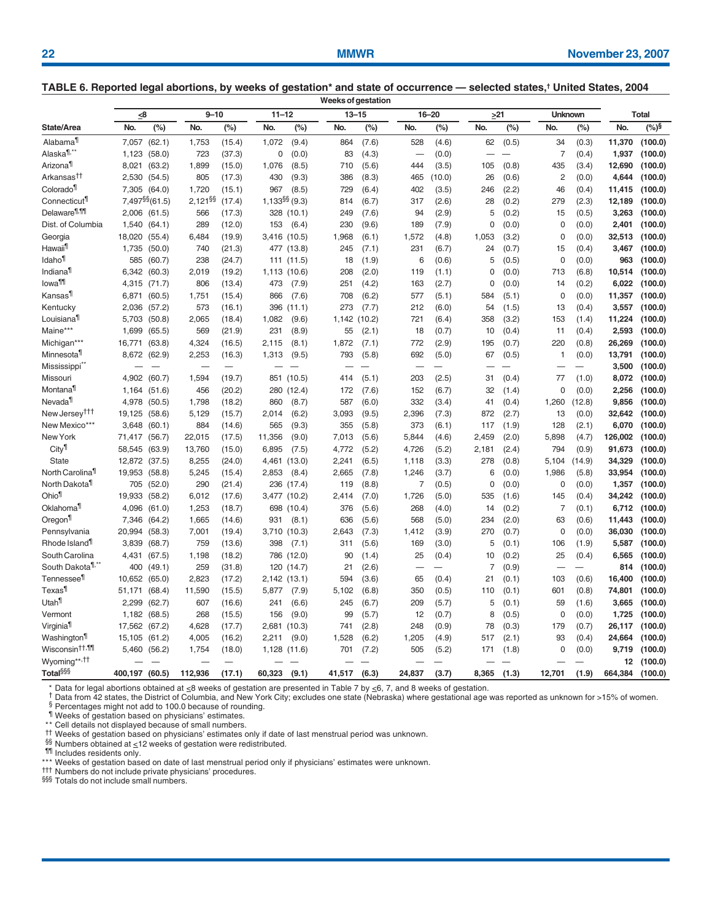**TABLE 6. Reported legal abortions, by weeks of gestation* and state of occurrence — selected states,† United States, 2004**

| State/Area | ≤8 No. | ≤8 (%) | 9–10 No. | 9–10 (%) | 11–12 No. | 11–12 (%) | 13–15 No. | 13–15 (%) | 16–20 No. | 16–20 (%) | ≥21 No. | ≥21 (%) | Unknown No. | Unknown (%) | Total No. | Total (%)§ |
|---|---|---|---|---|---|---|---|---|---|---|---|---|---|---|---|---|
| Alabama¶ | 7,057 | (62.1) | 1,753 | (15.4) | 1,072 | (9.4) | 864 | (7.6) | 528 | (4.6) | 62 | (0.5) | 34 | (0.3) | **11,370** | **(100.0)** |
| Alaska¶,** | 1,123 | (58.0) | 723 | (37.3) | 0 | (0.0) | 83 | (4.3) | — | (0.0) | — | — | 7 | (0.4) | **1,937** | **(100.0)** |
| Arizona¶ | 8,021 | (63.2) | 1,899 | (15.0) | 1,076 | (8.5) | 710 | (5.6) | 444 | (3.5) | 105 | (0.8) | 435 | (3.4) | **12,690** | **(100.0)** |
| Arkansas†† | 2,530 | (54.5) | 805 | (17.3) | 430 | (9.3) | 386 | (8.3) | 465 | (10.0) | 26 | (0.6) | 2 | (0.0) | **4,644** | **(100.0)** |
| Colorado¶ | 7,305 | (64.0) | 1,720 | (15.1) | 967 | (8.5) | 729 | (6.4) | 402 | (3.5) | 246 | (2.2) | 46 | (0.4) | **11,415** | **(100.0)** |
| Connecticut¶ | 7,497§§ | (61.5) | 2,121§§ | (17.4) | 1,133§§ | (9.3) | 814 | (6.7) | 317 | (2.6) | 28 | (0.2) | 279 | (2.3) | **12,189** | **(100.0)** |
| Delaware¶,¶¶ | 2,006 | (61.5) | 566 | (17.3) | 328 | (10.1) | 249 | (7.6) | 94 | (2.9) | 5 | (0.2) | 15 | (0.5) | **3,263** | **(100.0)** |
| Dist. of Columbia | 1,540 | (64.1) | 289 | (12.0) | 153 | (6.4) | 230 | (9.6) | 189 | (7.9) | 0 | (0.0) | 0 | (0.0) | **2,401** | **(100.0)** |
| Georgia | 18,020 | (55.4) | 6,484 | (19.9) | 3,416 | (10.5) | 1,968 | (6.1) | 1,572 | (4.8) | 1,053 | (3.2) | 0 | (0.0) | **32,513** | **(100.0)** |
| Hawaii¶ | 1,735 | (50.0) | 740 | (21.3) | 477 | (13.8) | 245 | (7.1) | 231 | (6.7) | 24 | (0.7) | 15 | (0.4) | **3,467** | **(100.0)** |
| Idaho¶ | 585 | (60.7) | 238 | (24.7) | 111 | (11.5) | 18 | (1.9) | 6 | (0.6) | 5 | (0.5) | 0 | (0.0) | **963** | **(100.0)** |
| Indiana¶ | 6,342 | (60.3) | 2,019 | (19.2) | 1,113 | (10.6) | 208 | (2.0) | 119 | (1.1) | 0 | (0.0) | 713 | (6.8) | **10,514** | **(100.0)** |
| Iowa¶¶ | 4,315 | (71.7) | 806 | (13.4) | 473 | (7.9) | 251 | (4.2) | 163 | (2.7) | 0 | (0.0) | 14 | (0.2) | **6,022** | **(100.0)** |
| Kansas¶ | 6,871 | (60.5) | 1,751 | (15.4) | 866 | (7.6) | 708 | (6.2) | 577 | (5.1) | 584 | (5.1) | 0 | (0.0) | **11,357** | **(100.0)** |
| Kentucky | 2,036 | (57.2) | 573 | (16.1) | 396 | (11.1) | 273 | (7.7) | 212 | (6.0) | 54 | (1.5) | 13 | (0.4) | **3,557** | **(100.0)** |
| Louisiana¶ | 5,703 | (50.8) | 2,065 | (18.4) | 1,082 | (9.6) | 1,142 | (10.2) | 721 | (6.4) | 358 | (3.2) | 153 | (1.4) | **11,224** | **(100.0)** |
| Maine*** | 1,699 | (65.5) | 569 | (21.9) | 231 | (8.9) | 55 | (2.1) | 18 | (0.7) | 10 | (0.4) | 11 | (0.4) | **2,593** | **(100.0)** |
| Michigan*** | 16,771 | (63.8) | 4,324 | (16.5) | 2,115 | (8.1) | 1,872 | (7.1) | 772 | (2.9) | 195 | (0.7) | 220 | (0.8) | **26,269** | **(100.0)** |
| Minnesota¶ | 8,672 | (62.9) | 2,253 | (16.3) | 1,313 | (9.5) | 793 | (5.8) | 692 | (5.0) | 67 | (0.5) | 1 | (0.0) | **13,791** | **(100.0)** |
| Mississippi** | — | — | — | — | — | — | — | — | — | — | — | — | — | — | **3,500** | **(100.0)** |
| Missouri | 4,902 | (60.7) | 1,594 | (19.7) | 851 | (10.5) | 414 | (5.1) | 203 | (2.5) | 31 | (0.4) | 77 | (1.0) | **8,072** | **(100.0)** |
| Montana¶ | 1,164 | (51.6) | 456 | (20.2) | 280 | (12.4) | 172 | (7.6) | 152 | (6.7) | 32 | (1.4) | 0 | (0.0) | **2,256** | **(100.0)** |
| Nevada¶ | 4,978 | (50.5) | 1,798 | (18.2) | 860 | (8.7) | 587 | (6.0) | 332 | (3.4) | 41 | (0.4) | 1,260 | (12.8) | **9,856** | **(100.0)** |
| New Jersey††† | 19,125 | (58.6) | 5,129 | (15.7) | 2,014 | (6.2) | 3,093 | (9.5) | 2,396 | (7.3) | 872 | (2.7) | 13 | (0.0) | **32,642** | **(100.0)** |
| New Mexico*** | 3,648 | (60.1) | 884 | (14.6) | 565 | (9.3) | 355 | (5.8) | 373 | (6.1) | 117 | (1.9) | 128 | (2.1) | **6,070** | **(100.0)** |
| New York | 71,417 | (56.7) | 22,015 | (17.5) | 11,356 | (9.0) | 7,013 | (5.6) | 5,844 | (4.6) | 2,459 | (2.0) | 5,898 | (4.7) | **126,002** | **(100.0)** |
| City¶ | 58,545 | (63.9) | 13,760 | (15.0) | 6,895 | (7.5) | 4,772 | (5.2) | 4,726 | (5.2) | 2,181 | (2.4) | 794 | (0.9) | **91,673** | **(100.0)** |
| State | 12,872 | (37.5) | 8,255 | (24.0) | 4,461 | (13.0) | 2,241 | (6.5) | 1,118 | (3.3) | 278 | (0.8) | 5,104 | (14.9) | **34,329** | **(100.0)** |
| North Carolina¶ | 19,953 | (58.8) | 5,245 | (15.4) | 2,853 | (8.4) | 2,665 | (7.8) | 1,246 | (3.7) | 6 | (0.0) | 1,986 | (5.8) | **33,954** | **(100.0)** |
| North Dakota¶ | 705 | (52.0) | 290 | (21.4) | 236 | (17.4) | 119 | (8.8) | 7 | (0.5) | 0 | (0.0) | 0 | (0.0) | **1,357** | **(100.0)** |
| Ohio¶ | 19,933 | (58.2) | 6,012 | (17.6) | 3,477 | (10.2) | 2,414 | (7.0) | 1,726 | (5.0) | 535 | (1.6) | 145 | (0.4) | **34,242** | **(100.0)** |
| Oklahoma¶ | 4,096 | (61.0) | 1,253 | (18.7) | 698 | (10.4) | 376 | (5.6) | 268 | (4.0) | 14 | (0.2) | 7 | (0.1) | **6,712** | **(100.0)** |
| Oregon¶ | 7,346 | (64.2) | 1,665 | (14.6) | 931 | (8.1) | 636 | (5.6) | 568 | (5.0) | 234 | (2.0) | 63 | (0.6) | **11,443** | **(100.0)** |
| Pennsylvania | 20,994 | (58.3) | 7,001 | (19.4) | 3,710 | (10.3) | 2,643 | (7.3) | 1,412 | (3.9) | 270 | (0.7) | 0 | (0.0) | **36,030** | **(100.0)** |
| Rhode Island¶ | 3,839 | (68.7) | 759 | (13.6) | 398 | (7.1) | 311 | (5.6) | 169 | (3.0) | 5 | (0.1) | 106 | (1.9) | **5,587** | **(100.0)** |
| South Carolina | 4,431 | (67.5) | 1,198 | (18.2) | 786 | (12.0) | 90 | (1.4) | 25 | (0.4) | 10 | (0.2) | 25 | (0.4) | **6,565** | **(100.0)** |
| South Dakota¶,** | 400 | (49.1) | 259 | (31.8) | 120 | (14.7) | 21 | (2.6) | — | — | 7 | (0.9) | — | — | **814** | **(100.0)** |
| Tennessee¶ | 10,652 | (65.0) | 2,823 | (17.2) | 2,142 | (13.1) | 594 | (3.6) | 65 | (0.4) | 21 | (0.1) | 103 | (0.6) | **16,400** | **(100.0)** |
| Texas¶ | 51,171 | (68.4) | 11,590 | (15.5) | 5,877 | (7.9) | 5,102 | (6.8) | 350 | (0.5) | 110 | (0.1) | 601 | (0.8) | **74,801** | **(100.0)** |
| Utah¶ | 2,299 | (62.7) | 607 | (16.6) | 241 | (6.6) | 245 | (6.7) | 209 | (5.7) | 5 | (0.1) | 59 | (1.6) | **3,665** | **(100.0)** |
| Vermont | 1,182 | (68.5) | 268 | (15.5) | 156 | (9.0) | 99 | (5.7) | 12 | (0.7) | 8 | (0.5) | 0 | (0.0) | **1,725** | **(100.0)** |
| Virginia¶ | 17,562 | (67.2) | 4,628 | (17.7) | 2,681 | (10.3) | 741 | (2.8) | 248 | (0.9) | 78 | (0.3) | 179 | (0.7) | **26,117** | **(100.0)** |
| Washington¶ | 15,105 | (61.2) | 4,005 | (16.2) | 2,211 | (9.0) | 1,528 | (6.2) | 1,205 | (4.9) | 517 | (2.1) | 93 | (0.4) | **24,664** | **(100.0)** |
| Wisconsin††,¶¶ | 5,460 | (56.2) | 1,754 | (18.0) | 1,128 | (11.6) | 701 | (7.2) | 505 | (5.2) | 171 | (1.8) | 0 | (0.0) | **9,719** | **(100.0)** |
| Wyoming**,†† | — | — | — | — | — | — | — | — | — | — | — | — | — | — | **12** | **(100.0)** |
| **Total§§§** | **400,197** | **(60.5)** | **112,936** | **(17.1)** | **60,323** | **(9.1)** | **41,517** | **(6.3)** | **24,837** | **(3.7)** | **8,365** | **(1.3)** | **12,701** | **(1.9)** | **664,384** | **(100.0)** |

\* Data for legal abortions obtained at ≤8 weeks of gestation are presented in Table 7 by ≤6, 7, and 8 weeks of gestation.
† Data from 42 states, the District of Columbia, and New York City; excludes one state (Nebraska) where gestational age was reported as unknown for >15% of women.
§ Percentages might not add to 100.0 because of rounding.
¶ Weeks of gestation based on physicians' estimates.
** Cell details not displayed because of small numbers.
†† Weeks of gestation based on physicians' estimates only if date of last menstrual period was unknown.
§§ Numbers obtained at ≤12 weeks of gestation were redistributed.
¶¶ Includes residents only.
\*\*\* Weeks of gestation based on date of last menstrual period only if physicians' estimates were unknown.
††† Numbers do not include private physicians' procedures.
§§§ Totals do not include small numbers.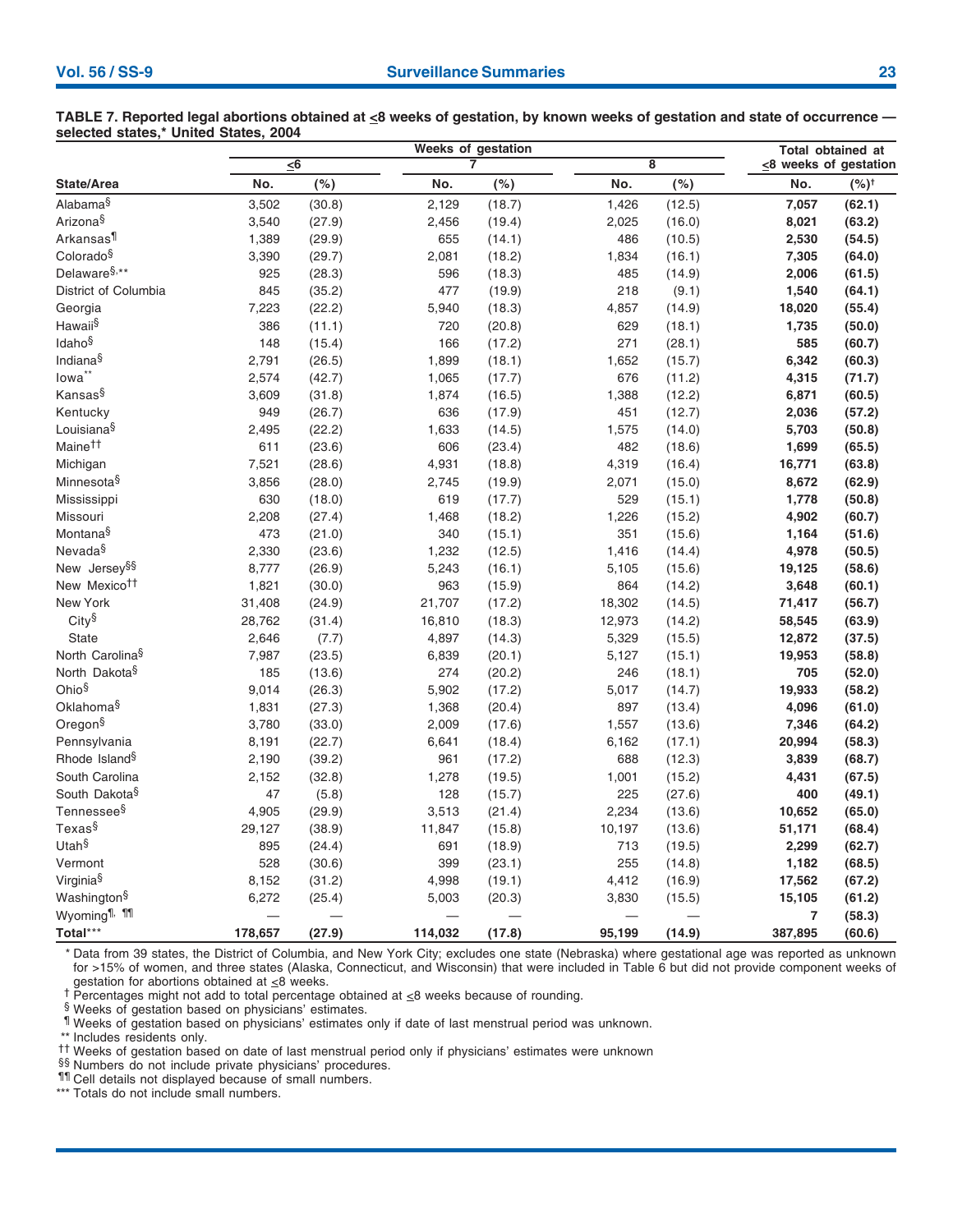**TABLE 7. Reported legal abortions obtained at ≤8 weeks of gestation, by known weeks of gestation and state of occurrence — selected states,* United States, 2004**

| State/Area | Weeks of gestation ≤6 No. | (%) | 7 No. | (%) | 8 No. | (%) | Total obtained at ≤8 weeks of gestation No. | (%)[†] |
|---|---|---|---|---|---|---|---|---|
| Alabama[§] | 3,502 | (30.8) | 2,129 | (18.7) | 1,426 | (12.5) | **7,057** | **(62.1)** |
| Arizona[§] | 3,540 | (27.9) | 2,456 | (19.4) | 2,025 | (16.0) | **8,021** | **(63.2)** |
| Arkansas[¶] | 1,389 | (29.9) | 655 | (14.1) | 486 | (10.5) | **2,530** | **(54.5)** |
| Colorado[§] | 3,390 | (29.7) | 2,081 | (18.2) | 1,834 | (16.1) | **7,305** | **(64.0)** |
| Delaware[§,**] | 925 | (28.3) | 596 | (18.3) | 485 | (14.9) | **2,006** | **(61.5)** |
| District of Columbia | 845 | (35.2) | 477 | (19.9) | 218 | (9.1) | **1,540** | **(64.1)** |
| Georgia | 7,223 | (22.2) | 5,940 | (18.3) | 4,857 | (14.9) | **18,020** | **(55.4)** |
| Hawaii[§] | 386 | (11.1) | 720 | (20.8) | 629 | (18.1) | **1,735** | **(50.0)** |
| Idaho[§] | 148 | (15.4) | 166 | (17.2) | 271 | (28.1) | **585** | **(60.7)** |
| Indiana[§] | 2,791 | (26.5) | 1,899 | (18.1) | 1,652 | (15.7) | **6,342** | **(60.3)** |
| Iowa[**] | 2,574 | (42.7) | 1,065 | (17.7) | 676 | (11.2) | **4,315** | **(71.7)** |
| Kansas[§] | 3,609 | (31.8) | 1,874 | (16.5) | 1,388 | (12.2) | **6,871** | **(60.5)** |
| Kentucky | 949 | (26.7) | 636 | (17.9) | 451 | (12.7) | **2,036** | **(57.2)** |
| Louisiana[§] | 2,495 | (22.2) | 1,633 | (14.5) | 1,575 | (14.0) | **5,703** | **(50.8)** |
| Maine[††] | 611 | (23.6) | 606 | (23.4) | 482 | (18.6) | **1,699** | **(65.5)** |
| Michigan | 7,521 | (28.6) | 4,931 | (18.8) | 4,319 | (16.4) | **16,771** | **(63.8)** |
| Minnesota[§] | 3,856 | (28.0) | 2,745 | (19.9) | 2,071 | (15.0) | **8,672** | **(62.9)** |
| Mississippi | 630 | (18.0) | 619 | (17.7) | 529 | (15.1) | **1,778** | **(50.8)** |
| Missouri | 2,208 | (27.4) | 1,468 | (18.2) | 1,226 | (15.2) | **4,902** | **(60.7)** |
| Montana[§] | 473 | (21.0) | 340 | (15.1) | 351 | (15.6) | **1,164** | **(51.6)** |
| Nevada[§] | 2,330 | (23.6) | 1,232 | (12.5) | 1,416 | (14.4) | **4,978** | **(50.5)** |
| New Jersey[§§] | 8,777 | (26.9) | 5,243 | (16.1) | 5,105 | (15.6) | **19,125** | **(58.6)** |
| New Mexico[††] | 1,821 | (30.0) | 963 | (15.9) | 864 | (14.2) | **3,648** | **(60.1)** |
| New York | 31,408 | (24.9) | 21,707 | (17.2) | 18,302 | (14.5) | **71,417** | **(56.7)** |
| City[§] | 28,762 | (31.4) | 16,810 | (18.3) | 12,973 | (14.2) | **58,545** | **(63.9)** |
| State | 2,646 | (7.7) | 4,897 | (14.3) | 5,329 | (15.5) | **12,872** | **(37.5)** |
| North Carolina[§] | 7,987 | (23.5) | 6,839 | (20.1) | 5,127 | (15.1) | **19,953** | **(58.8)** |
| North Dakota[§] | 185 | (13.6) | 274 | (20.2) | 246 | (18.1) | **705** | **(52.0)** |
| Ohio[§] | 9,014 | (26.3) | 5,902 | (17.2) | 5,017 | (14.7) | **19,933** | **(58.2)** |
| Oklahoma[§] | 1,831 | (27.3) | 1,368 | (20.4) | 897 | (13.4) | **4,096** | **(61.0)** |
| Oregon[§] | 3,780 | (33.0) | 2,009 | (17.6) | 1,557 | (13.6) | **7,346** | **(64.2)** |
| Pennsylvania | 8,191 | (22.7) | 6,641 | (18.4) | 6,162 | (17.1) | **20,994** | **(58.3)** |
| Rhode Island[§] | 2,190 | (39.2) | 961 | (17.2) | 688 | (12.3) | **3,839** | **(68.7)** |
| South Carolina | 2,152 | (32.8) | 1,278 | (19.5) | 1,001 | (15.2) | **4,431** | **(67.5)** |
| South Dakota[§] | 47 | (5.8) | 128 | (15.7) | 225 | (27.6) | **400** | **(49.1)** |
| Tennessee[§] | 4,905 | (29.9) | 3,513 | (21.4) | 2,234 | (13.6) | **10,652** | **(65.0)** |
| Texas[§] | 29,127 | (38.9) | 11,847 | (15.8) | 10,197 | (13.6) | **51,171** | **(68.4)** |
| Utah[§] | 895 | (24.4) | 691 | (18.9) | 713 | (19.5) | **2,299** | **(62.7)** |
| Vermont | 528 | (30.6) | 399 | (23.1) | 255 | (14.8) | **1,182** | **(68.5)** |
| Virginia[§] | 8,152 | (31.2) | 4,998 | (19.1) | 4,412 | (16.9) | **17,562** | **(67.2)** |
| Washington[§] | 6,272 | (25.4) | 5,003 | (20.3) | 3,830 | (15.5) | **15,105** | **(61.2)** |
| Wyoming[¶, ¶¶] | — | — | — | — | — | — | **7** | **(58.3)** |
| **Total[***]** | **178,657** | **(27.9)** | **114,032** | **(17.8)** | **95,199** | **(14.9)** | **387,895** | **(60.6)** |

* Data from 39 states, the District of Columbia, and New York City; excludes one state (Nebraska) where gestational age was reported as unknown for >15% of women, and three states (Alaska, Connecticut, and Wisconsin) that were included in Table 6 but did not provide component weeks of gestation for abortions obtained at ≤8 weeks.

† Percentages might not add to total percentage obtained at ≤8 weeks because of rounding.

§ Weeks of gestation based on physicians' estimates.

¶ Weeks of gestation based on physicians' estimates only if date of last menstrual period was unknown.

** Includes residents only.

†† Weeks of gestation based on date of last menstrual period only if physicians' estimates were unknown

§§ Numbers do not include private physicians' procedures.

¶¶ Cell details not displayed because of small numbers.

*** Totals do not include small numbers.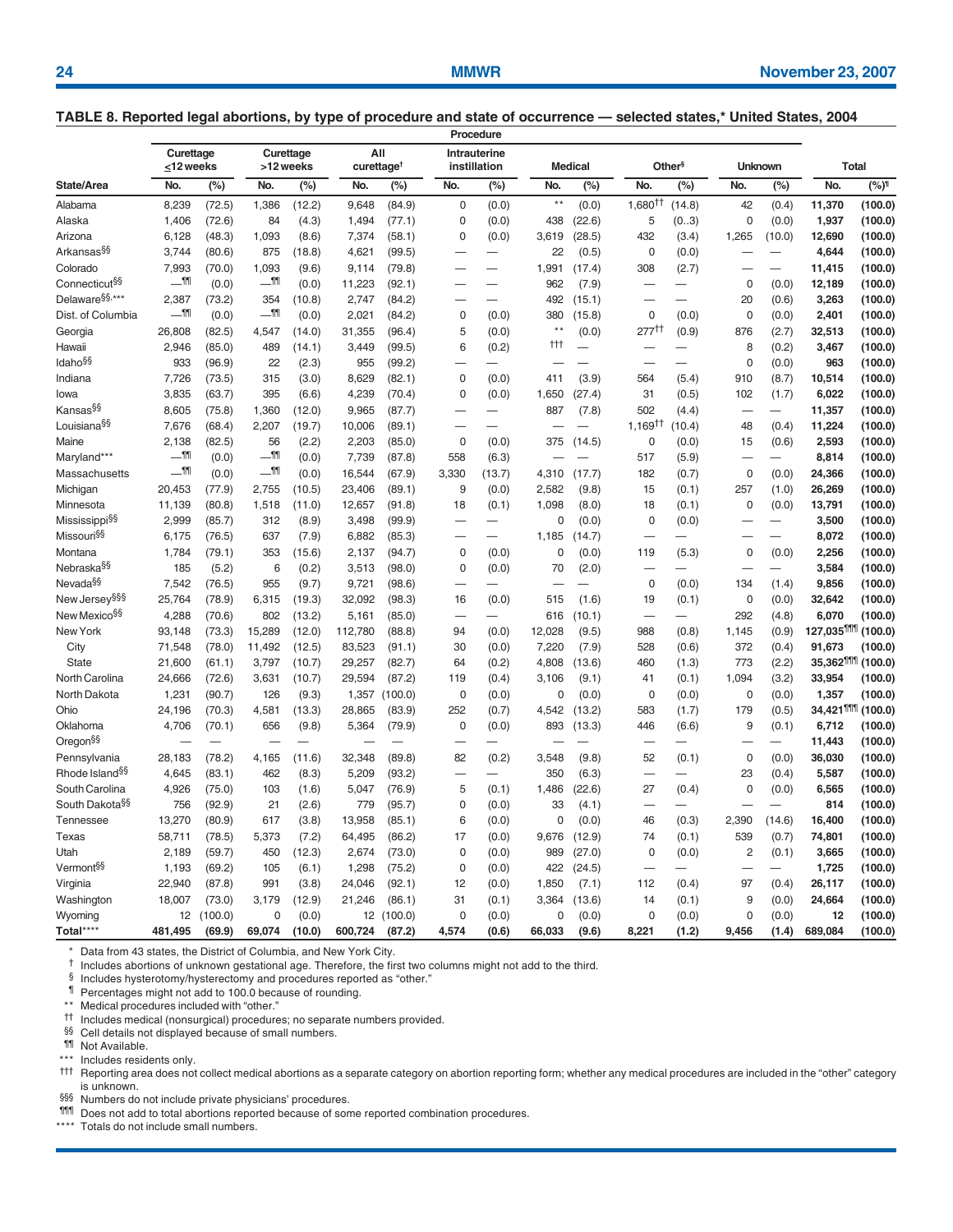**TABLE 8. Reported legal abortions, by type of procedure and state of occurrence — selected states,* United States, 2004**

| State/Area | Procedure | | | | | | | | | | | | | | Total | |
|---|---|---|---|---|---|---|---|---|---|---|---|---|---|---|---|---|
| | Curettage ≤12 weeks | | Curettage >12 weeks | | All curettage† | | Intrauterine instillation | | Medical | | Other§ | | Unknown | | | |
| | No. | (%) | No. | (%) | No. | (%) | No. | (%) | No. | (%) | No. | (%) | No. | (%) | No. | (%)¶ |
| Alabama | 8,239 | (72.5) | 1,386 | (12.2) | 9,648 | (84.9) | 0 | (0.0) | ** | (0.0) | 1,680†† | (14.8) | 42 | (0.4) | **11,370** | **(100.0)** |
| Alaska | 1,406 | (72.6) | 84 | (4.3) | 1,494 | (77.1) | 0 | (0.0) | 438 | (22.6) | 5 | (0..3) | 0 | (0.0) | **1,937** | **(100.0)** |
| Arizona | 6,128 | (48.3) | 1,093 | (8.6) | 7,374 | (58.1) | 0 | (0.0) | 3,619 | (28.5) | 432 | (3.4) | 1,265 | (10.0) | **12,690** | **(100.0)** |
| Arkansas§§ | 3,744 | (80.6) | 875 | (18.8) | 4,621 | (99.5) | — | — | 22 | (0.5) | 0 | (0.0) | — | — | **4,644** | **(100.0)** |
| Colorado | 7,993 | (70.0) | 1,093 | (9.6) | 9,114 | (79.8) | — | — | 1,991 | (17.4) | 308 | (2.7) | — | — | **11,415** | **(100.0)** |
| Connecticut§§ | —¶¶ | (0.0) | —¶¶ | (0.0) | 11,223 | (92.1) | — | — | 962 | (7.9) | — | — | 0 | (0.0) | **12,189** | **(100.0)** |
| Delaware§§,*** | 2,387 | (73.2) | 354 | (10.8) | 2,747 | (84.2) | — | — | 492 | (15.1) | — | — | 20 | (0.6) | **3,263** | **(100.0)** |
| Dist. of Columbia | —¶¶ | (0.0) | —¶¶ | (0.0) | 2,021 | (84.2) | 0 | (0.0) | 380 | (15.8) | 0 | (0.0) | 0 | (0.0) | **2,401** | **(100.0)** |
| Georgia | 26,808 | (82.5) | 4,547 | (14.0) | 31,355 | (96.4) | 5 | (0.0) | ** | (0.0) | 277†† | (0.9) | 876 | (2.7) | **32,513** | **(100.0)** |
| Hawaii | 2,946 | (85.0) | 489 | (14.1) | 3,449 | (99.5) | 6 | (0.2) | ††† | — | — | — | 8 | (0.2) | **3,467** | **(100.0)** |
| Idaho§§ | 933 | (96.9) | 22 | (2.3) | 955 | (99.2) | — | — | — | — | — | — | 0 | (0.0) | **963** | **(100.0)** |
| Indiana | 7,726 | (73.5) | 315 | (3.0) | 8,629 | (82.1) | 0 | (0.0) | 411 | (3.9) | 564 | (5.4) | 910 | (8.7) | **10,514** | **(100.0)** |
| Iowa | 3,835 | (63.7) | 395 | (6.6) | 4,239 | (70.4) | 0 | (0.0) | 1,650 | (27.4) | 31 | (0.5) | 102 | (1.7) | **6,022** | **(100.0)** |
| Kansas§§ | 8,605 | (75.8) | 1,360 | (12.0) | 9,965 | (87.7) | — | — | 887 | (7.8) | 502 | (4.4) | — | — | **11,357** | **(100.0)** |
| Louisiana§§ | 7,676 | (68.4) | 2,207 | (19.7) | 10,006 | (89.1) | — | — | — | — | 1,169†† | (10.4) | 48 | (0.4) | **11,224** | **(100.0)** |
| Maine | 2,138 | (82.5) | 56 | (2.2) | 2,203 | (85.0) | 0 | (0.0) | 375 | (14.5) | 0 | (0.0) | 15 | (0.6) | **2,593** | **(100.0)** |
| Maryland*** | —¶¶ | (0.0) | —¶¶ | (0.0) | 7,739 | (87.8) | 558 | (6.3) | — | — | 517 | (5.9) | — | — | **8,814** | **(100.0)** |
| Massachusetts | —¶¶ | (0.0) | —¶¶ | (0.0) | 16,544 | (67.9) | 3,330 | (13.7) | 4,310 | (17.7) | 182 | (0.7) | 0 | (0.0) | **24,366** | **(100.0)** |
| Michigan | 20,453 | (77.9) | 2,755 | (10.5) | 23,406 | (89.1) | 9 | (0.0) | 2,582 | (9.8) | 15 | (0.1) | 257 | (1.0) | **26,269** | **(100.0)** |
| Minnesota | 11,139 | (80.8) | 1,518 | (11.0) | 12,657 | (91.8) | 18 | (0.1) | 1,098 | (8.0) | 18 | (0.1) | 0 | (0.0) | **13,791** | **(100.0)** |
| Mississippi§§ | 2,999 | (85.7) | 312 | (8.9) | 3,498 | (99.9) | — | — | 0 | (0.0) | 0 | (0.0) | — | — | **3,500** | **(100.0)** |
| Missouri§§ | 6,175 | (76.5) | 637 | (7.9) | 6,882 | (85.3) | — | — | 1,185 | (14.7) | — | — | — | — | **8,072** | **(100.0)** |
| Montana | 1,784 | (79.1) | 353 | (15.6) | 2,137 | (94.7) | 0 | (0.0) | 0 | (0.0) | 119 | (5.3) | 0 | (0.0) | **2,256** | **(100.0)** |
| Nebraska§§ | 185 | (5.2) | 6 | (0.2) | 3,513 | (98.0) | 0 | (0.0) | 70 | (2.0) | — | — | — | — | **3,584** | **(100.0)** |
| Nevada§§ | 7,542 | (76.5) | 955 | (9.7) | 9,721 | (98.6) | — | — | — | — | 0 | (0.0) | 134 | (1.4) | **9,856** | **(100.0)** |
| New Jersey§§§ | 25,764 | (78.9) | 6,315 | (19.3) | 32,092 | (98.3) | 16 | (0.0) | 515 | (1.6) | 19 | (0.1) | 0 | (0.0) | **32,642** | **(100.0)** |
| New Mexico§§ | 4,288 | (70.6) | 802 | (13.2) | 5,161 | (85.0) | — | — | 616 | (10.1) | — | — | 292 | (4.8) | **6,070** | **(100.0)** |
| New York | 93,148 | (73.3) | 15,289 | (12.0) | 112,780 | (88.8) | 94 | (0.0) | 12,028 | (9.5) | 988 | (0.8) | 1,145 | (0.9) | **127,035¶¶¶** | **(100.0)** |
| City | 71,548 | (78.0) | 11,492 | (12.5) | 83,523 | (91.1) | 30 | (0.0) | 7,220 | (7.9) | 528 | (0.6) | 372 | (0.4) | **91,673** | **(100.0)** |
| State | 21,600 | (61.1) | 3,797 | (10.7) | 29,257 | (82.7) | 64 | (0.2) | 4,808 | (13.6) | 460 | (1.3) | 773 | (2.2) | **35,362¶¶¶** | **(100.0)** |
| North Carolina | 24,666 | (72.6) | 3,631 | (10.7) | 29,594 | (87.2) | 119 | (0.4) | 3,106 | (9.1) | 41 | (0.1) | 1,094 | (3.2) | **33,954** | **(100.0)** |
| North Dakota | 1,231 | (90.7) | 126 | (9.3) | 1,357 | (100.0) | 0 | (0.0) | 0 | (0.0) | 0 | (0.0) | 0 | (0.0) | **1,357** | **(100.0)** |
| Ohio | 24,196 | (70.3) | 4,581 | (13.3) | 28,865 | (83.9) | 252 | (0.7) | 4,542 | (13.2) | 583 | (1.7) | 179 | (0.5) | **34,421¶¶¶** | **(100.0)** |
| Oklahoma | 4,706 | (70.1) | 656 | (9.8) | 5,364 | (79.9) | 0 | (0.0) | 893 | (13.3) | 446 | (6.6) | 9 | (0.1) | **6,712** | **(100.0)** |
| Oregon§§ | — | — | — | — | — | — | — | — | — | — | — | — | — | — | **11,443** | **(100.0)** |
| Pennsylvania | 28,183 | (78.2) | 4,165 | (11.6) | 32,348 | (89.8) | 82 | (0.2) | 3,548 | (9.8) | 52 | (0.1) | 0 | (0.0) | **36,030** | **(100.0)** |
| Rhode Island§§ | 4,645 | (83.1) | 462 | (8.3) | 5,209 | (93.2) | — | — | 350 | (6.3) | — | — | 23 | (0.4) | **5,587** | **(100.0)** |
| South Carolina | 4,926 | (75.0) | 103 | (1.6) | 5,047 | (76.9) | 5 | (0.1) | 1,486 | (22.6) | 27 | (0.4) | 0 | (0.0) | **6,565** | **(100.0)** |
| South Dakota§§ | 756 | (92.9) | 21 | (2.6) | 779 | (95.7) | 0 | (0.0) | 33 | (4.1) | — | — | — | — | **814** | **(100.0)** |
| Tennessee | 13,270 | (80.9) | 617 | (3.8) | 13,958 | (85.1) | 6 | (0.0) | 0 | (0.0) | 46 | (0.3) | 2,390 | (14.6) | **16,400** | **(100.0)** |
| Texas | 58,711 | (78.5) | 5,373 | (7.2) | 64,495 | (86.2) | 17 | (0.0) | 9,676 | (12.9) | 74 | (0.1) | 539 | (0.7) | **74,801** | **(100.0)** |
| Utah | 2,189 | (59.7) | 450 | (12.3) | 2,674 | (73.0) | 0 | (0.0) | 989 | (27.0) | 0 | (0.0) | 2 | (0.1) | **3,665** | **(100.0)** |
| Vermont§§ | 1,193 | (69.2) | 105 | (6.1) | 1,298 | (75.2) | 0 | (0.0) | 422 | (24.5) | — | — | — | — | **1,725** | **(100.0)** |
| Virginia | 22,940 | (87.8) | 991 | (3.8) | 24,046 | (92.1) | 12 | (0.0) | 1,850 | (7.1) | 112 | (0.4) | 97 | (0.4) | **26,117** | **(100.0)** |
| Washington | 18,007 | (73.0) | 3,179 | (12.9) | 21,246 | (86.1) | 31 | (0.1) | 3,364 | (13.6) | 14 | (0.1) | 9 | (0.0) | **24,664** | **(100.0)** |
| Wyoming | 12 | (100.0) | 0 | (0.0) | 12 | (100.0) | 0 | (0.0) | 0 | (0.0) | 0 | (0.0) | 0 | (0.0) | **12** | **(100.0)** |
| **Total******** | **481,495** | **(69.9)** | **69,074** | **(10.0)** | **600,724** | **(87.2)** | **4,574** | **(0.6)** | **66,033** | **(9.6)** | **8,221** | **(1.2)** | **9,456** | **(1.4)** | **689,084** | **(100.0)** |

\* Data from 43 states, the District of Columbia, and New York City.
† Includes abortions of unknown gestational age. Therefore, the first two columns might not add to the third.
§ Includes hysterotomy/hysterectomy and procedures reported as "other."
¶ Percentages might not add to 100.0 because of rounding.
** Medical procedures included with "other."
†† Includes medical (nonsurgical) procedures; no separate numbers provided.
§§ Cell details not displayed because of small numbers.
¶¶ Not Available.
*** Includes residents only.
††† Reporting area does not collect medical abortions as a separate category on abortion reporting form; whether any medical procedures are included in the "other" category is unknown.
§§§ Numbers do not include private physicians' procedures.
¶¶¶ Does not add to total abortions reported because of some reported combination procedures.
**** Totals do not include small numbers.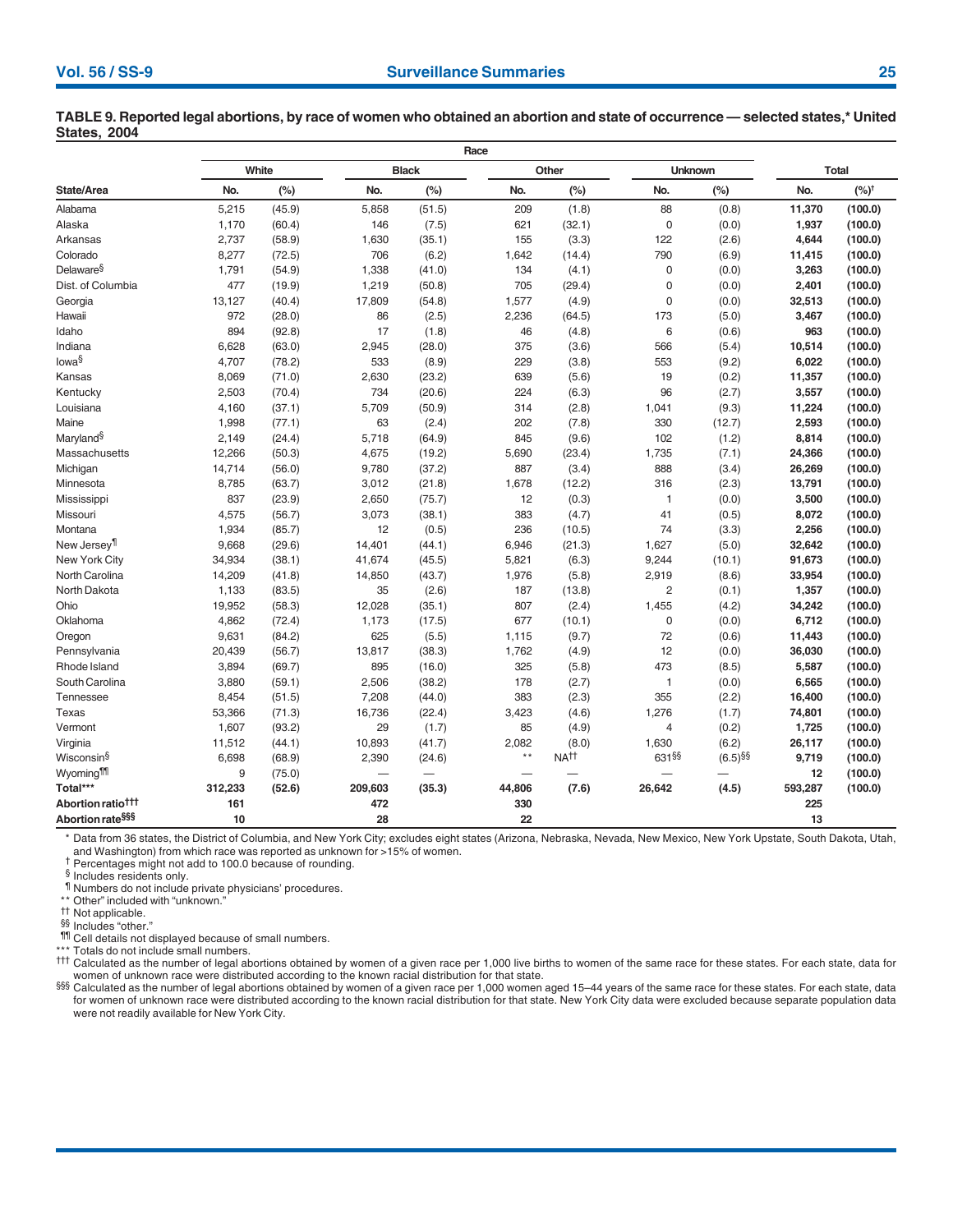**TABLE 9. Reported legal abortions, by race of women who obtained an abortion and state of occurrence — selected states,* United States, 2004**

| State/Area | Race | | | | | | | | Total | |
|---|---|---|---|---|---|---|---|---|---|---|
| | White | | Black | | Other | | Unknown | | | |
| | No. | (%) | No. | (%) | No. | (%) | No. | (%) | No. | (%)† |
| Alabama | 5,215 | (45.9) | 5,858 | (51.5) | 209 | (1.8) | 88 | (0.8) | **11,370** | **(100.0)** |
| Alaska | 1,170 | (60.4) | 146 | (7.5) | 621 | (32.1) | 0 | (0.0) | **1,937** | **(100.0)** |
| Arkansas | 2,737 | (58.9) | 1,630 | (35.1) | 155 | (3.3) | 122 | (2.6) | **4,644** | **(100.0)** |
| Colorado | 8,277 | (72.5) | 706 | (6.2) | 1,642 | (14.4) | 790 | (6.9) | **11,415** | **(100.0)** |
| Delaware§ | 1,791 | (54.9) | 1,338 | (41.0) | 134 | (4.1) | 0 | (0.0) | **3,263** | **(100.0)** |
| Dist. of Columbia | 477 | (19.9) | 1,219 | (50.8) | 705 | (29.4) | 0 | (0.0) | **2,401** | **(100.0)** |
| Georgia | 13,127 | (40.4) | 17,809 | (54.8) | 1,577 | (4.9) | 0 | (0.0) | **32,513** | **(100.0)** |
| Hawaii | 972 | (28.0) | 86 | (2.5) | 2,236 | (64.5) | 173 | (5.0) | **3,467** | **(100.0)** |
| Idaho | 894 | (92.8) | 17 | (1.8) | 46 | (4.8) | 6 | (0.6) | **963** | **(100.0)** |
| Indiana | 6,628 | (63.0) | 2,945 | (28.0) | 375 | (3.6) | 566 | (5.4) | **10,514** | **(100.0)** |
| Iowa§ | 4,707 | (78.2) | 533 | (8.9) | 229 | (3.8) | 553 | (9.2) | **6,022** | **(100.0)** |
| Kansas | 8,069 | (71.0) | 2,630 | (23.2) | 639 | (5.6) | 19 | (0.2) | **11,357** | **(100.0)** |
| Kentucky | 2,503 | (70.4) | 734 | (20.6) | 224 | (6.3) | 96 | (2.7) | **3,557** | **(100.0)** |
| Louisiana | 4,160 | (37.1) | 5,709 | (50.9) | 314 | (2.8) | 1,041 | (9.3) | **11,224** | **(100.0)** |
| Maine | 1,998 | (77.1) | 63 | (2.4) | 202 | (7.8) | 330 | (12.7) | **2,593** | **(100.0)** |
| Maryland§ | 2,149 | (24.4) | 5,718 | (64.9) | 845 | (9.6) | 102 | (1.2) | **8,814** | **(100.0)** |
| Massachusetts | 12,266 | (50.3) | 4,675 | (19.2) | 5,690 | (23.4) | 1,735 | (7.1) | **24,366** | **(100.0)** |
| Michigan | 14,714 | (56.0) | 9,780 | (37.2) | 887 | (3.4) | 888 | (3.4) | **26,269** | **(100.0)** |
| Minnesota | 8,785 | (63.7) | 3,012 | (21.8) | 1,678 | (12.2) | 316 | (2.3) | **13,791** | **(100.0)** |
| Mississippi | 837 | (23.9) | 2,650 | (75.7) | 12 | (0.3) | 1 | (0.0) | **3,500** | **(100.0)** |
| Missouri | 4,575 | (56.7) | 3,073 | (38.1) | 383 | (4.7) | 41 | (0.5) | **8,072** | **(100.0)** |
| Montana | 1,934 | (85.7) | 12 | (0.5) | 236 | (10.5) | 74 | (3.3) | **2,256** | **(100.0)** |
| New Jersey¶ | 9,668 | (29.6) | 14,401 | (44.1) | 6,946 | (21.3) | 1,627 | (5.0) | **32,642** | **(100.0)** |
| New York City | 34,934 | (38.1) | 41,674 | (45.5) | 5,821 | (6.3) | 9,244 | (10.1) | **91,673** | **(100.0)** |
| North Carolina | 14,209 | (41.8) | 14,850 | (43.7) | 1,976 | (5.8) | 2,919 | (8.6) | **33,954** | **(100.0)** |
| North Dakota | 1,133 | (83.5) | 35 | (2.6) | 187 | (13.8) | 2 | (0.1) | **1,357** | **(100.0)** |
| Ohio | 19,952 | (58.3) | 12,028 | (35.1) | 807 | (2.4) | 1,455 | (4.2) | **34,242** | **(100.0)** |
| Oklahoma | 4,862 | (72.4) | 1,173 | (17.5) | 677 | (10.1) | 0 | (0.0) | **6,712** | **(100.0)** |
| Oregon | 9,631 | (84.2) | 625 | (5.5) | 1,115 | (9.7) | 72 | (0.6) | **11,443** | **(100.0)** |
| Pennsylvania | 20,439 | (56.7) | 13,817 | (38.3) | 1,762 | (4.9) | 12 | (0.0) | **36,030** | **(100.0)** |
| Rhode Island | 3,894 | (69.7) | 895 | (16.0) | 325 | (5.8) | 473 | (8.5) | **5,587** | **(100.0)** |
| South Carolina | 3,880 | (59.1) | 2,506 | (38.2) | 178 | (2.7) | 1 | (0.0) | **6,565** | **(100.0)** |
| Tennessee | 8,454 | (51.5) | 7,208 | (44.0) | 383 | (2.3) | 355 | (2.2) | **16,400** | **(100.0)** |
| Texas | 53,366 | (71.3) | 16,736 | (22.4) | 3,423 | (4.6) | 1,276 | (1.7) | **74,801** | **(100.0)** |
| Vermont | 1,607 | (93.2) | 29 | (1.7) | 85 | (4.9) | 4 | (0.2) | **1,725** | **(100.0)** |
| Virginia | 11,512 | (44.1) | 10,893 | (41.7) | 2,082 | (8.0) | 1,630 | (6.2) | **26,117** | **(100.0)** |
| Wisconsin§ | 6,698 | (68.9) | 2,390 | (24.6) | ** | NA†† | 631§§ | (6.5)§§ | **9,719** | **(100.0)** |
| Wyoming¶¶ | 9 | (75.0) | — | — | — | — | — | — | **12** | **(100.0)** |
| **Total***** | **312,233** | **(52.6)** | **209,603** | **(35.3)** | **44,806** | **(7.6)** | **26,642** | **(4.5)** | **593,287** | **(100.0)** |
| **Abortion ratio†††** | **161** | | **472** | | **330** | | | | **225** | |
| **Abortion rate§§§** | **10** | | **28** | | **22** | | | | **13** | |

\* Data from 36 states, the District of Columbia, and New York City; excludes eight states (Arizona, Nebraska, Nevada, New Mexico, New York Upstate, South Dakota, Utah, and Washington) from which race was reported as unknown for >15% of women.
† Percentages might not add to 100.0 because of rounding.
§ Includes residents only.
¶ Numbers do not include private physicians' procedures.
** "Other" included with "unknown."
†† Not applicable.
§§ Includes "other."
¶¶ Cell details not displayed because of small numbers.
*** Totals do not include small numbers.
††† Calculated as the number of legal abortions obtained by women of a given race per 1,000 live births to women of the same race for these states. For each state, data for women of unknown race were distributed according to the known racial distribution for that state.
§§§ Calculated as the number of legal abortions obtained by women of a given race per 1,000 women aged 15–44 years of the same race for these states. For each state, data for women of unknown race were distributed according to the known racial distribution for that state. New York City data were excluded because separate population data were not readily available for New York City.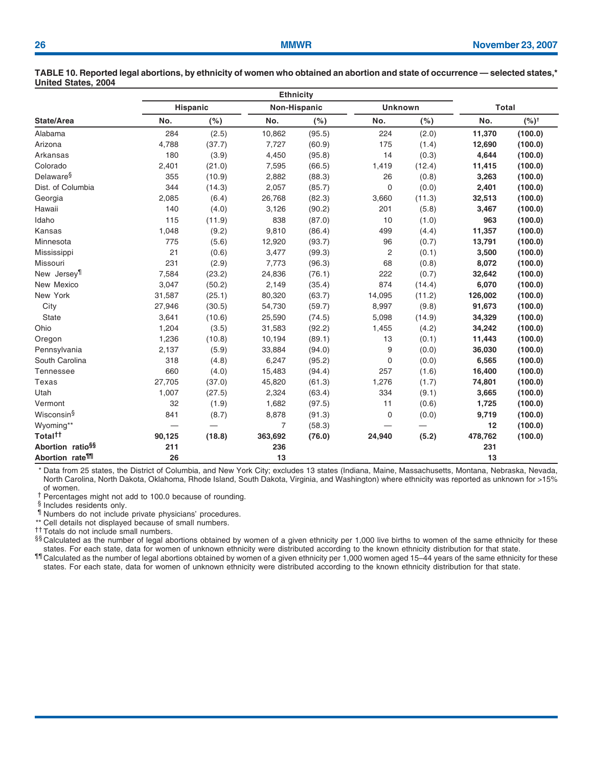**TABLE 10. Reported legal abortions, by ethnicity of women who obtained an abortion and state of occurrence — selected states,* United States, 2004**

| State/Area | Ethnicity | | | | | | Total | |
|---|---|---|---|---|---|---|---|---|
| | Hispanic | | Non-Hispanic | | Unknown | | | |
| | No. | (%) | No. | (%) | No. | (%) | No. | (%)[†] |
| Alabama | 284 | (2.5) | 10,862 | (95.5) | 224 | (2.0) | **11,370** | **(100.0)** |
| Arizona | 4,788 | (37.7) | 7,727 | (60.9) | 175 | (1.4) | **12,690** | **(100.0)** |
| Arkansas | 180 | (3.9) | 4,450 | (95.8) | 14 | (0.3) | **4,644** | **(100.0)** |
| Colorado | 2,401 | (21.0) | 7,595 | (66.5) | 1,419 | (12.4) | **11,415** | **(100.0)** |
| Delaware[§] | 355 | (10.9) | 2,882 | (88.3) | 26 | (0.8) | **3,263** | **(100.0)** |
| Dist. of Columbia | 344 | (14.3) | 2,057 | (85.7) | 0 | (0.0) | **2,401** | **(100.0)** |
| Georgia | 2,085 | (6.4) | 26,768 | (82.3) | 3,660 | (11.3) | **32,513** | **(100.0)** |
| Hawaii | 140 | (4.0) | 3,126 | (90.2) | 201 | (5.8) | **3,467** | **(100.0)** |
| Idaho | 115 | (11.9) | 838 | (87.0) | 10 | (1.0) | **963** | **(100.0)** |
| Kansas | 1,048 | (9.2) | 9,810 | (86.4) | 499 | (4.4) | **11,357** | **(100.0)** |
| Minnesota | 775 | (5.6) | 12,920 | (93.7) | 96 | (0.7) | **13,791** | **(100.0)** |
| Mississippi | 21 | (0.6) | 3,477 | (99.3) | 2 | (0.1) | **3,500** | **(100.0)** |
| Missouri | 231 | (2.9) | 7,773 | (96.3) | 68 | (0.8) | **8,072** | **(100.0)** |
| New Jersey[¶] | 7,584 | (23.2) | 24,836 | (76.1) | 222 | (0.7) | **32,642** | **(100.0)** |
| New Mexico | 3,047 | (50.2) | 2,149 | (35.4) | 874 | (14.4) | **6,070** | **(100.0)** |
| New York | 31,587 | (25.1) | 80,320 | (63.7) | 14,095 | (11.2) | **126,002** | **(100.0)** |
| City | 27,946 | (30.5) | 54,730 | (59.7) | 8,997 | (9.8) | **91,673** | **(100.0)** |
| State | 3,641 | (10.6) | 25,590 | (74.5) | 5,098 | (14.9) | **34,329** | **(100.0)** |
| Ohio | 1,204 | (3.5) | 31,583 | (92.2) | 1,455 | (4.2) | **34,242** | **(100.0)** |
| Oregon | 1,236 | (10.8) | 10,194 | (89.1) | 13 | (0.1) | **11,443** | **(100.0)** |
| Pennsylvania | 2,137 | (5.9) | 33,884 | (94.0) | 9 | (0.0) | **36,030** | **(100.0)** |
| South Carolina | 318 | (4.8) | 6,247 | (95.2) | 0 | (0.0) | **6,565** | **(100.0)** |
| Tennessee | 660 | (4.0) | 15,483 | (94.4) | 257 | (1.6) | **16,400** | **(100.0)** |
| Texas | 27,705 | (37.0) | 45,820 | (61.3) | 1,276 | (1.7) | **74,801** | **(100.0)** |
| Utah | 1,007 | (27.5) | 2,324 | (63.4) | 334 | (9.1) | **3,665** | **(100.0)** |
| Vermont | 32 | (1.9) | 1,682 | (97.5) | 11 | (0.6) | **1,725** | **(100.0)** |
| Wisconsin[§] | 841 | (8.7) | 8,878 | (91.3) | 0 | (0.0) | **9,719** | **(100.0)** |
| Wyoming** | — | — | 7 | (58.3) | — | — | **12** | **(100.0)** |
| **Total[††]** | **90,125** | **(18.8)** | **363,692** | **(76.0)** | **24,940** | **(5.2)** | **478,762** | **(100.0)** |
| **Abortion ratio[§§]** | **211** | | **236** | | | | **231** | |
| **Abortion rate[¶¶]** | **26** | | **13** | | | | **13** | |

\* Data from 25 states, the District of Columbia, and New York City; excludes 13 states (Indiana, Maine, Massachusetts, Montana, Nebraska, Nevada, North Carolina, North Dakota, Oklahoma, Rhode Island, South Dakota, Virginia, and Washington) where ethnicity was reported as unknown for >15% of women.

[†] Percentages might not add to 100.0 because of rounding.

[§] Includes residents only.

[¶] Numbers do not include private physicians' procedures.

** Cell details not displayed because of small numbers.

[††] Totals do not include small numbers.

[§§] Calculated as the number of legal abortions obtained by women of a given ethnicity per 1,000 live births to women of the same ethnicity for these states. For each state, data for women of unknown ethnicity were distributed according to the known ethnicity distribution for that state.

[¶¶] Calculated as the number of legal abortions obtained by women of a given ethnicity per 1,000 women aged 15–44 years of the same ethnicity for these states. For each state, data for women of unknown ethnicity were distributed according to the known ethnicity distribution for that state.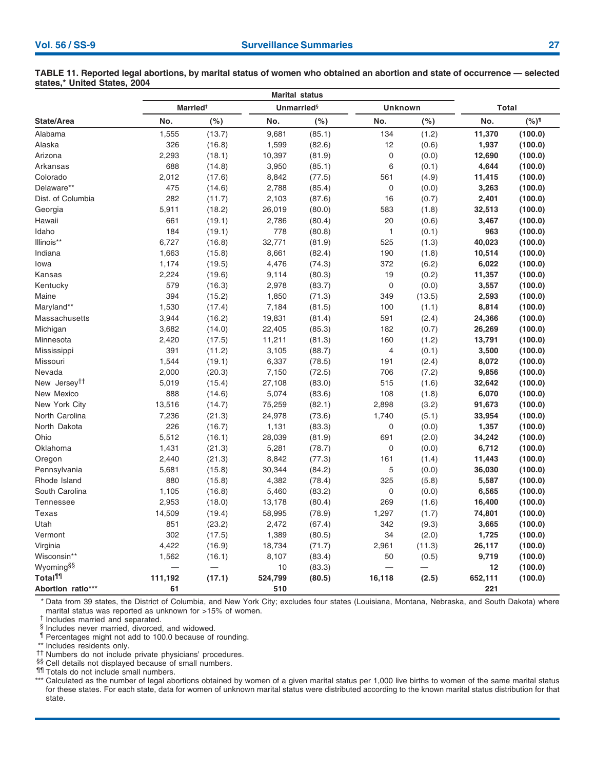**TABLE 11. Reported legal abortions, by marital status of women who obtained an abortion and state of occurrence — selected states,* United States, 2004**

| State/Area | Marital status | | | | | | Total | |
|---|---|---|---|---|---|---|---|---|
| | Married† | | Unmarried§ | | Unknown | | | |
| | No. | (%) | No. | (%) | No. | (%) | No. | (%)¶ |
| Alabama | 1,555 | (13.7) | 9,681 | (85.1) | 134 | (1.2) | **11,370** | **(100.0)** |
| Alaska | 326 | (16.8) | 1,599 | (82.6) | 12 | (0.6) | **1,937** | **(100.0)** |
| Arizona | 2,293 | (18.1) | 10,397 | (81.9) | 0 | (0.0) | **12,690** | **(100.0)** |
| Arkansas | 688 | (14.8) | 3,950 | (85.1) | 6 | (0.1) | **4,644** | **(100.0)** |
| Colorado | 2,012 | (17.6) | 8,842 | (77.5) | 561 | (4.9) | **11,415** | **(100.0)** |
| Delaware** | 475 | (14.6) | 2,788 | (85.4) | 0 | (0.0) | **3,263** | **(100.0)** |
| Dist. of Columbia | 282 | (11.7) | 2,103 | (87.6) | 16 | (0.7) | **2,401** | **(100.0)** |
| Georgia | 5,911 | (18.2) | 26,019 | (80.0) | 583 | (1.8) | **32,513** | **(100.0)** |
| Hawaii | 661 | (19.1) | 2,786 | (80.4) | 20 | (0.6) | **3,467** | **(100.0)** |
| Idaho | 184 | (19.1) | 778 | (80.8) | 1 | (0.1) | **963** | **(100.0)** |
| Illinois** | 6,727 | (16.8) | 32,771 | (81.9) | 525 | (1.3) | **40,023** | **(100.0)** |
| Indiana | 1,663 | (15.8) | 8,661 | (82.4) | 190 | (1.8) | **10,514** | **(100.0)** |
| Iowa | 1,174 | (19.5) | 4,476 | (74.3) | 372 | (6.2) | **6,022** | **(100.0)** |
| Kansas | 2,224 | (19.6) | 9,114 | (80.3) | 19 | (0.2) | **11,357** | **(100.0)** |
| Kentucky | 579 | (16.3) | 2,978 | (83.7) | 0 | (0.0) | **3,557** | **(100.0)** |
| Maine | 394 | (15.2) | 1,850 | (71.3) | 349 | (13.5) | **2,593** | **(100.0)** |
| Maryland** | 1,530 | (17.4) | 7,184 | (81.5) | 100 | (1.1) | **8,814** | **(100.0)** |
| Massachusetts | 3,944 | (16.2) | 19,831 | (81.4) | 591 | (2.4) | **24,366** | **(100.0)** |
| Michigan | 3,682 | (14.0) | 22,405 | (85.3) | 182 | (0.7) | **26,269** | **(100.0)** |
| Minnesota | 2,420 | (17.5) | 11,211 | (81.3) | 160 | (1.2) | **13,791** | **(100.0)** |
| Mississippi | 391 | (11.2) | 3,105 | (88.7) | 4 | (0.1) | **3,500** | **(100.0)** |
| Missouri | 1,544 | (19.1) | 6,337 | (78.5) | 191 | (2.4) | **8,072** | **(100.0)** |
| Nevada | 2,000 | (20.3) | 7,150 | (72.5) | 706 | (7.2) | **9,856** | **(100.0)** |
| New Jersey†† | 5,019 | (15.4) | 27,108 | (83.0) | 515 | (1.6) | **32,642** | **(100.0)** |
| New Mexico | 888 | (14.6) | 5,074 | (83.6) | 108 | (1.8) | **6,070** | **(100.0)** |
| New York City | 13,516 | (14.7) | 75,259 | (82.1) | 2,898 | (3.2) | **91,673** | **(100.0)** |
| North Carolina | 7,236 | (21.3) | 24,978 | (73.6) | 1,740 | (5.1) | **33,954** | **(100.0)** |
| North Dakota | 226 | (16.7) | 1,131 | (83.3) | 0 | (0.0) | **1,357** | **(100.0)** |
| Ohio | 5,512 | (16.1) | 28,039 | (81.9) | 691 | (2.0) | **34,242** | **(100.0)** |
| Oklahoma | 1,431 | (21.3) | 5,281 | (78.7) | 0 | (0.0) | **6,712** | **(100.0)** |
| Oregon | 2,440 | (21.3) | 8,842 | (77.3) | 161 | (1.4) | **11,443** | **(100.0)** |
| Pennsylvania | 5,681 | (15.8) | 30,344 | (84.2) | 5 | (0.0) | **36,030** | **(100.0)** |
| Rhode Island | 880 | (15.8) | 4,382 | (78.4) | 325 | (5.8) | **5,587** | **(100.0)** |
| South Carolina | 1,105 | (16.8) | 5,460 | (83.2) | 0 | (0.0) | **6,565** | **(100.0)** |
| Tennessee | 2,953 | (18.0) | 13,178 | (80.4) | 269 | (1.6) | **16,400** | **(100.0)** |
| Texas | 14,509 | (19.4) | 58,995 | (78.9) | 1,297 | (1.7) | **74,801** | **(100.0)** |
| Utah | 851 | (23.2) | 2,472 | (67.4) | 342 | (9.3) | **3,665** | **(100.0)** |
| Vermont | 302 | (17.5) | 1,389 | (80.5) | 34 | (2.0) | **1,725** | **(100.0)** |
| Virginia | 4,422 | (16.9) | 18,734 | (71.7) | 2,961 | (11.3) | **26,117** | **(100.0)** |
| Wisconsin** | 1,562 | (16.1) | 8,107 | (83.4) | 50 | (0.5) | **9,719** | **(100.0)** |
| Wyoming§§ | — | — | 10 | (83.3) | — | — | **12** | **(100.0)** |
| **Total¶¶** | **111,192** | **(17.1)** | **524,799** | **(80.5)** | **16,118** | **(2.5)** | **652,111** | **(100.0)** |
| **Abortion ratio*** ** | **61** | | **510** | | | | **221** | |

\* Data from 39 states, the District of Columbia, and New York City; excludes four states (Louisiana, Montana, Nebraska, and South Dakota) where marital status was reported as unknown for >15% of women.

† Includes married and separated.

§ Includes never married, divorced, and widowed.

¶ Percentages might not add to 100.0 because of rounding.

** Includes residents only.

†† Numbers do not include private physicians' procedures.

§§ Cell details not displayed because of small numbers.

¶¶ Totals do not include small numbers.

*** Calculated as the number of legal abortions obtained by women of a given marital status per 1,000 live births to women of the same marital status for these states. For each state, data for women of unknown marital status were distributed according to the known marital status distribution for that state.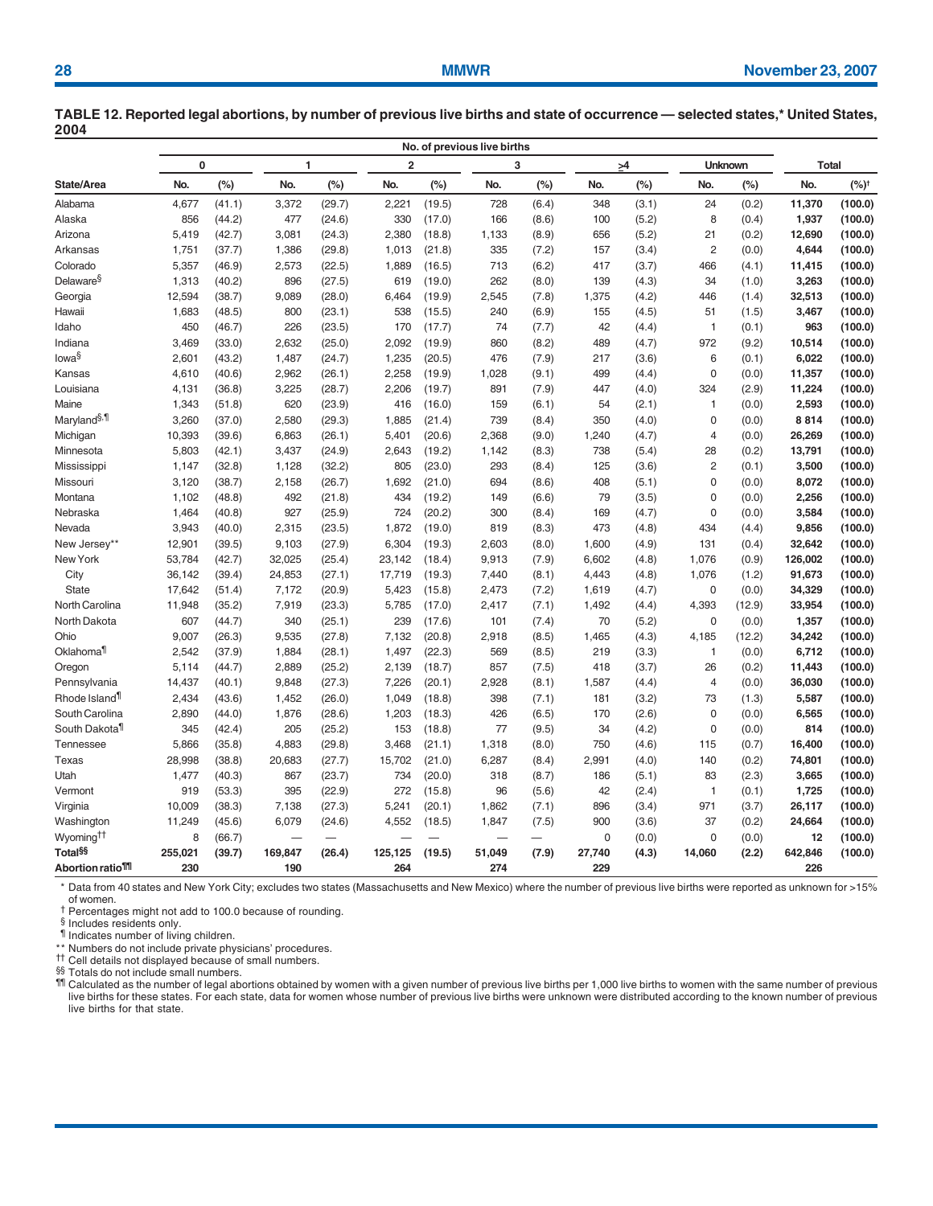**TABLE 12. Reported legal abortions, by number of previous live births and state of occurrence — selected states,* United States, 2004**

| State/Area | No. of previous live births | | | | | | | | | | | | Total | |
|---|---|---|---|---|---|---|---|---|---|---|---|---|---|---|
| | 0 | | 1 | | 2 | | 3 | | ≥4 | | Unknown | | | |
| | No. | (%) | No. | (%) | No. | (%) | No. | (%) | No. | (%) | No. | (%) | No. | (%)[†] |
| Alabama | 4,677 | (41.1) | 3,372 | (29.7) | 2,221 | (19.5) | 728 | (6.4) | 348 | (3.1) | 24 | (0.2) | **11,370** | **(100.0)** |
| Alaska | 856 | (44.2) | 477 | (24.6) | 330 | (17.0) | 166 | (8.6) | 100 | (5.2) | 8 | (0.4) | **1,937** | **(100.0)** |
| Arizona | 5,419 | (42.7) | 3,081 | (24.3) | 2,380 | (18.8) | 1,133 | (8.9) | 656 | (5.2) | 21 | (0.2) | **12,690** | **(100.0)** |
| Arkansas | 1,751 | (37.7) | 1,386 | (29.8) | 1,013 | (21.8) | 335 | (7.2) | 157 | (3.4) | 2 | (0.0) | **4,644** | **(100.0)** |
| Colorado | 5,357 | (46.9) | 2,573 | (22.5) | 1,889 | (16.5) | 713 | (6.2) | 417 | (3.7) | 466 | (4.1) | **11,415** | **(100.0)** |
| Delaware[§] | 1,313 | (40.2) | 896 | (27.5) | 619 | (19.0) | 262 | (8.0) | 139 | (4.3) | 34 | (1.0) | **3,263** | **(100.0)** |
| Georgia | 12,594 | (38.7) | 9,089 | (28.0) | 6,464 | (19.9) | 2,545 | (7.8) | 1,375 | (4.2) | 446 | (1.4) | **32,513** | **(100.0)** |
| Hawaii | 1,683 | (48.5) | 800 | (23.1) | 538 | (15.5) | 240 | (6.9) | 155 | (4.5) | 51 | (1.5) | **3,467** | **(100.0)** |
| Idaho | 450 | (46.7) | 226 | (23.5) | 170 | (17.7) | 74 | (7.7) | 42 | (4.4) | 1 | (0.1) | **963** | **(100.0)** |
| Indiana | 3,469 | (33.0) | 2,632 | (25.0) | 2,092 | (19.9) | 860 | (8.2) | 489 | (4.7) | 972 | (9.2) | **10,514** | **(100.0)** |
| Iowa[§] | 2,601 | (43.2) | 1,487 | (24.7) | 1,235 | (20.5) | 476 | (7.9) | 217 | (3.6) | 6 | (0.1) | **6,022** | **(100.0)** |
| Kansas | 4,610 | (40.6) | 2,962 | (26.1) | 2,258 | (19.9) | 1,028 | (9.1) | 499 | (4.4) | 0 | (0.0) | **11,357** | **(100.0)** |
| Louisiana | 4,131 | (36.8) | 3,225 | (28.7) | 2,206 | (19.7) | 891 | (7.9) | 447 | (4.0) | 324 | (2.9) | **11,224** | **(100.0)** |
| Maine | 1,343 | (51.8) | 620 | (23.9) | 416 | (16.0) | 159 | (6.1) | 54 | (2.1) | 1 | (0.0) | **2,593** | **(100.0)** |
| Maryland[§,¶] | 3,260 | (37.0) | 2,580 | (29.3) | 1,885 | (21.4) | 739 | (8.4) | 350 | (4.0) | 0 | (0.0) | **8 814** | **(100.0)** |
| Michigan | 10,393 | (39.6) | 6,863 | (26.1) | 5,401 | (20.6) | 2,368 | (9.0) | 1,240 | (4.7) | 4 | (0.0) | **26,269** | **(100.0)** |
| Minnesota | 5,803 | (42.1) | 3,437 | (24.9) | 2,643 | (19.2) | 1,142 | (8.3) | 738 | (5.4) | 28 | (0.2) | **13,791** | **(100.0)** |
| Mississippi | 1,147 | (32.8) | 1,128 | (32.2) | 805 | (23.0) | 293 | (8.4) | 125 | (3.6) | 2 | (0.1) | **3,500** | **(100.0)** |
| Missouri | 3,120 | (38.7) | 2,158 | (26.7) | 1,692 | (21.0) | 694 | (8.6) | 408 | (5.1) | 0 | (0.0) | **8,072** | **(100.0)** |
| Montana | 1,102 | (48.8) | 492 | (21.8) | 434 | (19.2) | 149 | (6.6) | 79 | (3.5) | 0 | (0.0) | **2,256** | **(100.0)** |
| Nebraska | 1,464 | (40.8) | 927 | (25.9) | 724 | (20.2) | 300 | (8.4) | 169 | (4.7) | 0 | (0.0) | **3,584** | **(100.0)** |
| Nevada | 3,943 | (40.0) | 2,315 | (23.5) | 1,872 | (19.0) | 819 | (8.3) | 473 | (4.8) | 434 | (4.4) | **9,856** | **(100.0)** |
| New Jersey** | 12,901 | (39.5) | 9,103 | (27.9) | 6,304 | (19.3) | 2,603 | (8.0) | 1,600 | (4.9) | 131 | (0.4) | **32,642** | **(100.0)** |
| New York | 53,784 | (42.7) | 32,025 | (25.4) | 23,142 | (18.4) | 9,913 | (7.9) | 6,602 | (4.8) | 1,076 | (0.9) | **126,002** | **(100.0)** |
| City | 36,142 | (39.4) | 24,853 | (27.1) | 17,719 | (19.3) | 7,440 | (8.1) | 4,443 | (4.8) | 1,076 | (1.2) | **91,673** | **(100.0)** |
| State | 17,642 | (51.4) | 7,172 | (20.9) | 5,423 | (15.8) | 2,473 | (7.2) | 1,619 | (4.7) | 0 | (0.0) | **34,329** | **(100.0)** |
| North Carolina | 11,948 | (35.2) | 7,919 | (23.3) | 5,785 | (17.0) | 2,417 | (7.1) | 1,492 | (4.4) | 4,393 | (12.9) | **33,954** | **(100.0)** |
| North Dakota | 607 | (44.7) | 340 | (25.1) | 239 | (17.6) | 101 | (7.4) | 70 | (5.2) | 0 | (0.0) | **1,357** | **(100.0)** |
| Ohio | 9,007 | (26.3) | 9,535 | (27.8) | 7,132 | (20.8) | 2,918 | (8.5) | 1,465 | (4.3) | 4,185 | (12.2) | **34,242** | **(100.0)** |
| Oklahoma[¶] | 2,542 | (37.9) | 1,884 | (28.1) | 1,497 | (22.3) | 569 | (8.5) | 219 | (3.3) | 1 | (0.0) | **6,712** | **(100.0)** |
| Oregon | 5,114 | (44.7) | 2,889 | (25.2) | 2,139 | (18.7) | 857 | (7.5) | 418 | (3.7) | 26 | (0.2) | **11,443** | **(100.0)** |
| Pennsylvania | 14,437 | (40.1) | 9,848 | (27.3) | 7,226 | (20.1) | 2,928 | (8.1) | 1,587 | (4.4) | 4 | (0.0) | **36,030** | **(100.0)** |
| Rhode Island[¶] | 2,434 | (43.6) | 1,452 | (26.0) | 1,049 | (18.8) | 398 | (7.1) | 181 | (3.2) | 73 | (1.3) | **5,587** | **(100.0)** |
| South Carolina | 2,890 | (44.0) | 1,876 | (28.6) | 1,203 | (18.3) | 426 | (6.5) | 170 | (2.6) | 0 | (0.0) | **6,565** | **(100.0)** |
| South Dakota[¶] | 345 | (42.4) | 205 | (25.2) | 153 | (18.8) | 77 | (9.5) | 34 | (4.2) | 0 | (0.0) | **814** | **(100.0)** |
| Tennessee | 5,866 | (35.8) | 4,883 | (29.8) | 3,468 | (21.1) | 1,318 | (8.0) | 750 | (4.6) | 115 | (0.7) | **16,400** | **(100.0)** |
| Texas | 28,998 | (38.8) | 20,683 | (27.7) | 15,702 | (21.0) | 6,287 | (8.4) | 2,991 | (4.0) | 140 | (0.2) | **74,801** | **(100.0)** |
| Utah | 1,477 | (40.3) | 867 | (23.7) | 734 | (20.0) | 318 | (8.7) | 186 | (5.1) | 83 | (2.3) | **3,665** | **(100.0)** |
| Vermont | 919 | (53.3) | 395 | (22.9) | 272 | (15.8) | 96 | (5.6) | 42 | (2.4) | 1 | (0.1) | **1,725** | **(100.0)** |
| Virginia | 10,009 | (38.3) | 7,138 | (27.3) | 5,241 | (20.1) | 1,862 | (7.1) | 896 | (3.4) | 971 | (3.7) | **26,117** | **(100.0)** |
| Washington | 11,249 | (45.6) | 6,079 | (24.6) | 4,552 | (18.5) | 1,847 | (7.5) | 900 | (3.6) | 37 | (0.2) | **24,664** | **(100.0)** |
| Wyoming[††] | 8 | (66.7) | — | — | — | — | — | — | 0 | (0.0) | 0 | (0.0) | **12** | **(100.0)** |
| **Total[§§]** | **255,021** | **(39.7)** | **169,847** | **(26.4)** | **125,125** | **(19.5)** | **51,049** | **(7.9)** | **27,740** | **(4.3)** | **14,060** | **(2.2)** | **642,846** | **(100.0)** |
| **Abortion ratio[¶¶]** | **230** | | **190** | | **264** | | **274** | | **229** | | | | **226** | |

\* Data from 40 states and New York City; excludes two states (Massachusetts and New Mexico) where the number of previous live births were reported as unknown for >15% of women.

† Percentages might not add to 100.0 because of rounding.

§ Includes residents only.

¶ Indicates number of living children.

** Numbers do not include private physicians' procedures.

†† Cell details not displayed because of small numbers.

§§ Totals do not include small numbers.

¶¶ Calculated as the number of legal abortions obtained by women with a given number of previous live births per 1,000 live births to women with the same number of previous live births for these states. For each state, data for women whose number of previous live births were unknown were distributed according to the known number of previous live births for that state.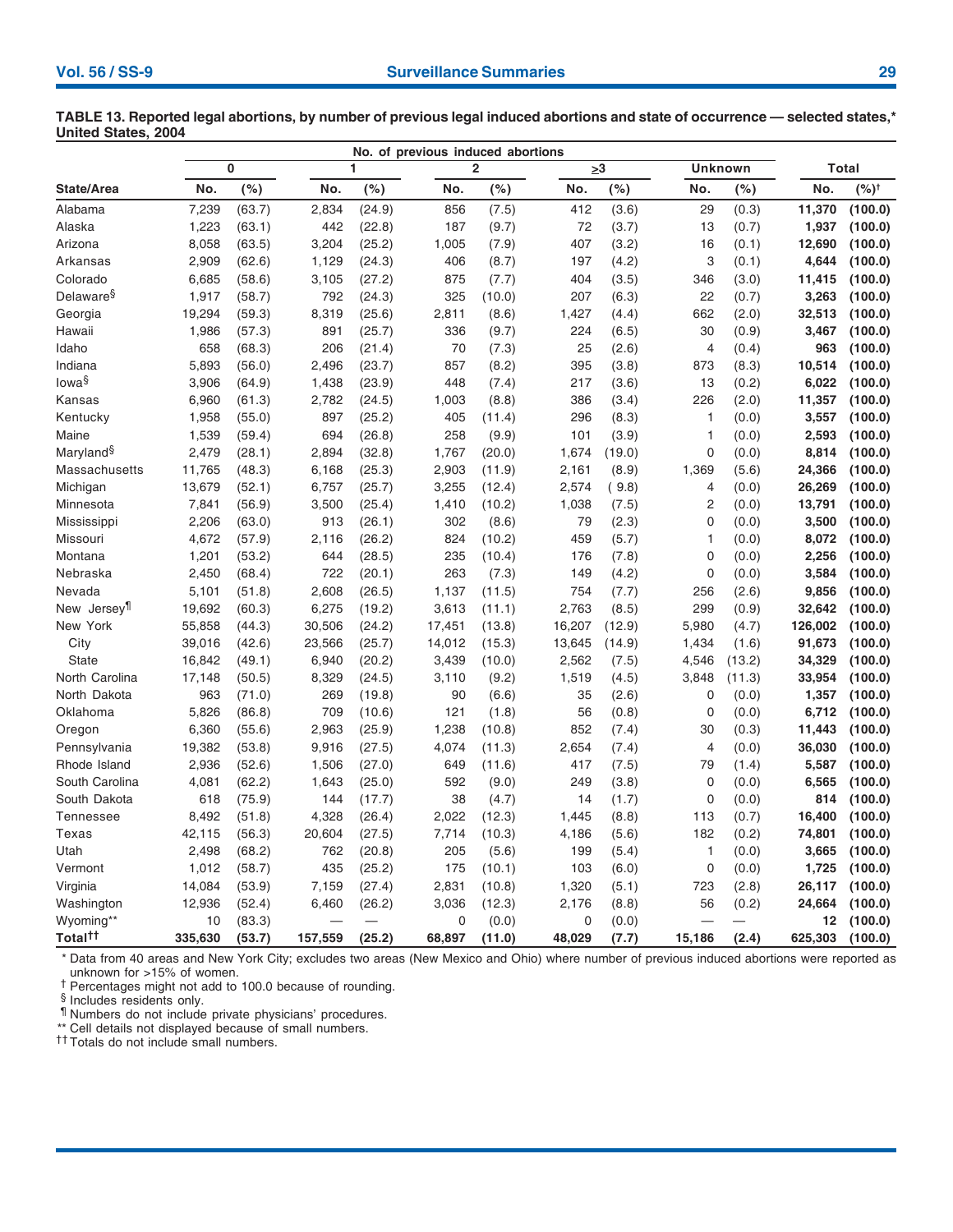**TABLE 13. Reported legal abortions, by number of previous legal induced abortions and state of occurrence — selected states,* United States, 2004**

| State/Area | No. of previous induced abortions | | | | | | | | | | | |
|---|---|---|---|---|---|---|---|---|---|---|---|---|
| | 0 | | 1 | | 2 | | ≥3 | | Unknown | | Total | |
| | No. | (%) | No. | (%) | No. | (%) | No. | (%) | No. | (%) | No. | (%)† |
| Alabama | 7,239 | (63.7) | 2,834 | (24.9) | 856 | (7.5) | 412 | (3.6) | 29 | (0.3) | **11,370** | **(100.0)** |
| Alaska | 1,223 | (63.1) | 442 | (22.8) | 187 | (9.7) | 72 | (3.7) | 13 | (0.7) | **1,937** | **(100.0)** |
| Arizona | 8,058 | (63.5) | 3,204 | (25.2) | 1,005 | (7.9) | 407 | (3.2) | 16 | (0.1) | **12,690** | **(100.0)** |
| Arkansas | 2,909 | (62.6) | 1,129 | (24.3) | 406 | (8.7) | 197 | (4.2) | 3 | (0.1) | **4,644** | **(100.0)** |
| Colorado | 6,685 | (58.6) | 3,105 | (27.2) | 875 | (7.7) | 404 | (3.5) | 346 | (3.0) | **11,415** | **(100.0)** |
| Delaware§ | 1,917 | (58.7) | 792 | (24.3) | 325 | (10.0) | 207 | (6.3) | 22 | (0.7) | **3,263** | **(100.0)** |
| Georgia | 19,294 | (59.3) | 8,319 | (25.6) | 2,811 | (8.6) | 1,427 | (4.4) | 662 | (2.0) | **32,513** | **(100.0)** |
| Hawaii | 1,986 | (57.3) | 891 | (25.7) | 336 | (9.7) | 224 | (6.5) | 30 | (0.9) | **3,467** | **(100.0)** |
| Idaho | 658 | (68.3) | 206 | (21.4) | 70 | (7.3) | 25 | (2.6) | 4 | (0.4) | **963** | **(100.0)** |
| Indiana | 5,893 | (56.0) | 2,496 | (23.7) | 857 | (8.2) | 395 | (3.8) | 873 | (8.3) | **10,514** | **(100.0)** |
| Iowa§ | 3,906 | (64.9) | 1,438 | (23.9) | 448 | (7.4) | 217 | (3.6) | 13 | (0.2) | **6,022** | **(100.0)** |
| Kansas | 6,960 | (61.3) | 2,782 | (24.5) | 1,003 | (8.8) | 386 | (3.4) | 226 | (2.0) | **11,357** | **(100.0)** |
| Kentucky | 1,958 | (55.0) | 897 | (25.2) | 405 | (11.4) | 296 | (8.3) | 1 | (0.0) | **3,557** | **(100.0)** |
| Maine | 1,539 | (59.4) | 694 | (26.8) | 258 | (9.9) | 101 | (3.9) | 1 | (0.0) | **2,593** | **(100.0)** |
| Maryland§ | 2,479 | (28.1) | 2,894 | (32.8) | 1,767 | (20.0) | 1,674 | (19.0) | 0 | (0.0) | **8,814** | **(100.0)** |
| Massachusetts | 11,765 | (48.3) | 6,168 | (25.3) | 2,903 | (11.9) | 2,161 | (8.9) | 1,369 | (5.6) | **24,366** | **(100.0)** |
| Michigan | 13,679 | (52.1) | 6,757 | (25.7) | 3,255 | (12.4) | 2,574 | ( 9.8) | 4 | (0.0) | **26,269** | **(100.0)** |
| Minnesota | 7,841 | (56.9) | 3,500 | (25.4) | 1,410 | (10.2) | 1,038 | (7.5) | 2 | (0.0) | **13,791** | **(100.0)** |
| Mississippi | 2,206 | (63.0) | 913 | (26.1) | 302 | (8.6) | 79 | (2.3) | 0 | (0.0) | **3,500** | **(100.0)** |
| Missouri | 4,672 | (57.9) | 2,116 | (26.2) | 824 | (10.2) | 459 | (5.7) | 1 | (0.0) | **8,072** | **(100.0)** |
| Montana | 1,201 | (53.2) | 644 | (28.5) | 235 | (10.4) | 176 | (7.8) | 0 | (0.0) | **2,256** | **(100.0)** |
| Nebraska | 2,450 | (68.4) | 722 | (20.1) | 263 | (7.3) | 149 | (4.2) | 0 | (0.0) | **3,584** | **(100.0)** |
| Nevada | 5,101 | (51.8) | 2,608 | (26.5) | 1,137 | (11.5) | 754 | (7.7) | 256 | (2.6) | **9,856** | **(100.0)** |
| New Jersey¶ | 19,692 | (60.3) | 6,275 | (19.2) | 3,613 | (11.1) | 2,763 | (8.5) | 299 | (0.9) | **32,642** | **(100.0)** |
| New York | 55,858 | (44.3) | 30,506 | (24.2) | 17,451 | (13.8) | 16,207 | (12.9) | 5,980 | (4.7) | **126,002** | **(100.0)** |
| City | 39,016 | (42.6) | 23,566 | (25.7) | 14,012 | (15.3) | 13,645 | (14.9) | 1,434 | (1.6) | **91,673** | **(100.0)** |
| State | 16,842 | (49.1) | 6,940 | (20.2) | 3,439 | (10.0) | 2,562 | (7.5) | 4,546 | (13.2) | **34,329** | **(100.0)** |
| North Carolina | 17,148 | (50.5) | 8,329 | (24.5) | 3,110 | (9.2) | 1,519 | (4.5) | 3,848 | (11.3) | **33,954** | **(100.0)** |
| North Dakota | 963 | (71.0) | 269 | (19.8) | 90 | (6.6) | 35 | (2.6) | 0 | (0.0) | **1,357** | **(100.0)** |
| Oklahoma | 5,826 | (86.8) | 709 | (10.6) | 121 | (1.8) | 56 | (0.8) | 0 | (0.0) | **6,712** | **(100.0)** |
| Oregon | 6,360 | (55.6) | 2,963 | (25.9) | 1,238 | (10.8) | 852 | (7.4) | 30 | (0.3) | **11,443** | **(100.0)** |
| Pennsylvania | 19,382 | (53.8) | 9,916 | (27.5) | 4,074 | (11.3) | 2,654 | (7.4) | 4 | (0.0) | **36,030** | **(100.0)** |
| Rhode Island | 2,936 | (52.6) | 1,506 | (27.0) | 649 | (11.6) | 417 | (7.5) | 79 | (1.4) | **5,587** | **(100.0)** |
| South Carolina | 4,081 | (62.2) | 1,643 | (25.0) | 592 | (9.0) | 249 | (3.8) | 0 | (0.0) | **6,565** | **(100.0)** |
| South Dakota | 618 | (75.9) | 144 | (17.7) | 38 | (4.7) | 14 | (1.7) | 0 | (0.0) | **814** | **(100.0)** |
| Tennessee | 8,492 | (51.8) | 4,328 | (26.4) | 2,022 | (12.3) | 1,445 | (8.8) | 113 | (0.7) | **16,400** | **(100.0)** |
| Texas | 42,115 | (56.3) | 20,604 | (27.5) | 7,714 | (10.3) | 4,186 | (5.6) | 182 | (0.2) | **74,801** | **(100.0)** |
| Utah | 2,498 | (68.2) | 762 | (20.8) | 205 | (5.6) | 199 | (5.4) | 1 | (0.0) | **3,665** | **(100.0)** |
| Vermont | 1,012 | (58.7) | 435 | (25.2) | 175 | (10.1) | 103 | (6.0) | 0 | (0.0) | **1,725** | **(100.0)** |
| Virginia | 14,084 | (53.9) | 7,159 | (27.4) | 2,831 | (10.8) | 1,320 | (5.1) | 723 | (2.8) | **26,117** | **(100.0)** |
| Washington | 12,936 | (52.4) | 6,460 | (26.2) | 3,036 | (12.3) | 2,176 | (8.8) | 56 | (0.2) | **24,664** | **(100.0)** |
| Wyoming** | 10 | (83.3) | — | — | 0 | (0.0) | 0 | (0.0) | — | — | **12** | **(100.0)** |
| **Total††** | **335,630** | **(53.7)** | **157,559** | **(25.2)** | **68,897** | **(11.0)** | **48,029** | **(7.7)** | **15,186** | **(2.4)** | **625,303** | **(100.0)** |

\* Data from 40 areas and New York City; excludes two areas (New Mexico and Ohio) where number of previous induced abortions were reported as unknown for >15% of women.
† Percentages might not add to 100.0 because of rounding.
§ Includes residents only.
¶ Numbers do not include private physicians' procedures.
** Cell details not displayed because of small numbers.
†† Totals do not include small numbers.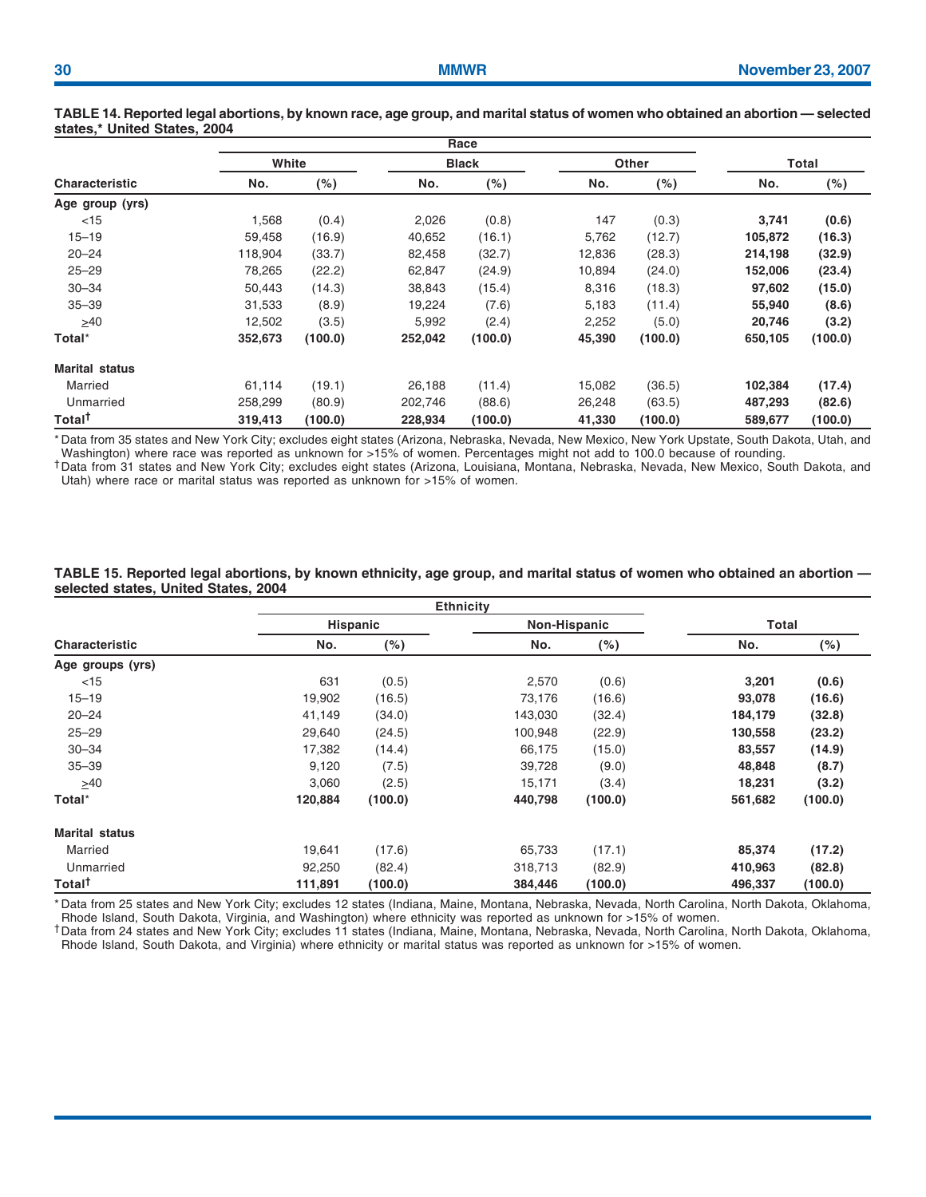**TABLE 14. Reported legal abortions, by known race, age group, and marital status of women who obtained an abortion — selected states,* United States, 2004**

| Characteristic | Race | | | | | | Total | |
|---|---|---|---|---|---|---|---|---|
| | White | | Black | | Other | | | |
| | No. | (%) | No. | (%) | No. | (%) | No. | (%) |
| **Age group (yrs)** | | | | | | | | |
| <15 | 1,568 | (0.4) | 2,026 | (0.8) | 147 | (0.3) | **3,741** | **(0.6)** |
| 15–19 | 59,458 | (16.9) | 40,652 | (16.1) | 5,762 | (12.7) | **105,872** | **(16.3)** |
| 20–24 | 118,904 | (33.7) | 82,458 | (32.7) | 12,836 | (28.3) | **214,198** | **(32.9)** |
| 25–29 | 78,265 | (22.2) | 62,847 | (24.9) | 10,894 | (24.0) | **152,006** | **(23.4)** |
| 30–34 | 50,443 | (14.3) | 38,843 | (15.4) | 8,316 | (18.3) | **97,602** | **(15.0)** |
| 35–39 | 31,533 | (8.9) | 19,224 | (7.6) | 5,183 | (11.4) | **55,940** | **(8.6)** |
| ≥40 | 12,502 | (3.5) | 5,992 | (2.4) | 2,252 | (5.0) | **20,746** | **(3.2)** |
| **Total*** | **352,673** | **(100.0)** | **252,042** | **(100.0)** | **45,390** | **(100.0)** | **650,105** | **(100.0)** |
| **Marital status** | | | | | | | | |
| Married | 61,114 | (19.1) | 26,188 | (11.4) | 15,082 | (36.5) | **102,384** | **(17.4)** |
| Unmarried | 258,299 | (80.9) | 202,746 | (88.6) | 26,248 | (63.5) | **487,293** | **(82.6)** |
| **Total†** | **319,413** | **(100.0)** | **228,934** | **(100.0)** | **41,330** | **(100.0)** | **589,677** | **(100.0)** |

\* Data from 35 states and New York City; excludes eight states (Arizona, Nebraska, Nevada, New Mexico, New York Upstate, South Dakota, Utah, and Washington) where race was reported as unknown for >15% of women. Percentages might not add to 100.0 because of rounding.

† Data from 31 states and New York City; excludes eight states (Arizona, Louisiana, Montana, Nebraska, Nevada, New Mexico, South Dakota, and Utah) where race or marital status was reported as unknown for >15% of women.

**TABLE 15. Reported legal abortions, by known ethnicity, age group, and marital status of women who obtained an abortion — selected states, United States, 2004**

| Characteristic | Ethnicity | | | | Total | |
|---|---|---|---|---|---|---|
| | Hispanic | | Non-Hispanic | | | |
| | No. | (%) | No. | (%) | No. | (%) |
| **Age groups (yrs)** | | | | | | |
| <15 | 631 | (0.5) | 2,570 | (0.6) | **3,201** | **(0.6)** |
| 15–19 | 19,902 | (16.5) | 73,176 | (16.6) | **93,078** | **(16.6)** |
| 20–24 | 41,149 | (34.0) | 143,030 | (32.4) | **184,179** | **(32.8)** |
| 25–29 | 29,640 | (24.5) | 100,948 | (22.9) | **130,558** | **(23.2)** |
| 30–34 | 17,382 | (14.4) | 66,175 | (15.0) | **83,557** | **(14.9)** |
| 35–39 | 9,120 | (7.5) | 39,728 | (9.0) | **48,848** | **(8.7)** |
| ≥40 | 3,060 | (2.5) | 15,171 | (3.4) | **18,231** | **(3.2)** |
| **Total*** | **120,884** | **(100.0)** | **440,798** | **(100.0)** | **561,682** | **(100.0)** |
| **Marital status** | | | | | | |
| Married | 19,641 | (17.6) | 65,733 | (17.1) | **85,374** | **(17.2)** |
| Unmarried | 92,250 | (82.4) | 318,713 | (82.9) | **410,963** | **(82.8)** |
| **Total†** | **111,891** | **(100.0)** | **384,446** | **(100.0)** | **496,337** | **(100.0)** |

\* Data from 25 states and New York City; excludes 12 states (Indiana, Maine, Montana, Nebraska, Nevada, North Carolina, North Dakota, Oklahoma, Rhode Island, South Dakota, Virginia, and Washington) where ethnicity was reported as unknown for >15% of women.

† Data from 24 states and New York City; excludes 11 states (Indiana, Maine, Montana, Nebraska, Nevada, North Carolina, North Dakota, Oklahoma, Rhode Island, South Dakota, and Virginia) where ethnicity or marital status was reported as unknown for >15% of women.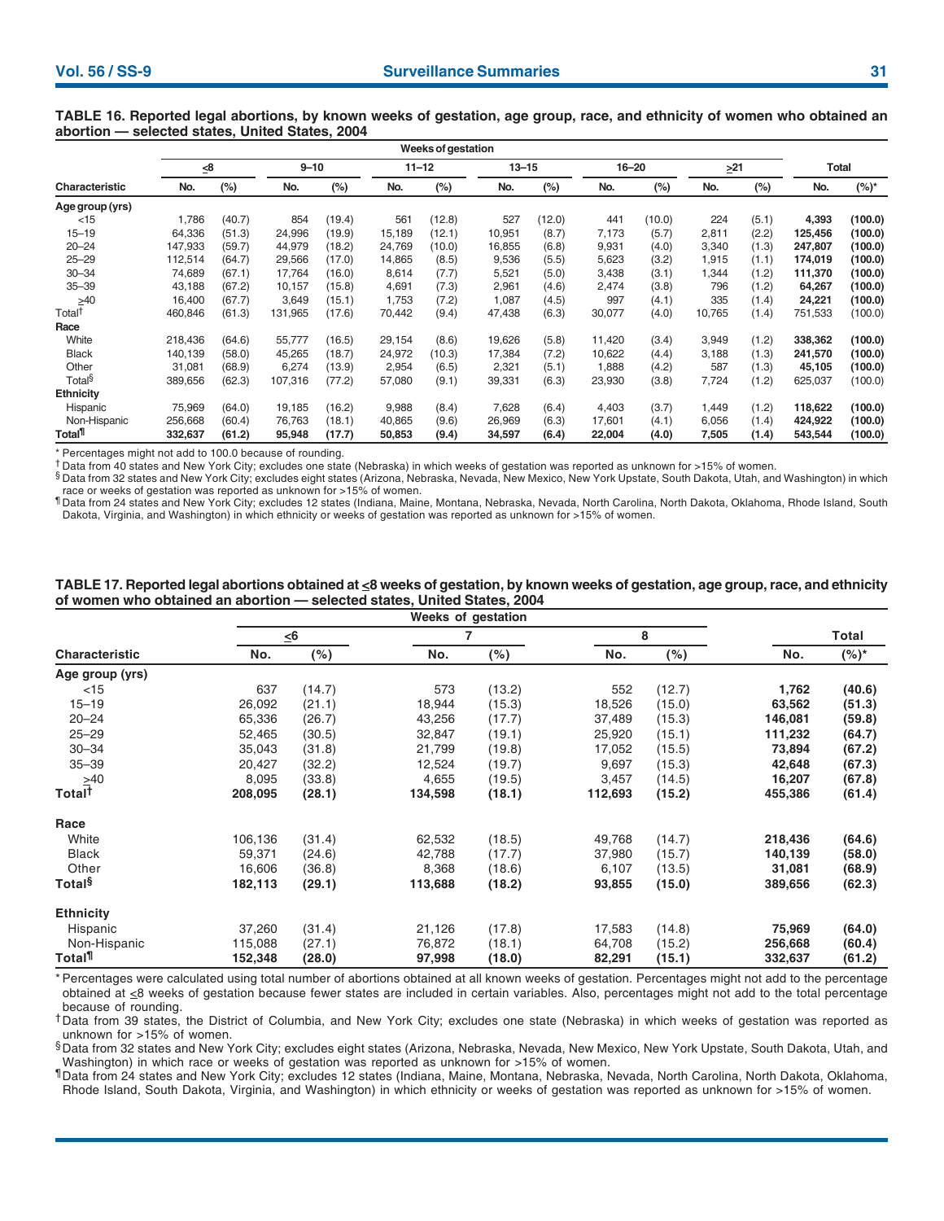**TABLE 16. Reported legal abortions, by known weeks of gestation, age group, race, and ethnicity of women who obtained an abortion — selected states, United States, 2004**

| | Weeks of gestation | | | | | | | | | | | | | |
|---|---|---|---|---|---|---|---|---|---|---|---|---|---|---|
| | ≤8 | | 9–10 | | 11–12 | | 13–15 | | 16–20 | | ≥21 | | Total | |
| Characteristic | No. | (%) | No. | (%) | No. | (%) | No. | (%) | No. | (%) | No. | (%) | No. | (%)* |
| **Age group (yrs)** | | | | | | | | | | | | | | |
| <15 | 1,786 | (40.7) | 854 | (19.4) | 561 | (12.8) | 527 | (12.0) | 441 | (10.0) | 224 | (5.1) | **4,393** | **(100.0)** |
| 15–19 | 64,336 | (51.3) | 24,996 | (19.9) | 15,189 | (12.1) | 10,951 | (8.7) | 7,173 | (5.7) | 2,811 | (2.2) | **125,456** | **(100.0)** |
| 20–24 | 147,933 | (59.7) | 44,979 | (18.2) | 24,769 | (10.0) | 16,855 | (6.8) | 9,931 | (4.0) | 3,340 | (1.3) | **247,807** | **(100.0)** |
| 25–29 | 112,514 | (64.7) | 29,566 | (17.0) | 14,865 | (8.5) | 9,536 | (5.5) | 5,623 | (3.2) | 1,915 | (1.1) | **174,019** | **(100.0)** |
| 30–34 | 74,689 | (67.1) | 17,764 | (16.0) | 8,614 | (7.7) | 5,521 | (5.0) | 3,438 | (3.1) | 1,344 | (1.2) | **111,370** | **(100.0)** |
| 35–39 | 43,188 | (67.2) | 10,157 | (15.8) | 4,691 | (7.3) | 2,961 | (4.6) | 2,474 | (3.8) | 796 | (1.2) | **64,267** | **(100.0)** |
| ≥40 | 16,400 | (67.7) | 3,649 | (15.1) | 1,753 | (7.2) | 1,087 | (4.5) | 997 | (4.1) | 335 | (1.4) | **24,221** | **(100.0)** |
| Total† | 460,846 | (61.3) | 131,965 | (17.6) | 70,442 | (9.4) | 47,438 | (6.3) | 30,077 | (4.0) | 10,765 | (1.4) | 751,533 | (100.0) |
| **Race** | | | | | | | | | | | | | | |
| White | 218,436 | (64.6) | 55,777 | (16.5) | 29,154 | (8.6) | 19,626 | (5.8) | 11,420 | (3.4) | 3,949 | (1.2) | **338,362** | **(100.0)** |
| Black | 140,139 | (58.0) | 45,265 | (18.7) | 24,972 | (10.3) | 17,384 | (7.2) | 10,622 | (4.4) | 3,188 | (1.3) | **241,570** | **(100.0)** |
| Other | 31,081 | (68.9) | 6,274 | (13.9) | 2,954 | (6.5) | 2,321 | (5.1) | 1,888 | (4.2) | 587 | (1.3) | **45,105** | **(100.0)** |
| Total§ | 389,656 | (62.3) | 107,316 | (77.2) | 57,080 | (9.1) | 39,331 | (6.3) | 23,930 | (3.8) | 7,724 | (1.2) | 625,037 | (100.0) |
| **Ethnicity** | | | | | | | | | | | | | | |
| Hispanic | 75,969 | (64.0) | 19,185 | (16.2) | 9,988 | (8.4) | 7,628 | (6.4) | 4,403 | (3.7) | 1,449 | (1.2) | **118,622** | **(100.0)** |
| Non-Hispanic | 256,668 | (60.4) | 76,763 | (18.1) | 40,865 | (9.6) | 26,969 | (6.3) | 17,601 | (4.1) | 6,056 | (1.4) | **424,922** | **(100.0)** |
| **Total¶** | **332,637** | **(61.2)** | **95,948** | **(17.7)** | **50,853** | **(9.4)** | **34,597** | **(6.4)** | **22,004** | **(4.0)** | **7,505** | **(1.4)** | **543,544** | **(100.0)** |

\* Percentages might not add to 100.0 because of rounding.
† Data from 40 states and New York City; excludes one state (Nebraska) in which weeks of gestation was reported as unknown for >15% of women.
§ Data from 32 states and New York City; excludes eight states (Arizona, Nebraska, Nevada, New Mexico, New York Upstate, South Dakota, Utah, and Washington) in which race or weeks of gestation was reported as unknown for >15% of women.
¶ Data from 24 states and New York City; excludes 12 states (Indiana, Maine, Montana, Nebraska, Nevada, North Carolina, North Dakota, Oklahoma, Rhode Island, South Dakota, Virginia, and Washington) in which ethnicity or weeks of gestation was reported as unknown for >15% of women.

**TABLE 17. Reported legal abortions obtained at ≤8 weeks of gestation, by known weeks of gestation, age group, race, and ethnicity of women who obtained an abortion — selected states, United States, 2004**

| | Weeks of gestation | | | | | | | |
|---|---|---|---|---|---|---|---|---|
| | ≤6 | | 7 | | 8 | | Total | |
| Characteristic | No. | (%) | No. | (%) | No. | (%) | No. | (%)* |
| **Age group (yrs)** | | | | | | | | |
| <15 | 637 | (14.7) | 573 | (13.2) | 552 | (12.7) | **1,762** | **(40.6)** |
| 15–19 | 26,092 | (21.1) | 18,944 | (15.3) | 18,526 | (15.0) | **63,562** | **(51.3)** |
| 20–24 | 65,336 | (26.7) | 43,256 | (17.7) | 37,489 | (15.3) | **146,081** | **(59.8)** |
| 25–29 | 52,465 | (30.5) | 32,847 | (19.1) | 25,920 | (15.1) | **111,232** | **(64.7)** |
| 30–34 | 35,043 | (31.8) | 21,799 | (19.8) | 17,052 | (15.5) | **73,894** | **(67.2)** |
| 35–39 | 20,427 | (32.2) | 12,524 | (19.7) | 9,697 | (15.3) | **42,648** | **(67.3)** |
| ≥40 | 8,095 | (33.8) | 4,655 | (19.5) | 3,457 | (14.5) | **16,207** | **(67.8)** |
| **Total†** | **208,095** | **(28.1)** | **134,598** | **(18.1)** | **112,693** | **(15.2)** | **455,386** | **(61.4)** |
| **Race** | | | | | | | | |
| White | 106,136 | (31.4) | 62,532 | (18.5) | 49,768 | (14.7) | **218,436** | **(64.6)** |
| Black | 59,371 | (24.6) | 42,788 | (17.7) | 37,980 | (15.7) | **140,139** | **(58.0)** |
| Other | 16,606 | (36.8) | 8,368 | (18.6) | 6,107 | (13.5) | **31,081** | **(68.9)** |
| **Total§** | **182,113** | **(29.1)** | **113,688** | **(18.2)** | **93,855** | **(15.0)** | **389,656** | **(62.3)** |
| **Ethnicity** | | | | | | | | |
| Hispanic | 37,260 | (31.4) | 21,126 | (17.8) | 17,583 | (14.8) | **75,969** | **(64.0)** |
| Non-Hispanic | 115,088 | (27.1) | 76,872 | (18.1) | 64,708 | (15.2) | **256,668** | **(60.4)** |
| **Total¶** | **152,348** | **(28.0)** | **97,998** | **(18.0)** | **82,291** | **(15.1)** | **332,637** | **(61.2)** |

\* Percentages were calculated using total number of abortions obtained at all known weeks of gestation. Percentages might not add to the percentage obtained at ≤8 weeks of gestation because fewer states are included in certain variables. Also, percentages might not add to the total percentage because of rounding.
† Data from 39 states, the District of Columbia, and New York City; excludes one state (Nebraska) in which weeks of gestation was reported as unknown for >15% of women.
§ Data from 32 states and New York City; excludes eight states (Arizona, Nebraska, Nevada, New Mexico, New York Upstate, South Dakota, Utah, and Washington) in which race or weeks of gestation was reported as unknown for >15% of women.
¶ Data from 24 states and New York City; excludes 12 states (Indiana, Maine, Montana, Nebraska, Nevada, North Carolina, North Dakota, Oklahoma, Rhode Island, South Dakota, Virginia, and Washington) in which ethnicity or weeks of gestation was reported as unknown for >15% of women.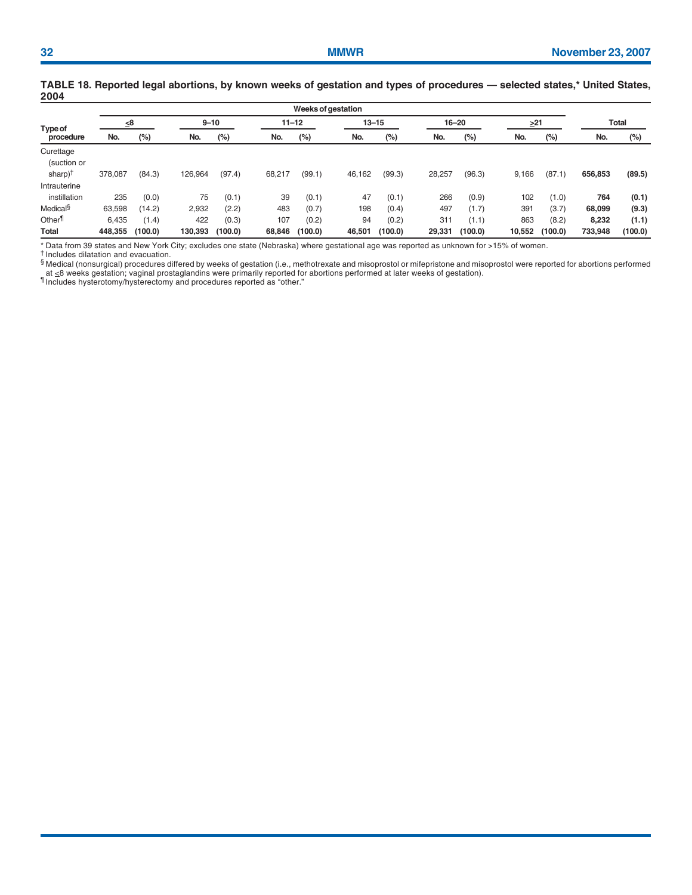**TABLE 18. Reported legal abortions, by known weeks of gestation and types of procedures — selected states,* United States, 2004**

| Type of procedure | Weeks of gestation | | | | | | | | | | | | Total | |
|---|---|---|---|---|---|---|---|---|---|---|---|---|---|---|
| | ≤8 | | 9–10 | | 11–12 | | 13–15 | | 16–20 | | ≥21 | | | |
| | No. | (%) | No. | (%) | No. | (%) | No. | (%) | No. | (%) | No. | (%) | No. | (%) |
| Curettage (suction or sharp)† | 378,087 | (84.3) | 126,964 | (97.4) | 68,217 | (99.1) | 46,162 | (99.3) | 28,257 | (96.3) | 9,166 | (87.1) | **656,853** | **(89.5)** |
| Intrauterine instillation | 235 | (0.0) | 75 | (0.1) | 39 | (0.1) | 47 | (0.1) | 266 | (0.9) | 102 | (1.0) | **764** | **(0.1)** |
| Medical§ | 63,598 | (14.2) | 2,932 | (2.2) | 483 | (0.7) | 198 | (0.4) | 497 | (1.7) | 391 | (3.7) | **68,099** | **(9.3)** |
| Other¶ | 6,435 | (1.4) | 422 | (0.3) | 107 | (0.2) | 94 | (0.2) | 311 | (1.1) | 863 | (8.2) | **8,232** | **(1.1)** |
| **Total** | **448,355** | **(100.0)** | **130,393** | **(100.0)** | **68,846** | **(100.0)** | **46,501** | **(100.0)** | **29,331** | **(100.0)** | **10,552** | **(100.0)** | **733,948** | **(100.0)** |

\* Data from 39 states and New York City; excludes one state (Nebraska) where gestational age was reported as unknown for >15% of women.

† Includes dilatation and evacuation.

§ Medical (nonsurgical) procedures differed by weeks of gestation (i.e., methotrexate and misoprostol or mifepristone and misoprostol were reported for abortions performed at ≤8 weeks gestation; vaginal prostaglandins were primarily reported for abortions performed at later weeks of gestation).

¶ Includes hysterotomy/hysterectomy and procedures reported as "other."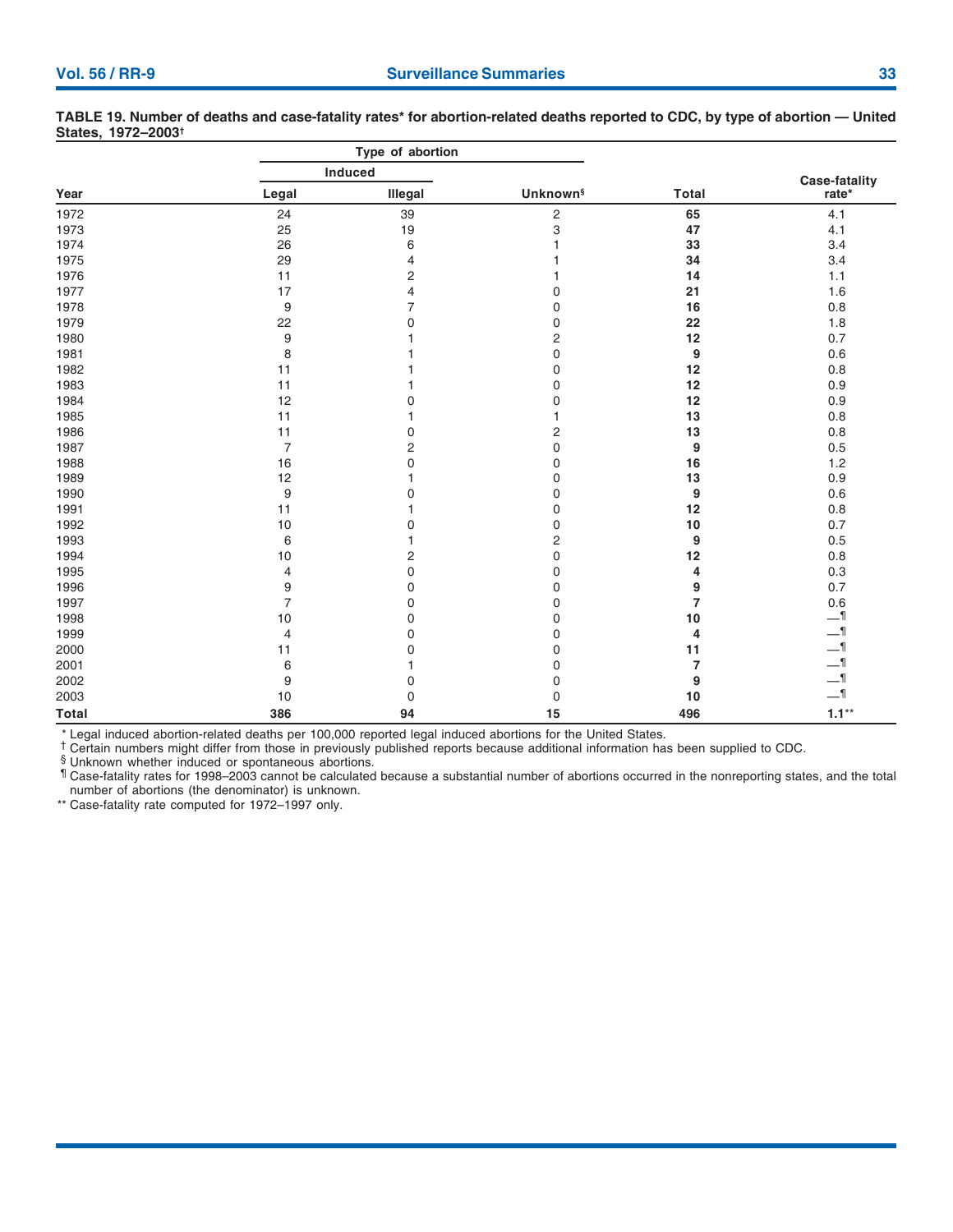**TABLE 19. Number of deaths and case-fatality rates* for abortion-related deaths reported to CDC, by type of abortion — United States, 1972–2003†**

| Year | Type of abortion | | | Total | Case-fatality rate* |
|---|---|---|---|---|---|
| | Induced | | | | |
| | Legal | Illegal | Unknown§ | | |
| 1972 | 24 | 39 | 2 | **65** | 4.1 |
| 1973 | 25 | 19 | 3 | **47** | 4.1 |
| 1974 | 26 | 6 | 1 | **33** | 3.4 |
| 1975 | 29 | 4 | 1 | **34** | 3.4 |
| 1976 | 11 | 2 | 1 | **14** | 1.1 |
| 1977 | 17 | 4 | 0 | **21** | 1.6 |
| 1978 | 9 | 7 | 0 | **16** | 0.8 |
| 1979 | 22 | 0 | 0 | **22** | 1.8 |
| 1980 | 9 | 1 | 2 | **12** | 0.7 |
| 1981 | 8 | 1 | 0 | **9** | 0.6 |
| 1982 | 11 | 1 | 0 | **12** | 0.8 |
| 1983 | 11 | 1 | 0 | **12** | 0.9 |
| 1984 | 12 | 0 | 0 | **12** | 0.9 |
| 1985 | 11 | 1 | 1 | **13** | 0.8 |
| 1986 | 11 | 0 | 2 | **13** | 0.8 |
| 1987 | 7 | 2 | 0 | **9** | 0.5 |
| 1988 | 16 | 0 | 0 | **16** | 1.2 |
| 1989 | 12 | 1 | 0 | **13** | 0.9 |
| 1990 | 9 | 0 | 0 | **9** | 0.6 |
| 1991 | 11 | 1 | 0 | **12** | 0.8 |
| 1992 | 10 | 0 | 0 | **10** | 0.7 |
| 1993 | 6 | 1 | 2 | **9** | 0.5 |
| 1994 | 10 | 2 | 0 | **12** | 0.8 |
| 1995 | 4 | 0 | 0 | **4** | 0.3 |
| 1996 | 9 | 0 | 0 | **9** | 0.7 |
| 1997 | 7 | 0 | 0 | **7** | 0.6 |
| 1998 | 10 | 0 | 0 | **10** | —¶ |
| 1999 | 4 | 0 | 0 | **4** | —¶ |
| 2000 | 11 | 0 | 0 | **11** | —¶ |
| 2001 | 6 | 1 | 0 | **7** | —¶ |
| 2002 | 9 | 0 | 0 | **9** | —¶ |
| 2003 | 10 | 0 | 0 | **10** | —¶ |
| **Total** | **386** | **94** | **15** | **496** | **1.1****|

* Legal induced abortion-related deaths per 100,000 reported legal induced abortions for the United States.
† Certain numbers might differ from those in previously published reports because additional information has been supplied to CDC.
§ Unknown whether induced or spontaneous abortions.
¶ Case-fatality rates for 1998–2003 cannot be calculated because a substantial number of abortions occurred in the nonreporting states, and the total number of abortions (the denominator) is unknown.
** Case-fatality rate computed for 1972–1997 only.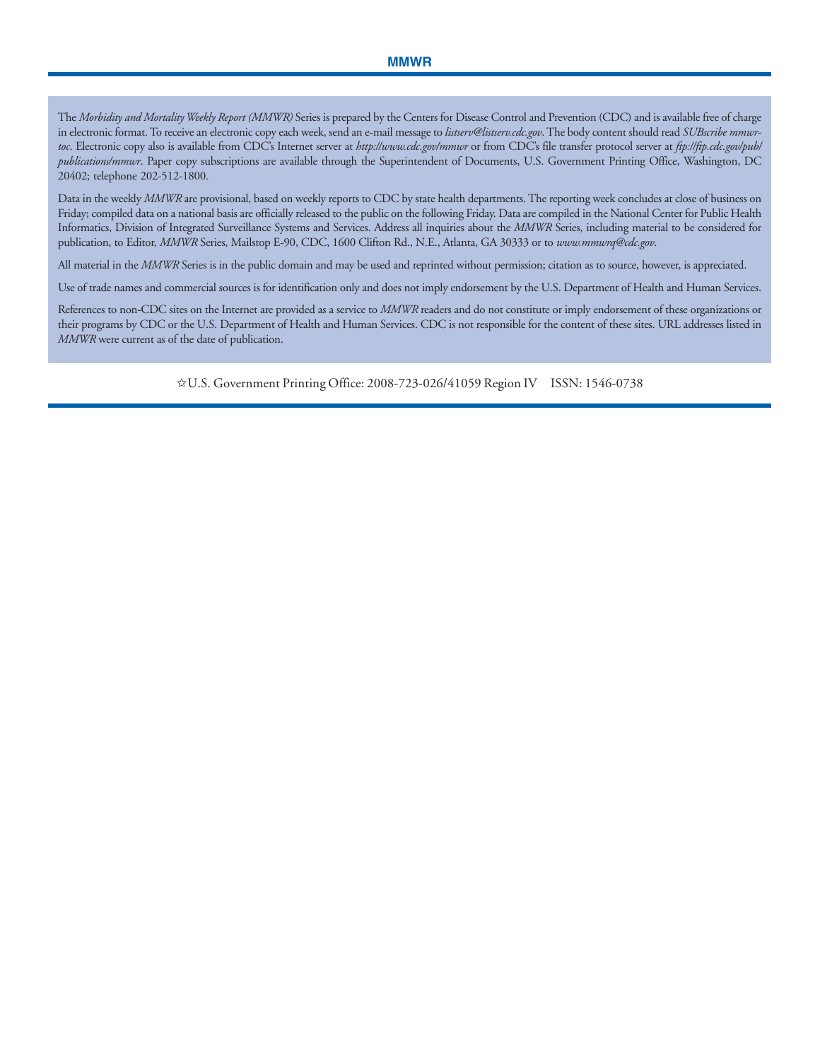The *Morbidity and Mortality Weekly Report (MMWR)* Series is prepared by the Centers for Disease Control and Prevention (CDC) and is available free of charge in electronic format. To receive an electronic copy each week, send an e-mail message to *listserv@listserv.cdc.gov*. The body content should read *SUBscribe mmwr-toc*. Electronic copy also is available from CDC's Internet server at *http://www.cdc.gov/mmwr* or from CDC's file transfer protocol server at *ftp://ftp.cdc.gov/pub/publications/mmwr*. Paper copy subscriptions are available through the Superintendent of Documents, U.S. Government Printing Office, Washington, DC 20402; telephone 202-512-1800.

Data in the weekly *MMWR* are provisional, based on weekly reports to CDC by state health departments. The reporting week concludes at close of business on Friday; compiled data on a national basis are officially released to the public on the following Friday. Data are compiled in the National Center for Public Health Informatics, Division of Integrated Surveillance Systems and Services. Address all inquiries about the *MMWR* Series, including material to be considered for publication, to Editor, *MMWR* Series, Mailstop E-90, CDC, 1600 Clifton Rd., N.E., Atlanta, GA 30333 or to *www.mmwrq@cdc.gov*.

All material in the *MMWR* Series is in the public domain and may be used and reprinted without permission; citation as to source, however, is appreciated.

Use of trade names and commercial sources is for identification only and does not imply endorsement by the U.S. Department of Health and Human Services.

References to non-CDC sites on the Internet are provided as a service to *MMWR* readers and do not constitute or imply endorsement of these organizations or their programs by CDC or the U.S. Department of Health and Human Services. CDC is not responsible for the content of these sites. URL addresses listed in *MMWR* were current as of the date of publication.

☆U.S. Government Printing Office: 2008-723-026/41059 Region IV ISSN: 1546-0738